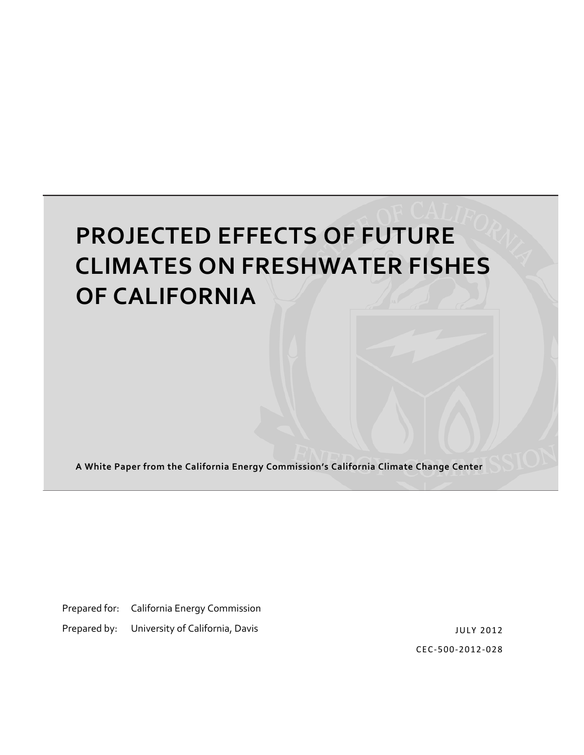# PROJECTED EFFECTS OF FUTURE CLIMATES ON FRESHWATER FISHES OF CALIFORNIA

**A White Paper from the California Energy Commission's California Climate Change Center**

Prepared for: California Energy Commission

Prepared by: University of California, Davis

JULY 2012

CEC-500-2012-028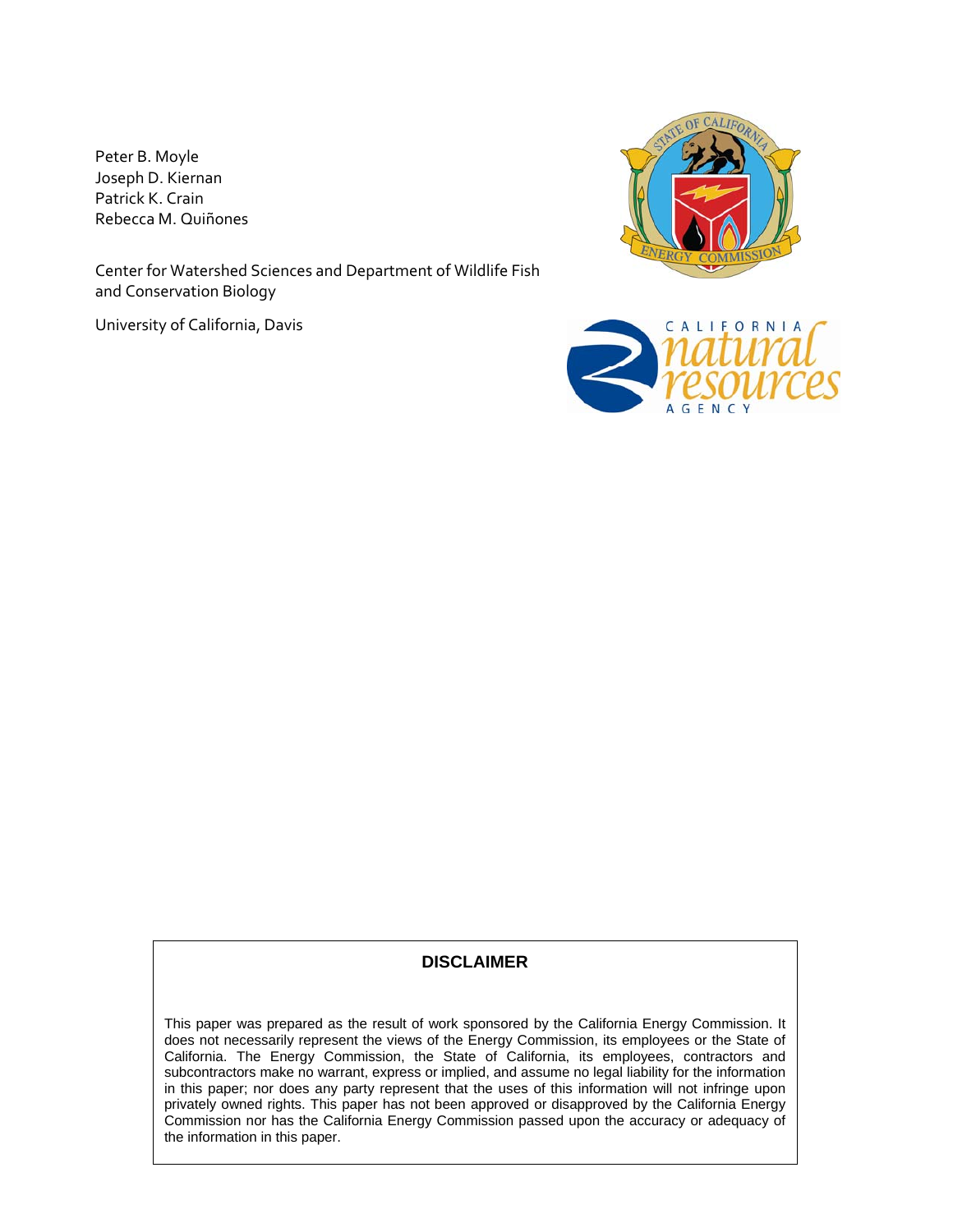Peter B. Moyle
Joseph D. Kiernan
Patrick K. Crain
Rebecca M. Quiñones

Center for Watershed Sciences and Department of Wildlife Fish and Conservation Biology

University of California, Davis

**DISCLAIMER**

This paper was prepared as the result of work sponsored by the California Energy Commission. It does not necessarily represent the views of the Energy Commission, its employees or the State of California. The Energy Commission, the State of California, its employees, contractors and subcontractors make no warrant, express or implied, and assume no legal liability for the information in this paper; nor does any party represent that the uses of this information will not infringe upon privately owned rights. This paper has not been approved or disapproved by the California Energy Commission nor has the California Energy Commission passed upon the accuracy or adequacy of the information in this paper.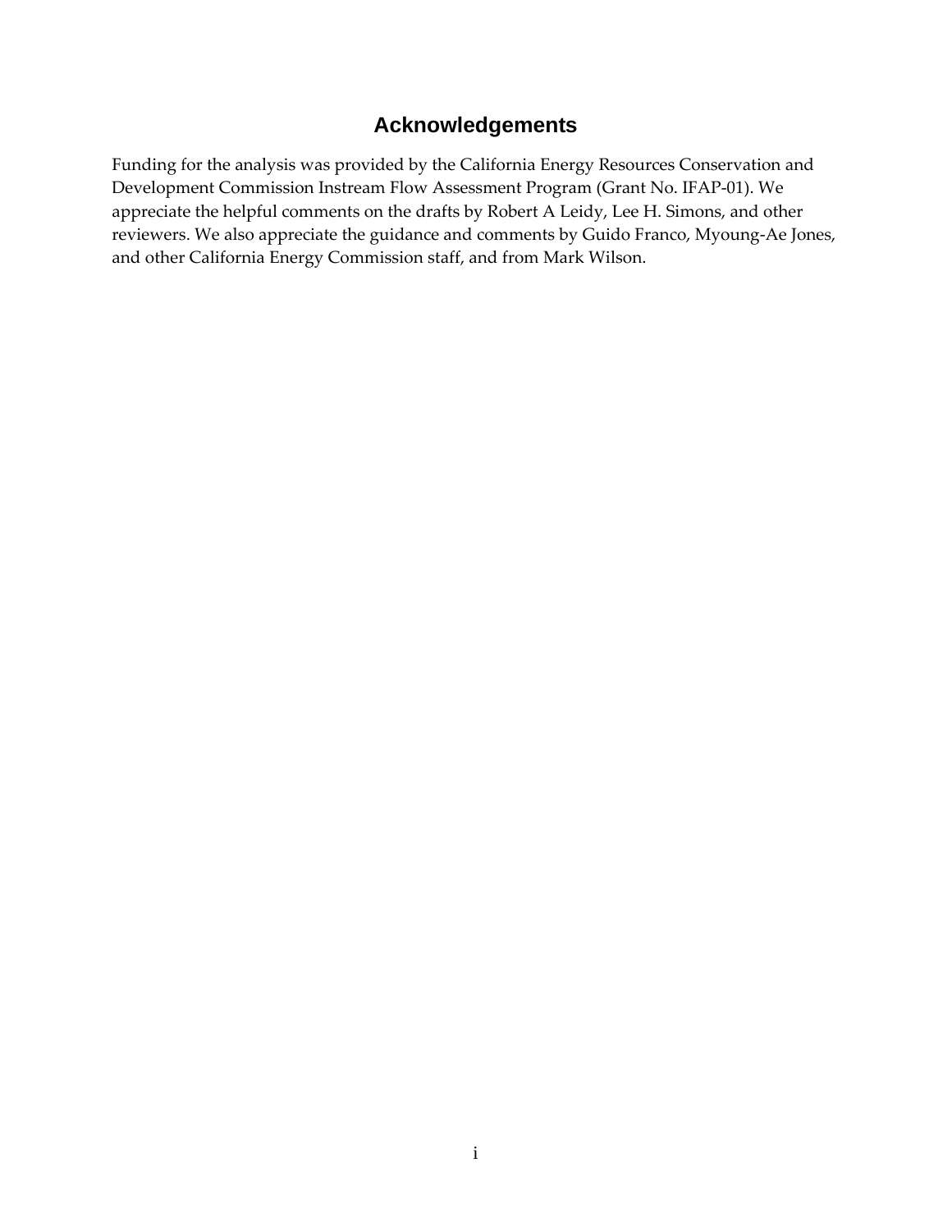# Acknowledgements

Funding for the analysis was provided by the California Energy Resources Conservation and Development Commission Instream Flow Assessment Program (Grant No. IFAP-01). We appreciate the helpful comments on the drafts by Robert A Leidy, Lee H. Simons, and other reviewers. We also appreciate the guidance and comments by Guido Franco, Myoung-Ae Jones, and other California Energy Commission staff, and from Mark Wilson.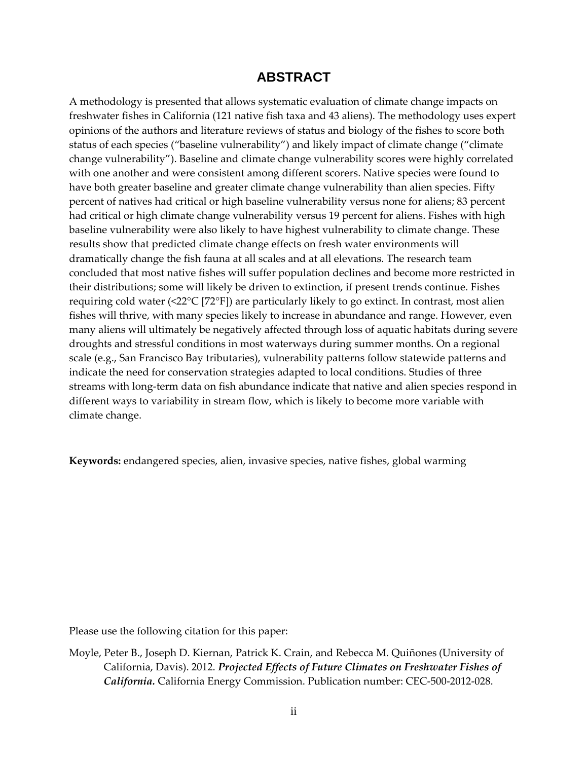# ABSTRACT

A methodology is presented that allows systematic evaluation of climate change impacts on freshwater fishes in California (121 native fish taxa and 43 aliens). The methodology uses expert opinions of the authors and literature reviews of status and biology of the fishes to score both status of each species ("baseline vulnerability") and likely impact of climate change ("climate change vulnerability"). Baseline and climate change vulnerability scores were highly correlated with one another and were consistent among different scorers. Native species were found to have both greater baseline and greater climate change vulnerability than alien species. Fifty percent of natives had critical or high baseline vulnerability versus none for aliens; 83 percent had critical or high climate change vulnerability versus 19 percent for aliens. Fishes with high baseline vulnerability were also likely to have highest vulnerability to climate change. These results show that predicted climate change effects on fresh water environments will dramatically change the fish fauna at all scales and at all elevations. The research team concluded that most native fishes will suffer population declines and become more restricted in their distributions; some will likely be driven to extinction, if present trends continue. Fishes requiring cold water (<22°C [72°F]) are particularly likely to go extinct. In contrast, most alien fishes will thrive, with many species likely to increase in abundance and range. However, even many aliens will ultimately be negatively affected through loss of aquatic habitats during severe droughts and stressful conditions in most waterways during summer months. On a regional scale (e.g., San Francisco Bay tributaries), vulnerability patterns follow statewide patterns and indicate the need for conservation strategies adapted to local conditions. Studies of three streams with long-term data on fish abundance indicate that native and alien species respond in different ways to variability in stream flow, which is likely to become more variable with climate change.

**Keywords:** endangered species, alien, invasive species, native fishes, global warming

Please use the following citation for this paper:

Moyle, Peter B., Joseph D. Kiernan, Patrick K. Crain, and Rebecca M. Quiñones (University of California, Davis). 2012. ***Projected Effects of Future Climates on Freshwater Fishes of California.*** California Energy Commission. Publication number: CEC-500-2012-028.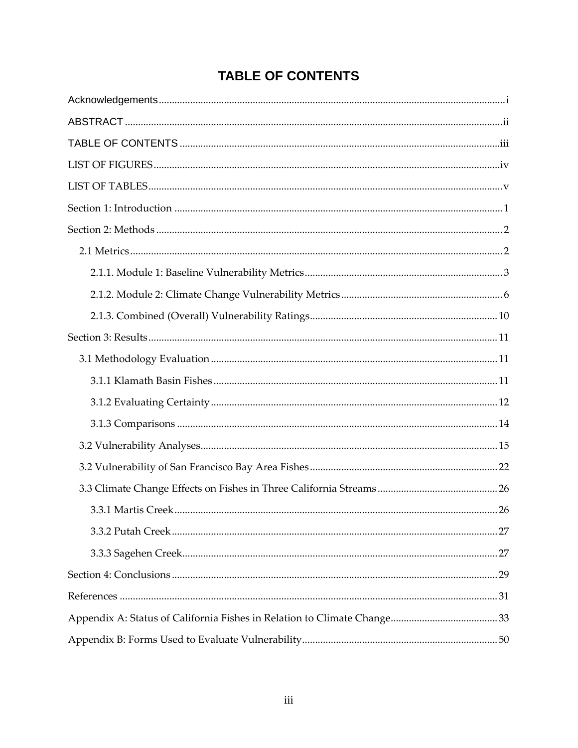# TABLE OF CONTENTS

Acknowledgements .......... i

ABSTRACT .......... ii

TABLE OF CONTENTS .......... iii

LIST OF FIGURES .......... iv

LIST OF TABLES .......... v

Section 1: Introduction .......... 1

Section 2: Methods .......... 2

- 2.1 Metrics .......... 2
  - 2.1.1. Module 1: Baseline Vulnerability Metrics .......... 3
  - 2.1.2. Module 2: Climate Change Vulnerability Metrics .......... 6
  - 2.1.3. Combined (Overall) Vulnerability Ratings .......... 10

Section 3: Results .......... 11

- 3.1 Methodology Evaluation .......... 11
  - 3.1.1 Klamath Basin Fishes .......... 11
  - 3.1.2 Evaluating Certainty .......... 12
  - 3.1.3 Comparisons .......... 14
- 3.2 Vulnerability Analyses .......... 15
- 3.2 Vulnerability of San Francisco Bay Area Fishes .......... 22
- 3.3 Climate Change Effects on Fishes in Three California Streams .......... 26
  - 3.3.1 Martis Creek .......... 26
  - 3.3.2 Putah Creek .......... 27
  - 3.3.3 Sagehen Creek .......... 27

Section 4: Conclusions .......... 29

References .......... 31

Appendix A: Status of California Fishes in Relation to Climate Change .......... 33

Appendix B: Forms Used to Evaluate Vulnerability .......... 50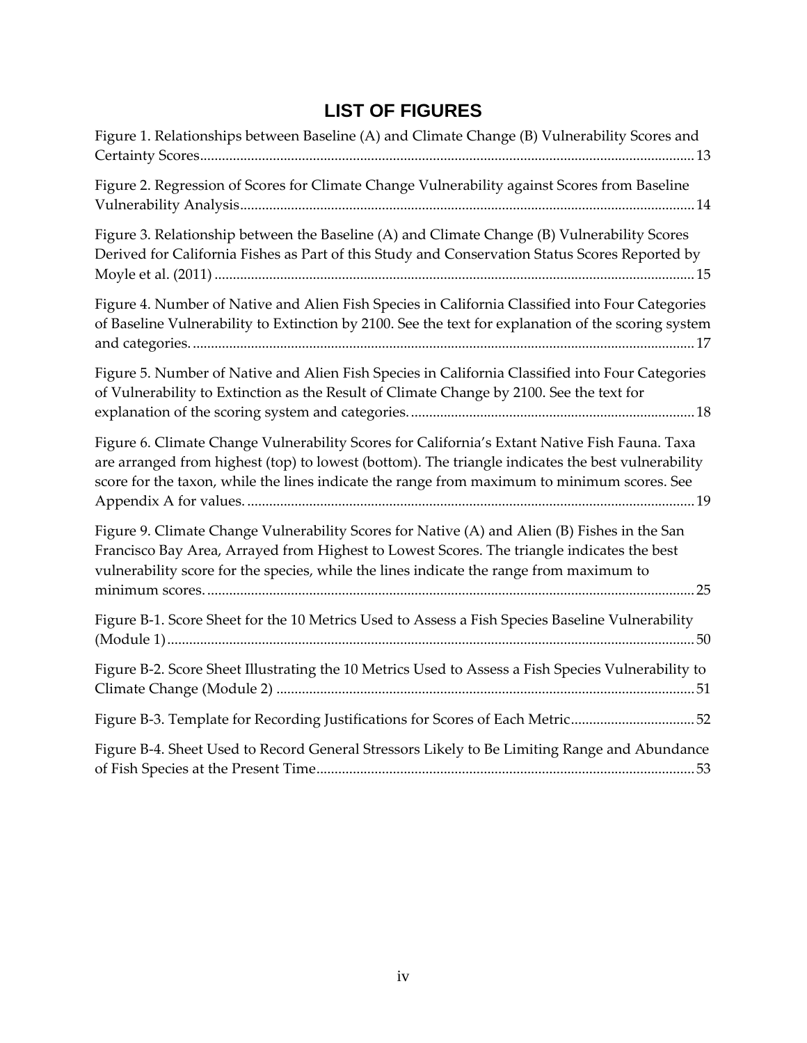# LIST OF FIGURES

Figure 1. Relationships between Baseline (A) and Climate Change (B) Vulnerability Scores and Certainty Scores ..... 13

Figure 2. Regression of Scores for Climate Change Vulnerability against Scores from Baseline Vulnerability Analysis ..... 14

Figure 3. Relationship between the Baseline (A) and Climate Change (B) Vulnerability Scores Derived for California Fishes as Part of this Study and Conservation Status Scores Reported by Moyle et al. (2011) ..... 15

Figure 4. Number of Native and Alien Fish Species in California Classified into Four Categories of Baseline Vulnerability to Extinction by 2100. See the text for explanation of the scoring system and categories. ..... 17

Figure 5. Number of Native and Alien Fish Species in California Classified into Four Categories of Vulnerability to Extinction as the Result of Climate Change by 2100. See the text for explanation of the scoring system and categories. ..... 18

Figure 6. Climate Change Vulnerability Scores for California's Extant Native Fish Fauna. Taxa are arranged from highest (top) to lowest (bottom). The triangle indicates the best vulnerability score for the taxon, while the lines indicate the range from maximum to minimum scores. See Appendix A for values. ..... 19

Figure 9. Climate Change Vulnerability Scores for Native (A) and Alien (B) Fishes in the San Francisco Bay Area, Arrayed from Highest to Lowest Scores. The triangle indicates the best vulnerability score for the species, while the lines indicate the range from maximum to minimum scores. ..... 25

Figure B-1. Score Sheet for the 10 Metrics Used to Assess a Fish Species Baseline Vulnerability (Module 1) ..... 50

Figure B-2. Score Sheet Illustrating the 10 Metrics Used to Assess a Fish Species Vulnerability to Climate Change (Module 2) ..... 51

Figure B-3. Template for Recording Justifications for Scores of Each Metric ..... 52

Figure B-4. Sheet Used to Record General Stressors Likely to Be Limiting Range and Abundance of Fish Species at the Present Time ..... 53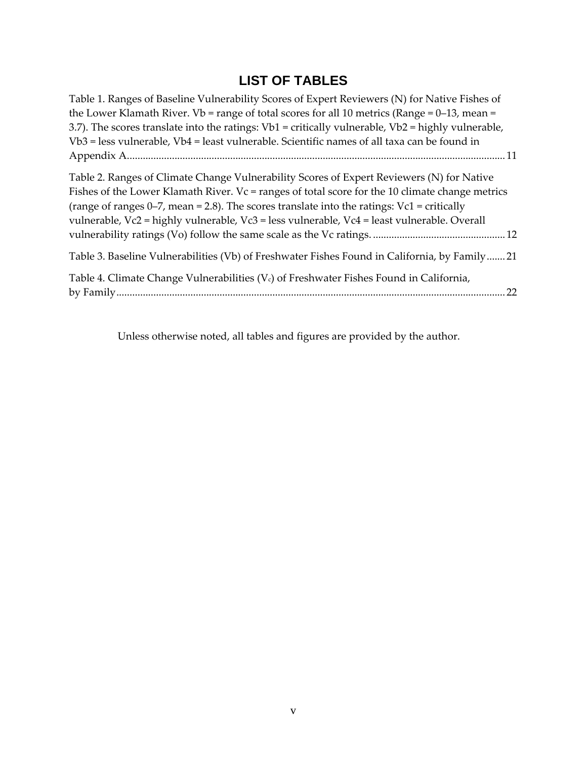# LIST OF TABLES

Table 1. Ranges of Baseline Vulnerability Scores of Expert Reviewers (N) for Native Fishes of the Lower Klamath River. Vb = range of total scores for all 10 metrics (Range = 0–13, mean = 3.7). The scores translate into the ratings: Vb1 = critically vulnerable, Vb2 = highly vulnerable, Vb3 = less vulnerable, Vb4 = least vulnerable. Scientific names of all taxa can be found in Appendix A............................................................................................................................................ 11

Table 2. Ranges of Climate Change Vulnerability Scores of Expert Reviewers (N) for Native Fishes of the Lower Klamath River. Vc = ranges of total score for the 10 climate change metrics (range of ranges 0–7, mean = 2.8). The scores translate into the ratings: Vc1 = critically vulnerable, Vc2 = highly vulnerable, Vc3 = less vulnerable, Vc4 = least vulnerable. Overall vulnerability ratings (Vo) follow the same scale as the Vc ratings. ................................................. 12

Table 3. Baseline Vulnerabilities (Vb) of Freshwater Fishes Found in California, by Family....... 21

Table 4. Climate Change Vulnerabilities ($V_c$) of Freshwater Fishes Found in California, by Family................................................................................................................................................. 22

Unless otherwise noted, all tables and figures are provided by the author.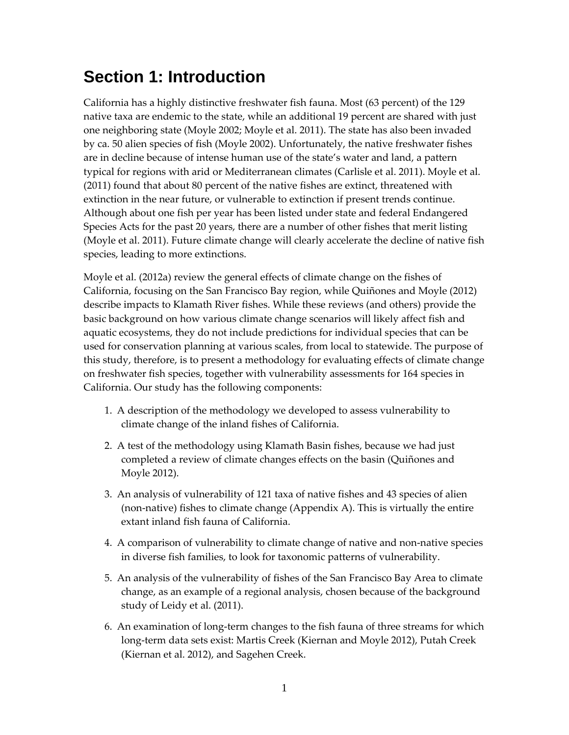# Section 1: Introduction

California has a highly distinctive freshwater fish fauna. Most (63 percent) of the 129 native taxa are endemic to the state, while an additional 19 percent are shared with just one neighboring state (Moyle 2002; Moyle et al. 2011). The state has also been invaded by ca. 50 alien species of fish (Moyle 2002). Unfortunately, the native freshwater fishes are in decline because of intense human use of the state's water and land, a pattern typical for regions with arid or Mediterranean climates (Carlisle et al. 2011). Moyle et al. (2011) found that about 80 percent of the native fishes are extinct, threatened with extinction in the near future, or vulnerable to extinction if present trends continue. Although about one fish per year has been listed under state and federal Endangered Species Acts for the past 20 years, there are a number of other fishes that merit listing (Moyle et al. 2011). Future climate change will clearly accelerate the decline of native fish species, leading to more extinctions.

Moyle et al. (2012a) review the general effects of climate change on the fishes of California, focusing on the San Francisco Bay region, while Quiñones and Moyle (2012) describe impacts to Klamath River fishes. While these reviews (and others) provide the basic background on how various climate change scenarios will likely affect fish and aquatic ecosystems, they do not include predictions for individual species that can be used for conservation planning at various scales, from local to statewide. The purpose of this study, therefore, is to present a methodology for evaluating effects of climate change on freshwater fish species, together with vulnerability assessments for 164 species in California. Our study has the following components:

1. A description of the methodology we developed to assess vulnerability to climate change of the inland fishes of California.
2. A test of the methodology using Klamath Basin fishes, because we had just completed a review of climate changes effects on the basin (Quiñones and Moyle 2012).
3. An analysis of vulnerability of 121 taxa of native fishes and 43 species of alien (non-native) fishes to climate change (Appendix A). This is virtually the entire extant inland fish fauna of California.
4. A comparison of vulnerability to climate change of native and non-native species in diverse fish families, to look for taxonomic patterns of vulnerability.
5. An analysis of the vulnerability of fishes of the San Francisco Bay Area to climate change, as an example of a regional analysis, chosen because of the background study of Leidy et al. (2011).
6. An examination of long-term changes to the fish fauna of three streams for which long-term data sets exist: Martis Creek (Kiernan and Moyle 2012), Putah Creek (Kiernan et al. 2012), and Sagehen Creek.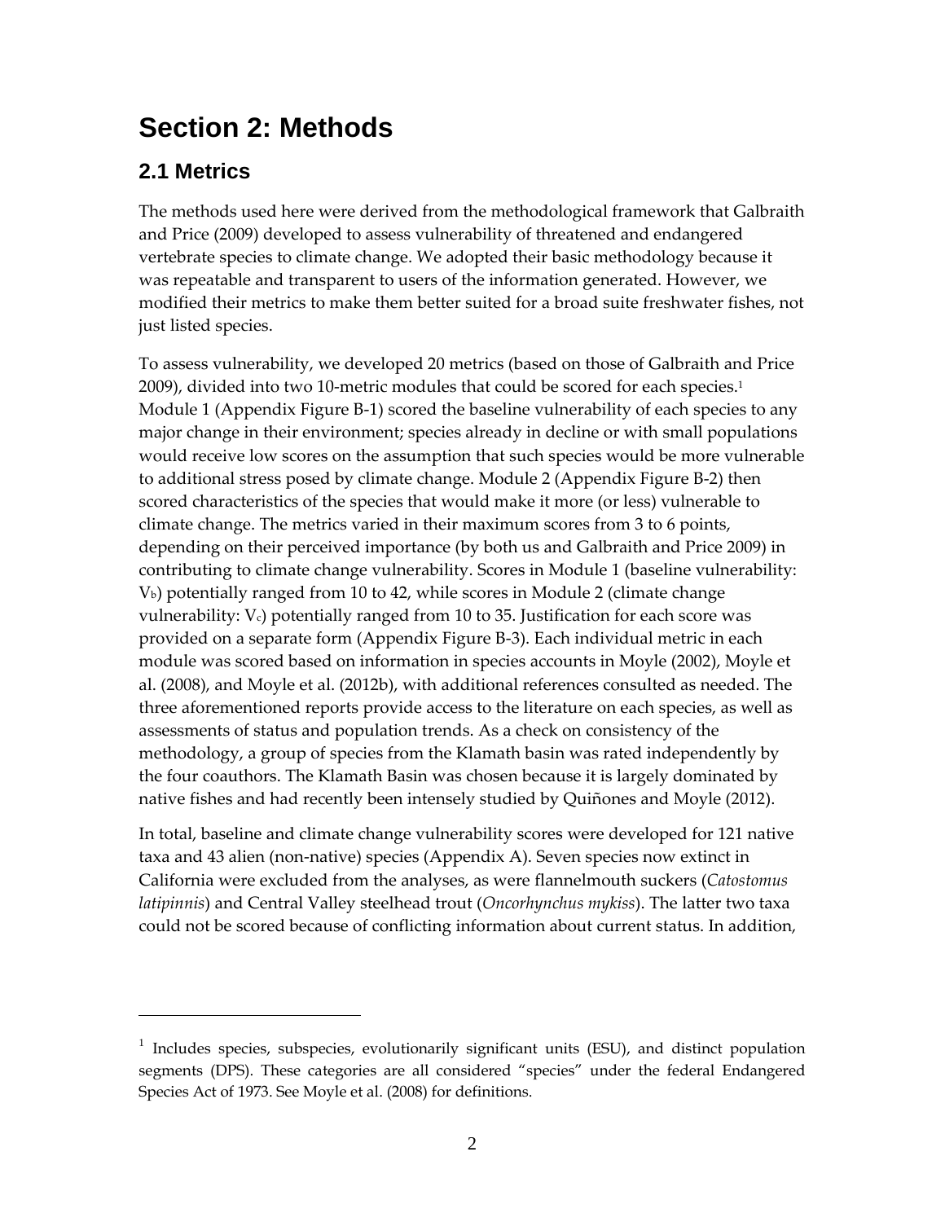# Section 2: Methods

## 2.1 Metrics

The methods used here were derived from the methodological framework that Galbraith and Price (2009) developed to assess vulnerability of threatened and endangered vertebrate species to climate change. We adopted their basic methodology because it was repeatable and transparent to users of the information generated. However, we modified their metrics to make them better suited for a broad suite freshwater fishes, not just listed species.

To assess vulnerability, we developed 20 metrics (based on those of Galbraith and Price 2009), divided into two 10-metric modules that could be scored for each species.[1] Module 1 (Appendix Figure B-1) scored the baseline vulnerability of each species to any major change in their environment; species already in decline or with small populations would receive low scores on the assumption that such species would be more vulnerable to additional stress posed by climate change. Module 2 (Appendix Figure B-2) then scored characteristics of the species that would make it more (or less) vulnerable to climate change. The metrics varied in their maximum scores from 3 to 6 points, depending on their perceived importance (by both us and Galbraith and Price 2009) in contributing to climate change vulnerability. Scores in Module 1 (baseline vulnerability: $V_b$) potentially ranged from 10 to 42, while scores in Module 2 (climate change vulnerability: $V_c$) potentially ranged from 10 to 35. Justification for each score was provided on a separate form (Appendix Figure B-3). Each individual metric in each module was scored based on information in species accounts in Moyle (2002), Moyle et al. (2008), and Moyle et al. (2012b), with additional references consulted as needed. The three aforementioned reports provide access to the literature on each species, as well as assessments of status and population trends. As a check on consistency of the methodology, a group of species from the Klamath basin was rated independently by the four coauthors. The Klamath Basin was chosen because it is largely dominated by native fishes and had recently been intensely studied by Quiñones and Moyle (2012).

In total, baseline and climate change vulnerability scores were developed for 121 native taxa and 43 alien (non-native) species (Appendix A). Seven species now extinct in California were excluded from the analyses, as were flannelmouth suckers (*Catostomus latipinnis*) and Central Valley steelhead trout (*Oncorhynchus mykiss*). The latter two taxa could not be scored because of conflicting information about current status. In addition,

---

[1] Includes species, subspecies, evolutionarily significant units (ESU), and distinct population segments (DPS). These categories are all considered "species" under the federal Endangered Species Act of 1973. See Moyle et al. (2008) for definitions.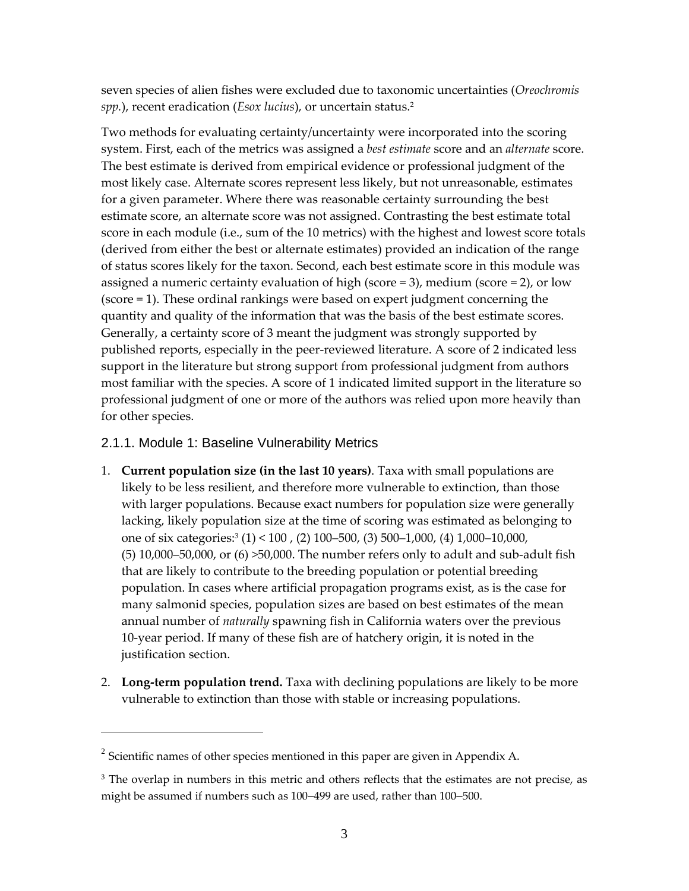seven species of alien fishes were excluded due to taxonomic uncertainties (*Oreochromis spp.*), recent eradication (*Esox lucius*), or uncertain status.[2]

Two methods for evaluating certainty/uncertainty were incorporated into the scoring system. First, each of the metrics was assigned a *best estimate* score and an *alternate* score. The best estimate is derived from empirical evidence or professional judgment of the most likely case. Alternate scores represent less likely, but not unreasonable, estimates for a given parameter. Where there was reasonable certainty surrounding the best estimate score, an alternate score was not assigned. Contrasting the best estimate total score in each module (i.e., sum of the 10 metrics) with the highest and lowest score totals (derived from either the best or alternate estimates) provided an indication of the range of status scores likely for the taxon. Second, each best estimate score in this module was assigned a numeric certainty evaluation of high (score = 3), medium (score = 2), or low (score = 1). These ordinal rankings were based on expert judgment concerning the quantity and quality of the information that was the basis of the best estimate scores. Generally, a certainty score of 3 meant the judgment was strongly supported by published reports, especially in the peer-reviewed literature. A score of 2 indicated less support in the literature but strong support from professional judgment from authors most familiar with the species. A score of 1 indicated limited support in the literature so professional judgment of one or more of the authors was relied upon more heavily than for other species.

### 2.1.1. Module 1: Baseline Vulnerability Metrics

1. **Current population size (in the last 10 years)**. Taxa with small populations are likely to be less resilient, and therefore more vulnerable to extinction, than those with larger populations. Because exact numbers for population size were generally lacking, likely population size at the time of scoring was estimated as belonging to one of six categories:[3] (1) < 100 , (2) 100–500, (3) 500–1,000, (4) 1,000–10,000, (5) 10,000–50,000, or (6) >50,000. The number refers only to adult and sub-adult fish that are likely to contribute to the breeding population or potential breeding population. In cases where artificial propagation programs exist, as is the case for many salmonid species, population sizes are based on best estimates of the mean annual number of *naturally* spawning fish in California waters over the previous 10-year period. If many of these fish are of hatchery origin, it is noted in the justification section.

2. **Long-term population trend.** Taxa with declining populations are likely to be more vulnerable to extinction than those with stable or increasing populations.

---

[2] Scientific names of other species mentioned in this paper are given in Appendix A.

[3] The overlap in numbers in this metric and others reflects that the estimates are not precise, as might be assumed if numbers such as 100–499 are used, rather than 100–500.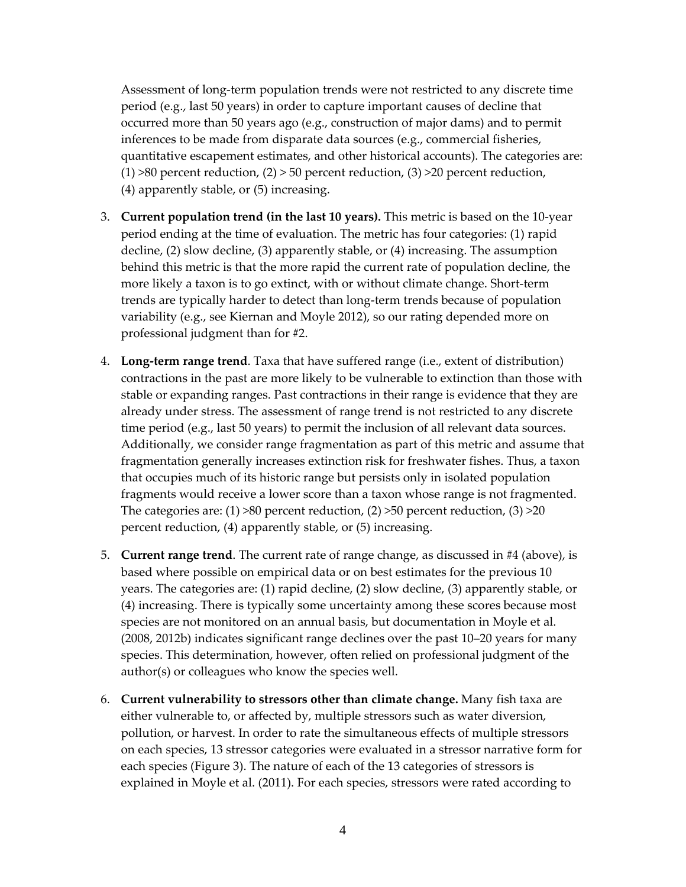Assessment of long-term population trends were not restricted to any discrete time period (e.g., last 50 years) in order to capture important causes of decline that occurred more than 50 years ago (e.g., construction of major dams) and to permit inferences to be made from disparate data sources (e.g., commercial fisheries, quantitative escapement estimates, and other historical accounts). The categories are: (1) >80 percent reduction, (2) > 50 percent reduction, (3) >20 percent reduction, (4) apparently stable, or (5) increasing.

3. **Current population trend (in the last 10 years).** This metric is based on the 10-year period ending at the time of evaluation. The metric has four categories: (1) rapid decline, (2) slow decline, (3) apparently stable, or (4) increasing. The assumption behind this metric is that the more rapid the current rate of population decline, the more likely a taxon is to go extinct, with or without climate change. Short-term trends are typically harder to detect than long-term trends because of population variability (e.g., see Kiernan and Moyle 2012), so our rating depended more on professional judgment than for #2.

4. **Long-term range trend**. Taxa that have suffered range (i.e., extent of distribution) contractions in the past are more likely to be vulnerable to extinction than those with stable or expanding ranges. Past contractions in their range is evidence that they are already under stress. The assessment of range trend is not restricted to any discrete time period (e.g., last 50 years) to permit the inclusion of all relevant data sources. Additionally, we consider range fragmentation as part of this metric and assume that fragmentation generally increases extinction risk for freshwater fishes. Thus, a taxon that occupies much of its historic range but persists only in isolated population fragments would receive a lower score than a taxon whose range is not fragmented. The categories are: (1) >80 percent reduction, (2) >50 percent reduction, (3) >20 percent reduction, (4) apparently stable, or (5) increasing.

5. **Current range trend**. The current rate of range change, as discussed in #4 (above), is based where possible on empirical data or on best estimates for the previous 10 years. The categories are: (1) rapid decline, (2) slow decline, (3) apparently stable, or (4) increasing. There is typically some uncertainty among these scores because most species are not monitored on an annual basis, but documentation in Moyle et al. (2008, 2012b) indicates significant range declines over the past 10–20 years for many species. This determination, however, often relied on professional judgment of the author(s) or colleagues who know the species well.

6. **Current vulnerability to stressors other than climate change.** Many fish taxa are either vulnerable to, or affected by, multiple stressors such as water diversion, pollution, or harvest. In order to rate the simultaneous effects of multiple stressors on each species, 13 stressor categories were evaluated in a stressor narrative form for each species (Figure 3). The nature of each of the 13 categories of stressors is explained in Moyle et al. (2011). For each species, stressors were rated according to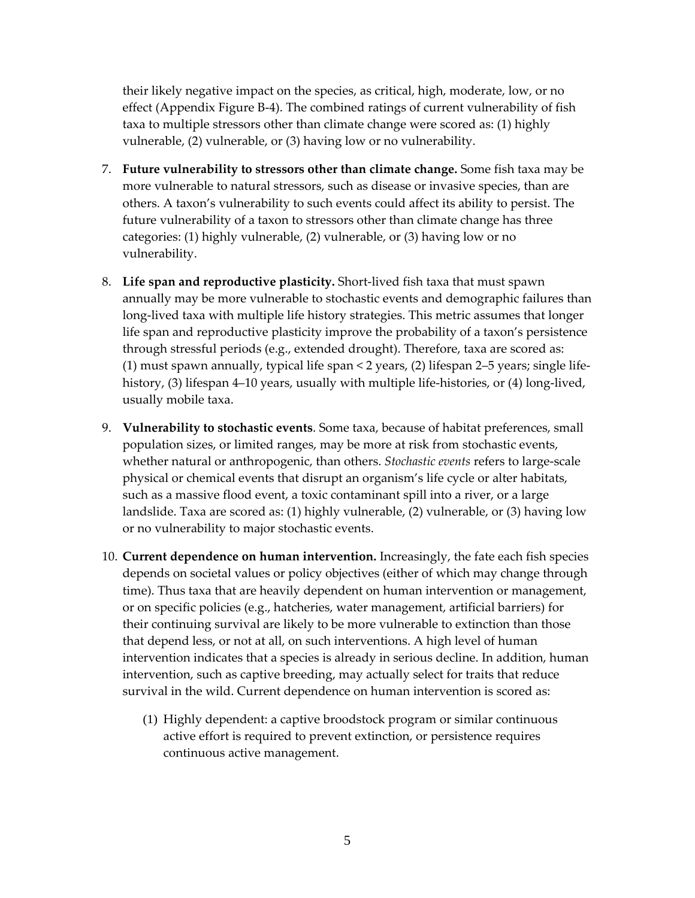their likely negative impact on the species, as critical, high, moderate, low, or no effect (Appendix Figure B-4). The combined ratings of current vulnerability of fish taxa to multiple stressors other than climate change were scored as: (1) highly vulnerable, (2) vulnerable, or (3) having low or no vulnerability.

7. **Future vulnerability to stressors other than climate change.** Some fish taxa may be more vulnerable to natural stressors, such as disease or invasive species, than are others. A taxon's vulnerability to such events could affect its ability to persist. The future vulnerability of a taxon to stressors other than climate change has three categories: (1) highly vulnerable, (2) vulnerable, or (3) having low or no vulnerability.

8. **Life span and reproductive plasticity.** Short-lived fish taxa that must spawn annually may be more vulnerable to stochastic events and demographic failures than long-lived taxa with multiple life history strategies. This metric assumes that longer life span and reproductive plasticity improve the probability of a taxon's persistence through stressful periods (e.g., extended drought). Therefore, taxa are scored as: (1) must spawn annually, typical life span < 2 years, (2) lifespan 2–5 years; single life-history, (3) lifespan 4–10 years, usually with multiple life-histories, or (4) long-lived, usually mobile taxa.

9. **Vulnerability to stochastic events**. Some taxa, because of habitat preferences, small population sizes, or limited ranges, may be more at risk from stochastic events, whether natural or anthropogenic, than others. *Stochastic events* refers to large-scale physical or chemical events that disrupt an organism's life cycle or alter habitats, such as a massive flood event, a toxic contaminant spill into a river, or a large landslide. Taxa are scored as: (1) highly vulnerable, (2) vulnerable, or (3) having low or no vulnerability to major stochastic events.

10. **Current dependence on human intervention.** Increasingly, the fate each fish species depends on societal values or policy objectives (either of which may change through time). Thus taxa that are heavily dependent on human intervention or management, or on specific policies (e.g., hatcheries, water management, artificial barriers) for their continuing survival are likely to be more vulnerable to extinction than those that depend less, or not at all, on such interventions. A high level of human intervention indicates that a species is already in serious decline. In addition, human intervention, such as captive breeding, may actually select for traits that reduce survival in the wild. Current dependence on human intervention is scored as:

    (1) Highly dependent: a captive broodstock program or similar continuous active effort is required to prevent extinction, or persistence requires continuous active management.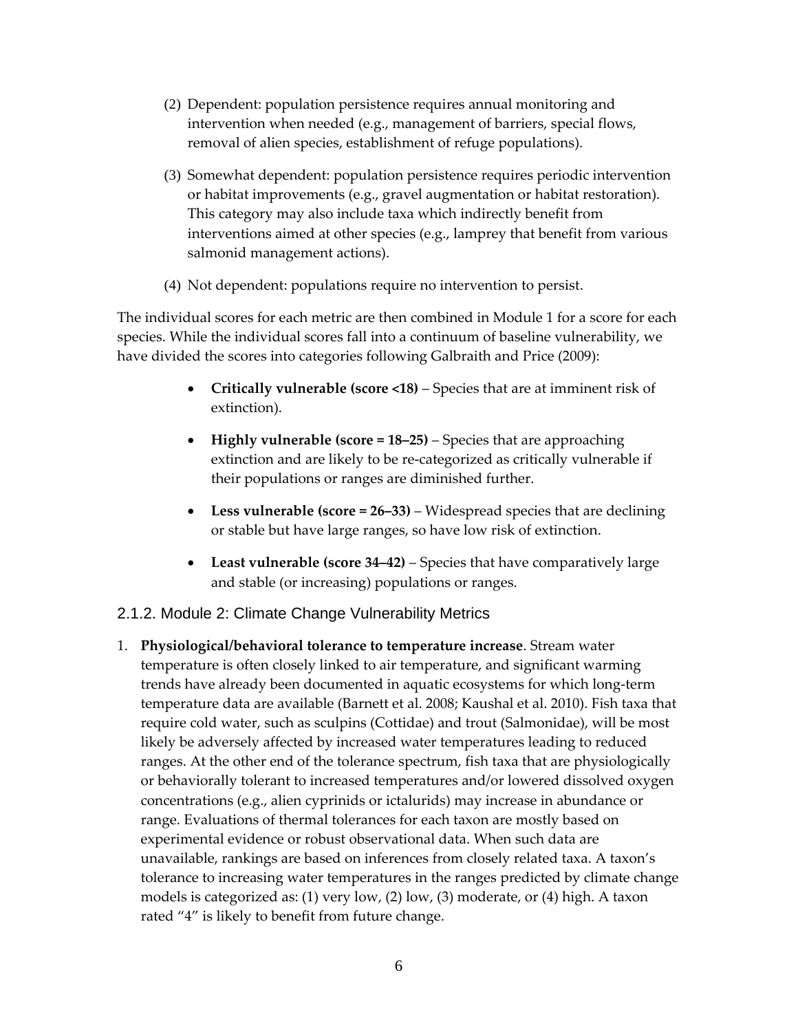(2) Dependent: population persistence requires annual monitoring and intervention when needed (e.g., management of barriers, special flows, removal of alien species, establishment of refuge populations).

(3) Somewhat dependent: population persistence requires periodic intervention or habitat improvements (e.g., gravel augmentation or habitat restoration). This category may also include taxa which indirectly benefit from interventions aimed at other species (e.g., lamprey that benefit from various salmonid management actions).

(4) Not dependent: populations require no intervention to persist.

The individual scores for each metric are then combined in Module 1 for a score for each species. While the individual scores fall into a continuum of baseline vulnerability, we have divided the scores into categories following Galbraith and Price (2009):

- **Critically vulnerable (score <18)** – Species that are at imminent risk of extinction).
- **Highly vulnerable (score = 18–25)** – Species that are approaching extinction and are likely to be re-categorized as critically vulnerable if their populations or ranges are diminished further.
- **Less vulnerable (score = 26–33)** – Widespread species that are declining or stable but have large ranges, so have low risk of extinction.
- **Least vulnerable (score 34–42)** – Species that have comparatively large and stable (or increasing) populations or ranges.

### 2.1.2. Module 2: Climate Change Vulnerability Metrics

1. **Physiological/behavioral tolerance to temperature increase**. Stream water temperature is often closely linked to air temperature, and significant warming trends have already been documented in aquatic ecosystems for which long-term temperature data are available (Barnett et al. 2008; Kaushal et al. 2010). Fish taxa that require cold water, such as sculpins (Cottidae) and trout (Salmonidae), will be most likely be adversely affected by increased water temperatures leading to reduced ranges. At the other end of the tolerance spectrum, fish taxa that are physiologically or behaviorally tolerant to increased temperatures and/or lowered dissolved oxygen concentrations (e.g., alien cyprinids or ictalurids) may increase in abundance or range. Evaluations of thermal tolerances for each taxon are mostly based on experimental evidence or robust observational data. When such data are unavailable, rankings are based on inferences from closely related taxa. A taxon's tolerance to increasing water temperatures in the ranges predicted by climate change models is categorized as: (1) very low, (2) low, (3) moderate, or (4) high. A taxon rated "4" is likely to benefit from future change.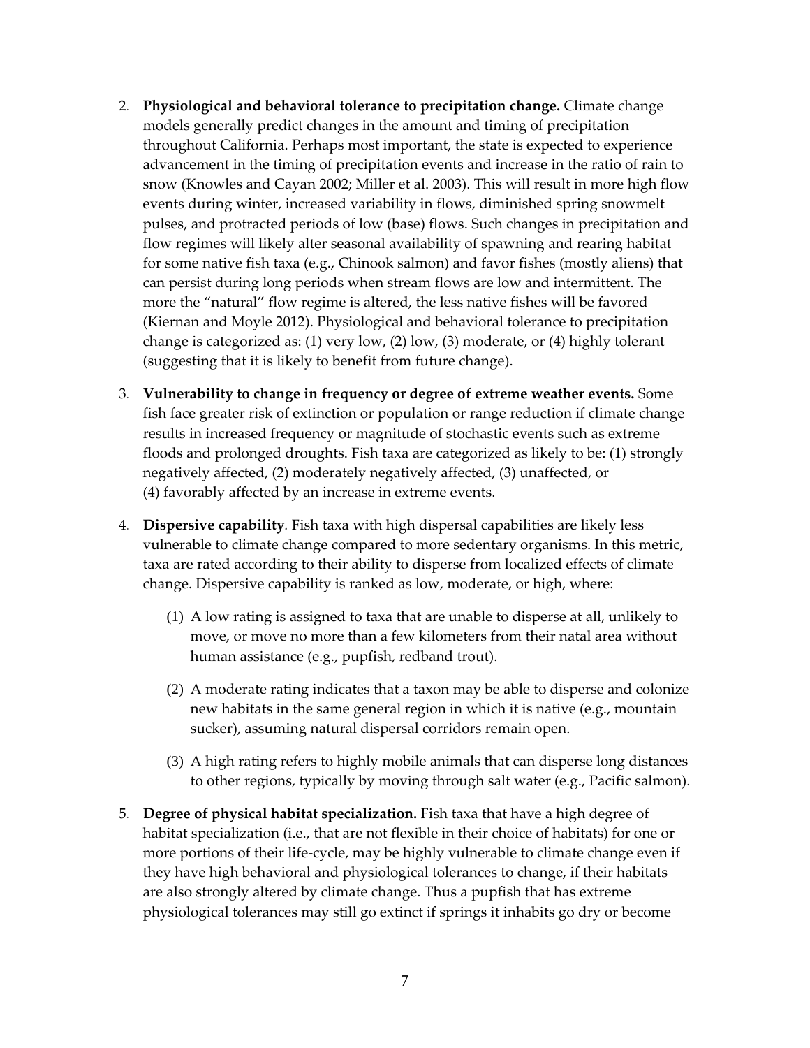2. **Physiological and behavioral tolerance to precipitation change.** Climate change models generally predict changes in the amount and timing of precipitation throughout California. Perhaps most important, the state is expected to experience advancement in the timing of precipitation events and increase in the ratio of rain to snow (Knowles and Cayan 2002; Miller et al. 2003). This will result in more high flow events during winter, increased variability in flows, diminished spring snowmelt pulses, and protracted periods of low (base) flows. Such changes in precipitation and flow regimes will likely alter seasonal availability of spawning and rearing habitat for some native fish taxa (e.g., Chinook salmon) and favor fishes (mostly aliens) that can persist during long periods when stream flows are low and intermittent. The more the "natural" flow regime is altered, the less native fishes will be favored (Kiernan and Moyle 2012). Physiological and behavioral tolerance to precipitation change is categorized as: (1) very low, (2) low, (3) moderate, or (4) highly tolerant (suggesting that it is likely to benefit from future change).

3. **Vulnerability to change in frequency or degree of extreme weather events.** Some fish face greater risk of extinction or population or range reduction if climate change results in increased frequency or magnitude of stochastic events such as extreme floods and prolonged droughts. Fish taxa are categorized as likely to be: (1) strongly negatively affected, (2) moderately negatively affected, (3) unaffected, or (4) favorably affected by an increase in extreme events.

4. **Dispersive capability**. Fish taxa with high dispersal capabilities are likely less vulnerable to climate change compared to more sedentary organisms. In this metric, taxa are rated according to their ability to disperse from localized effects of climate change. Dispersive capability is ranked as low, moderate, or high, where:

   (1) A low rating is assigned to taxa that are unable to disperse at all, unlikely to move, or move no more than a few kilometers from their natal area without human assistance (e.g., pupfish, redband trout).

   (2) A moderate rating indicates that a taxon may be able to disperse and colonize new habitats in the same general region in which it is native (e.g., mountain sucker), assuming natural dispersal corridors remain open.

   (3) A high rating refers to highly mobile animals that can disperse long distances to other regions, typically by moving through salt water (e.g., Pacific salmon).

5. **Degree of physical habitat specialization.** Fish taxa that have a high degree of habitat specialization (i.e., that are not flexible in their choice of habitats) for one or more portions of their life-cycle, may be highly vulnerable to climate change even if they have high behavioral and physiological tolerances to change, if their habitats are also strongly altered by climate change. Thus a pupfish that has extreme physiological tolerances may still go extinct if springs it inhabits go dry or become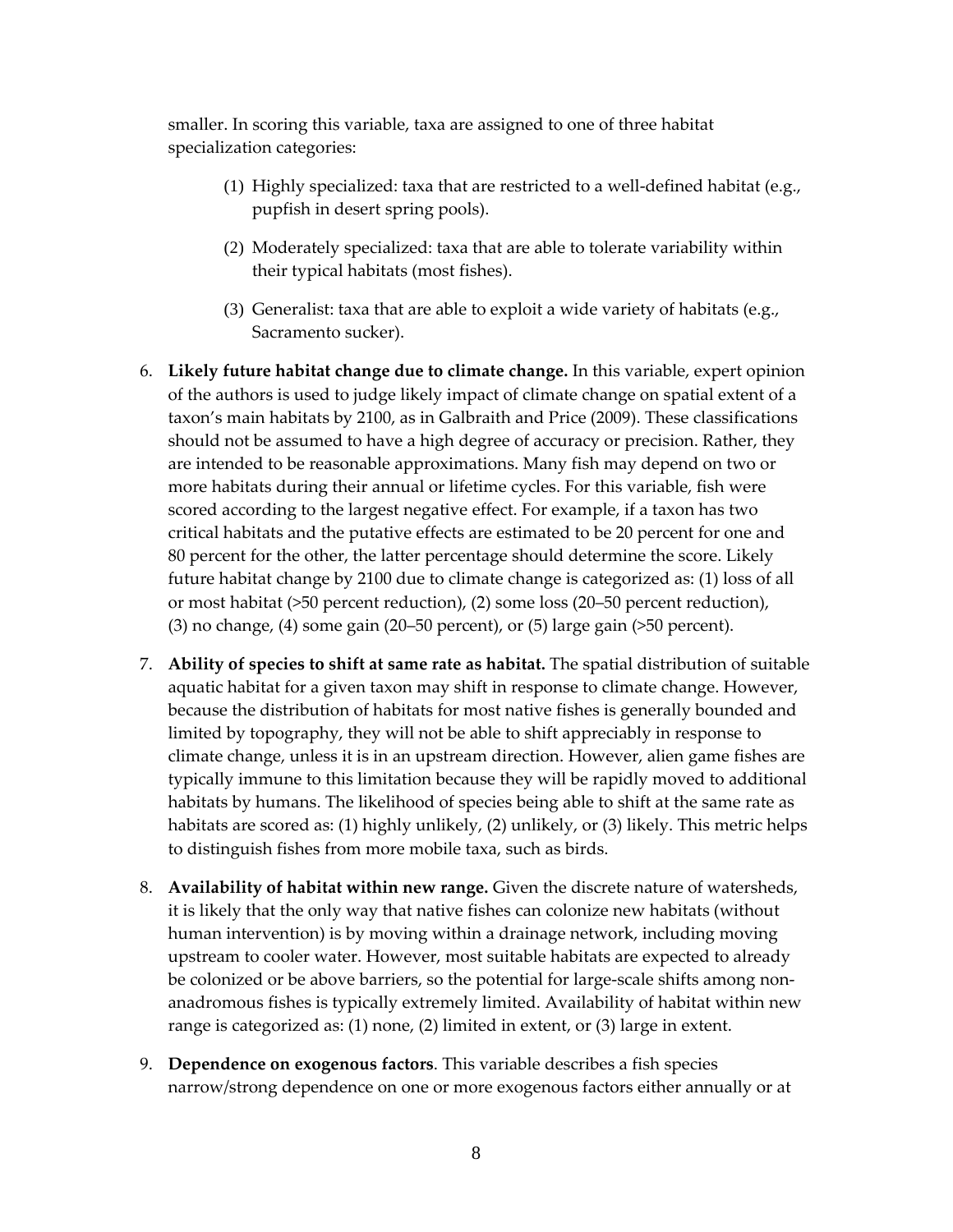smaller. In scoring this variable, taxa are assigned to one of three habitat specialization categories:

(1) Highly specialized: taxa that are restricted to a well-defined habitat (e.g., pupfish in desert spring pools).

(2) Moderately specialized: taxa that are able to tolerate variability within their typical habitats (most fishes).

(3) Generalist: taxa that are able to exploit a wide variety of habitats (e.g., Sacramento sucker).

6. **Likely future habitat change due to climate change.** In this variable, expert opinion of the authors is used to judge likely impact of climate change on spatial extent of a taxon's main habitats by 2100, as in Galbraith and Price (2009). These classifications should not be assumed to have a high degree of accuracy or precision. Rather, they are intended to be reasonable approximations. Many fish may depend on two or more habitats during their annual or lifetime cycles. For this variable, fish were scored according to the largest negative effect. For example, if a taxon has two critical habitats and the putative effects are estimated to be 20 percent for one and 80 percent for the other, the latter percentage should determine the score. Likely future habitat change by 2100 due to climate change is categorized as: (1) loss of all or most habitat (>50 percent reduction), (2) some loss (20–50 percent reduction), (3) no change, (4) some gain (20–50 percent), or (5) large gain (>50 percent).

7. **Ability of species to shift at same rate as habitat.** The spatial distribution of suitable aquatic habitat for a given taxon may shift in response to climate change. However, because the distribution of habitats for most native fishes is generally bounded and limited by topography, they will not be able to shift appreciably in response to climate change, unless it is in an upstream direction. However, alien game fishes are typically immune to this limitation because they will be rapidly moved to additional habitats by humans. The likelihood of species being able to shift at the same rate as habitats are scored as: (1) highly unlikely, (2) unlikely, or (3) likely. This metric helps to distinguish fishes from more mobile taxa, such as birds.

8. **Availability of habitat within new range.** Given the discrete nature of watersheds, it is likely that the only way that native fishes can colonize new habitats (without human intervention) is by moving within a drainage network, including moving upstream to cooler water. However, most suitable habitats are expected to already be colonized or be above barriers, so the potential for large-scale shifts among non-anadromous fishes is typically extremely limited. Availability of habitat within new range is categorized as: (1) none, (2) limited in extent, or (3) large in extent.

9. **Dependence on exogenous factors**. This variable describes a fish species narrow/strong dependence on one or more exogenous factors either annually or at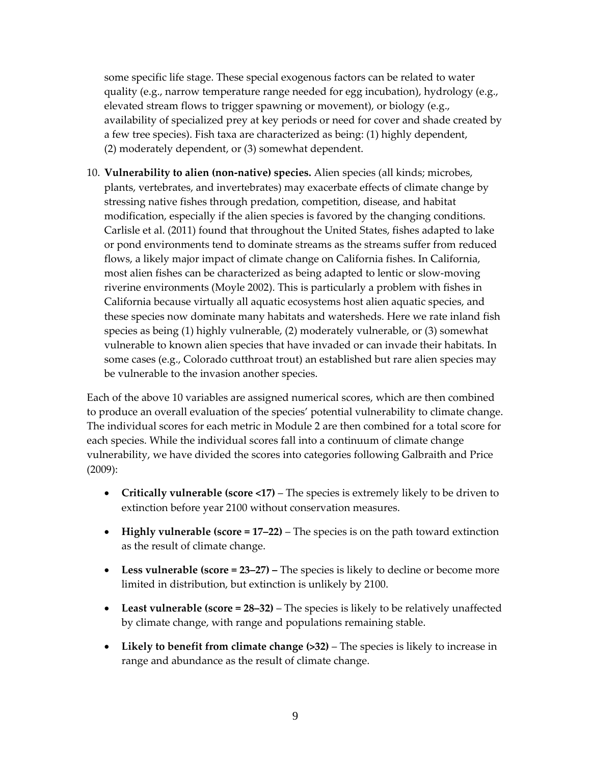some specific life stage. These special exogenous factors can be related to water quality (e.g., narrow temperature range needed for egg incubation), hydrology (e.g., elevated stream flows to trigger spawning or movement), or biology (e.g., availability of specialized prey at key periods or need for cover and shade created by a few tree species). Fish taxa are characterized as being: (1) highly dependent, (2) moderately dependent, or (3) somewhat dependent.

10. **Vulnerability to alien (non-native) species.** Alien species (all kinds; microbes, plants, vertebrates, and invertebrates) may exacerbate effects of climate change by stressing native fishes through predation, competition, disease, and habitat modification, especially if the alien species is favored by the changing conditions. Carlisle et al. (2011) found that throughout the United States, fishes adapted to lake or pond environments tend to dominate streams as the streams suffer from reduced flows, a likely major impact of climate change on California fishes. In California, most alien fishes can be characterized as being adapted to lentic or slow-moving riverine environments (Moyle 2002). This is particularly a problem with fishes in California because virtually all aquatic ecosystems host alien aquatic species, and these species now dominate many habitats and watersheds. Here we rate inland fish species as being (1) highly vulnerable, (2) moderately vulnerable, or (3) somewhat vulnerable to known alien species that have invaded or can invade their habitats. In some cases (e.g., Colorado cutthroat trout) an established but rare alien species may be vulnerable to the invasion another species.

Each of the above 10 variables are assigned numerical scores, which are then combined to produce an overall evaluation of the species' potential vulnerability to climate change. The individual scores for each metric in Module 2 are then combined for a total score for each species. While the individual scores fall into a continuum of climate change vulnerability, we have divided the scores into categories following Galbraith and Price (2009):

- **Critically vulnerable (score <17)** – The species is extremely likely to be driven to extinction before year 2100 without conservation measures.
- **Highly vulnerable (score = 17–22)** – The species is on the path toward extinction as the result of climate change.
- **Less vulnerable (score = 23–27) –** The species is likely to decline or become more limited in distribution, but extinction is unlikely by 2100.
- **Least vulnerable (score = 28–32)** – The species is likely to be relatively unaffected by climate change, with range and populations remaining stable.
- **Likely to benefit from climate change (>32)** – The species is likely to increase in range and abundance as the result of climate change.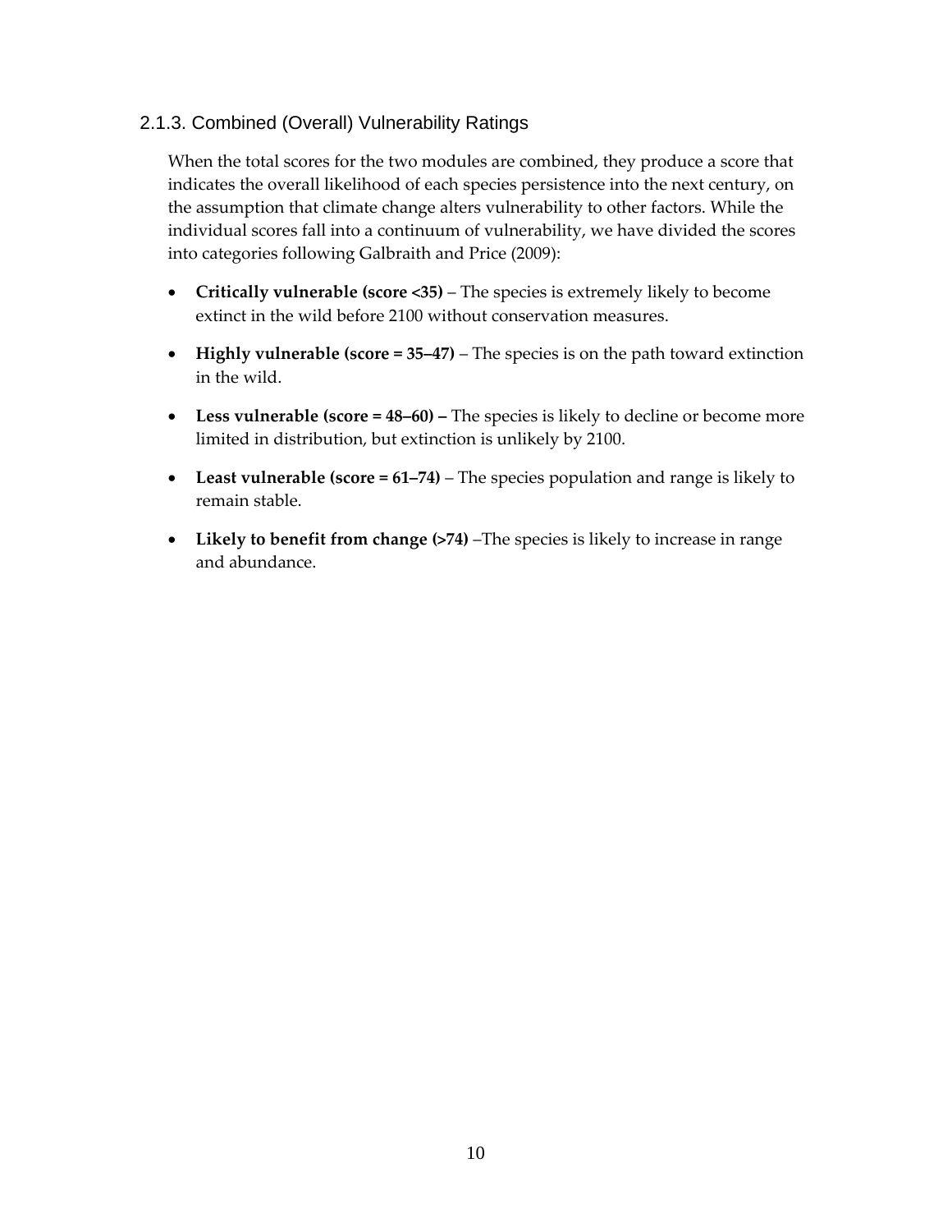### 2.1.3. Combined (Overall) Vulnerability Ratings

When the total scores for the two modules are combined, they produce a score that indicates the overall likelihood of each species persistence into the next century, on the assumption that climate change alters vulnerability to other factors. While the individual scores fall into a continuum of vulnerability, we have divided the scores into categories following Galbraith and Price (2009):

- **Critically vulnerable (score <35)** – The species is extremely likely to become extinct in the wild before 2100 without conservation measures.
- **Highly vulnerable (score = 35–47)** – The species is on the path toward extinction in the wild.
- **Less vulnerable (score = 48–60) –** The species is likely to decline or become more limited in distribution, but extinction is unlikely by 2100.
- **Least vulnerable (score = 61–74)** – The species population and range is likely to remain stable.
- **Likely to benefit from change (>74)** –The species is likely to increase in range and abundance.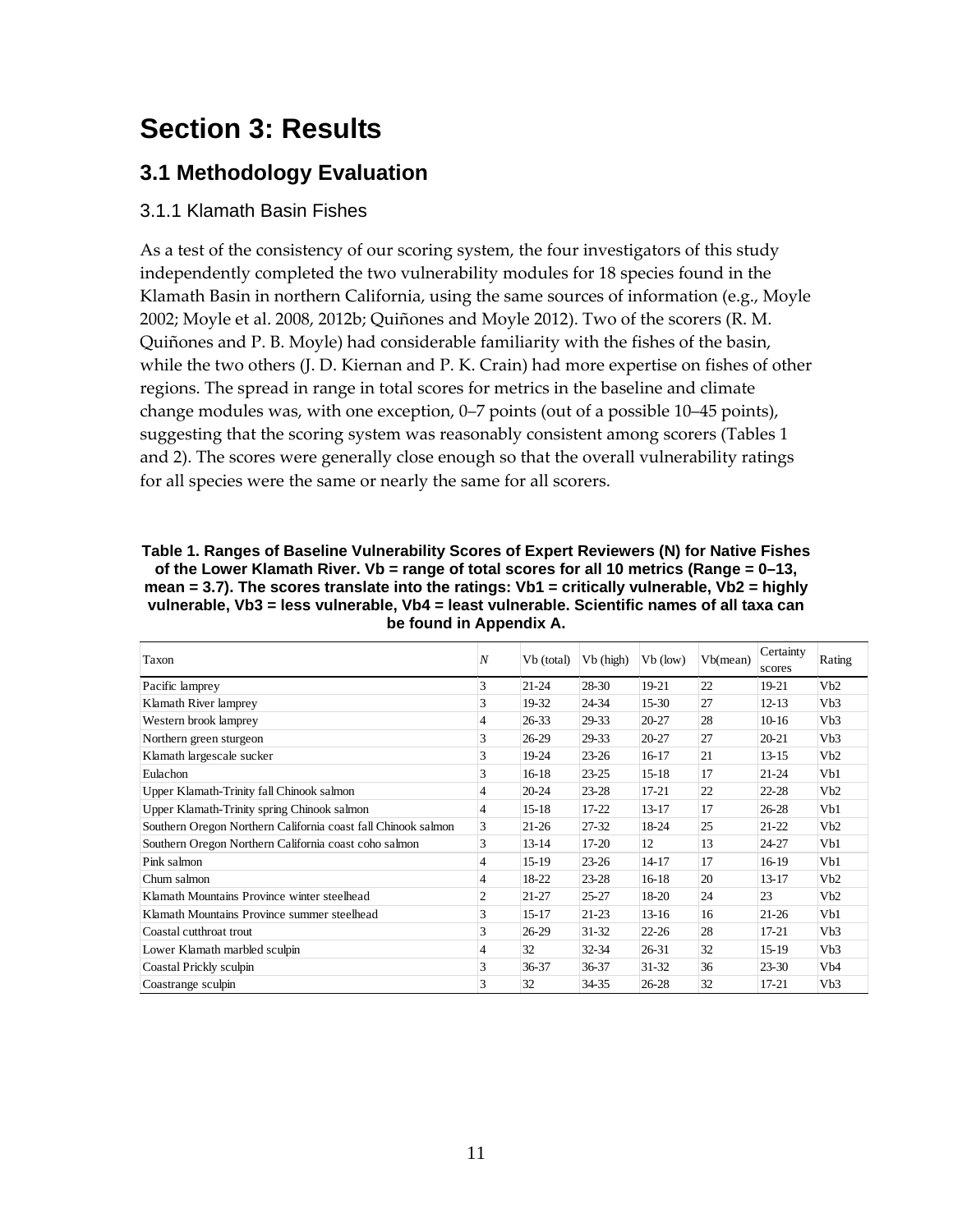# Section 3: Results

## 3.1 Methodology Evaluation

### 3.1.1 Klamath Basin Fishes

As a test of the consistency of our scoring system, the four investigators of this study independently completed the two vulnerability modules for 18 species found in the Klamath Basin in northern California, using the same sources of information (e.g., Moyle 2002; Moyle et al. 2008, 2012b; Quiñones and Moyle 2012). Two of the scorers (R. M. Quiñones and P. B. Moyle) had considerable familiarity with the fishes of the basin, while the two others (J. D. Kiernan and P. K. Crain) had more expertise on fishes of other regions. The spread in range in total scores for metrics in the baseline and climate change modules was, with one exception, 0–7 points (out of a possible 10–45 points), suggesting that the scoring system was reasonably consistent among scorers (Tables 1 and 2). The scores were generally close enough so that the overall vulnerability ratings for all species were the same or nearly the same for all scorers.

**Table 1. Ranges of Baseline Vulnerability Scores of Expert Reviewers (N) for Native Fishes of the Lower Klamath River. Vb = range of total scores for all 10 metrics (Range = 0–13, mean = 3.7). The scores translate into the ratings: Vb1 = critically vulnerable, Vb2 = highly vulnerable, Vb3 = less vulnerable, Vb4 = least vulnerable. Scientific names of all taxa can be found in Appendix A.**

| Taxon | *N* | Vb (total) | Vb (high) | Vb (low) | Vb(mean) | Certainty scores | Rating |
|---|---|---|---|---|---|---|---|
| Pacific lamprey | 3 | 21-24 | 28-30 | 19-21 | 22 | 19-21 | Vb2 |
| Klamath River lamprey | 3 | 19-32 | 24-34 | 15-30 | 27 | 12-13 | Vb3 |
| Western brook lamprey | 4 | 26-33 | 29-33 | 20-27 | 28 | 10-16 | Vb3 |
| Northern green sturgeon | 3 | 26-29 | 29-33 | 20-27 | 27 | 20-21 | Vb3 |
| Klamath largescale sucker | 3 | 19-24 | 23-26 | 16-17 | 21 | 13-15 | Vb2 |
| Eulachon | 3 | 16-18 | 23-25 | 15-18 | 17 | 21-24 | Vb1 |
| Upper Klamath-Trinity fall Chinook salmon | 4 | 20-24 | 23-28 | 17-21 | 22 | 22-28 | Vb2 |
| Upper Klamath-Trinity spring Chinook salmon | 4 | 15-18 | 17-22 | 13-17 | 17 | 26-28 | Vb1 |
| Southern Oregon Northern California coast fall Chinook salmon | 3 | 21-26 | 27-32 | 18-24 | 25 | 21-22 | Vb2 |
| Southern Oregon Northern California coast coho salmon | 3 | 13-14 | 17-20 | 12 | 13 | 24-27 | Vb1 |
| Pink salmon | 4 | 15-19 | 23-26 | 14-17 | 17 | 16-19 | Vb1 |
| Chum salmon | 4 | 18-22 | 23-28 | 16-18 | 20 | 13-17 | Vb2 |
| Klamath Mountains Province winter steelhead | 2 | 21-27 | 25-27 | 18-20 | 24 | 23 | Vb2 |
| Klamath Mountains Province summer steelhead | 3 | 15-17 | 21-23 | 13-16 | 16 | 21-26 | Vb1 |
| Coastal cutthroat trout | 3 | 26-29 | 31-32 | 22-26 | 28 | 17-21 | Vb3 |
| Lower Klamath marbled sculpin | 4 | 32 | 32-34 | 26-31 | 32 | 15-19 | Vb3 |
| Coastal Prickly sculpin | 3 | 36-37 | 36-37 | 31-32 | 36 | 23-30 | Vb4 |
| Coastrange sculpin | 3 | 32 | 34-35 | 26-28 | 32 | 17-21 | Vb3 |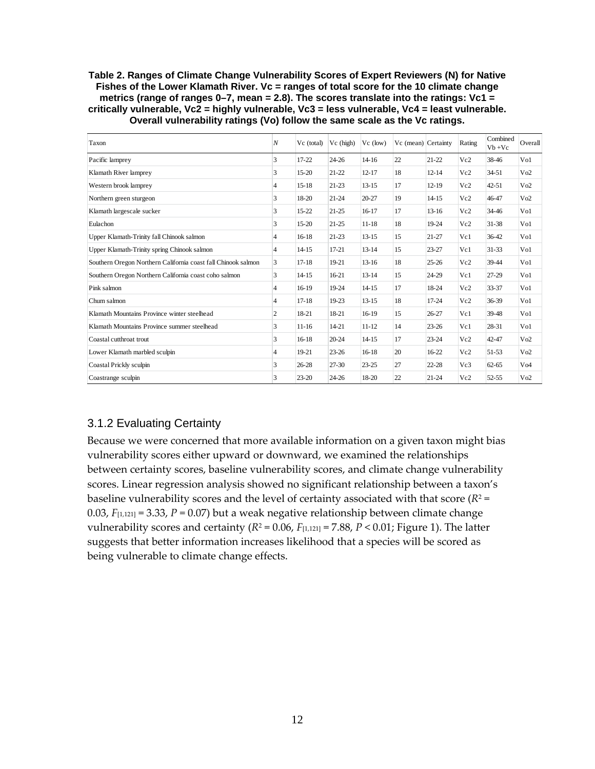**Table 2. Ranges of Climate Change Vulnerability Scores of Expert Reviewers (N) for Native Fishes of the Lower Klamath River. Vc = ranges of total score for the 10 climate change metrics (range of ranges 0–7, mean = 2.8). The scores translate into the ratings: Vc1 = critically vulnerable, Vc2 = highly vulnerable, Vc3 = less vulnerable, Vc4 = least vulnerable. Overall vulnerability ratings (Vo) follow the same scale as the Vc ratings.**

| Taxon | *N* | Vc (total) | Vc (high) | Vc (low) | Vc (mean) | Certainty | Rating | Combined Vb +Vc | Overall |
|---|---|---|---|---|---|---|---|---|---|
| Pacific lamprey | 3 | 17-22 | 24-26 | 14-16 | 22 | 21-22 | Vc2 | 38-46 | Vo1 |
| Klamath River lamprey | 3 | 15-20 | 21-22 | 12-17 | 18 | 12-14 | Vc2 | 34-51 | Vo2 |
| Western brook lamprey | 4 | 15-18 | 21-23 | 13-15 | 17 | 12-19 | Vc2 | 42-51 | Vo2 |
| Northern green sturgeon | 3 | 18-20 | 21-24 | 20-27 | 19 | 14-15 | Vc2 | 46-47 | Vo2 |
| Klamath largescale sucker | 3 | 15-22 | 21-25 | 16-17 | 17 | 13-16 | Vc2 | 34-46 | Vo1 |
| Eulachon | 3 | 15-20 | 21-25 | 11-18 | 18 | 19-24 | Vc2 | 31-38 | Vo1 |
| Upper Klamath-Trinity fall Chinook salmon | 4 | 16-18 | 21-23 | 13-15 | 15 | 21-27 | Vc1 | 36-42 | Vo1 |
| Upper Klamath-Trinity spring Chinook salmon | 4 | 14-15 | 17-21 | 13-14 | 15 | 23-27 | Vc1 | 31-33 | Vo1 |
| Southern Oregon Northern California coast fall Chinook salmon | 3 | 17-18 | 19-21 | 13-16 | 18 | 25-26 | Vc2 | 39-44 | Vo1 |
| Southern Oregon Northern California coast coho salmon | 3 | 14-15 | 16-21 | 13-14 | 15 | 24-29 | Vc1 | 27-29 | Vo1 |
| Pink salmon | 4 | 16-19 | 19-24 | 14-15 | 17 | 18-24 | Vc2 | 33-37 | Vo1 |
| Chum salmon | 4 | 17-18 | 19-23 | 13-15 | 18 | 17-24 | Vc2 | 36-39 | Vo1 |
| Klamath Mountains Province winter steelhead | 2 | 18-21 | 18-21 | 16-19 | 15 | 26-27 | Vc1 | 39-48 | Vo1 |
| Klamath Mountains Province summer steelhead | 3 | 11-16 | 14-21 | 11-12 | 14 | 23-26 | Vc1 | 28-31 | Vo1 |
| Coastal cutthroat trout | 3 | 16-18 | 20-24 | 14-15 | 17 | 23-24 | Vc2 | 42-47 | Vo2 |
| Lower Klamath marbled sculpin | 4 | 19-21 | 23-26 | 16-18 | 20 | 16-22 | Vc2 | 51-53 | Vo2 |
| Coastal Prickly sculpin | 3 | 26-28 | 27-30 | 23-25 | 27 | 22-28 | Vc3 | 62-65 | Vo4 |
| Coastrange sculpin | 3 | 23-20 | 24-26 | 18-20 | 22 | 21-24 | Vc2 | 52-55 | Vo2 |

### 3.1.2 Evaluating Certainty

Because we were concerned that more available information on a given taxon might bias vulnerability scores either upward or downward, we examined the relationships between certainty scores, baseline vulnerability scores, and climate change vulnerability scores. Linear regression analysis showed no significant relationship between a taxon's baseline vulnerability scores and the level of certainty associated with that score ($R^2$ = 0.03, $F_{[1,121]}$ = 3.33, $P$ = 0.07) but a weak negative relationship between climate change vulnerability scores and certainty ($R^2$ = 0.06, $F_{[1,121]}$ = 7.88, $P$ < 0.01; Figure 1). The latter suggests that better information increases likelihood that a species will be scored as being vulnerable to climate change effects.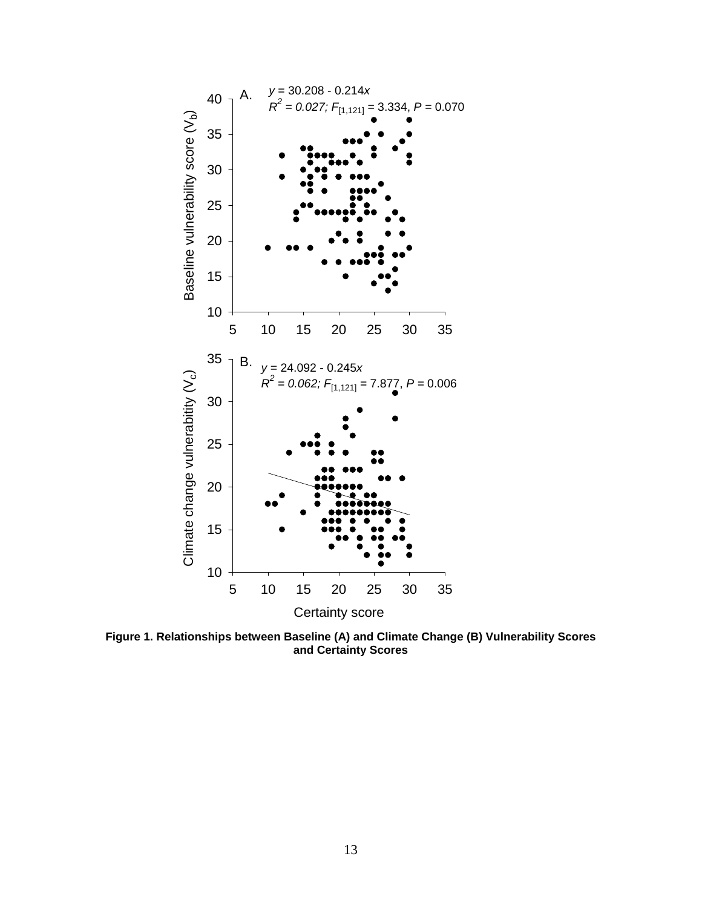**Figure 1. Relationships between Baseline (A) and Climate Change (B) Vulnerability Scores and Certainty Scores**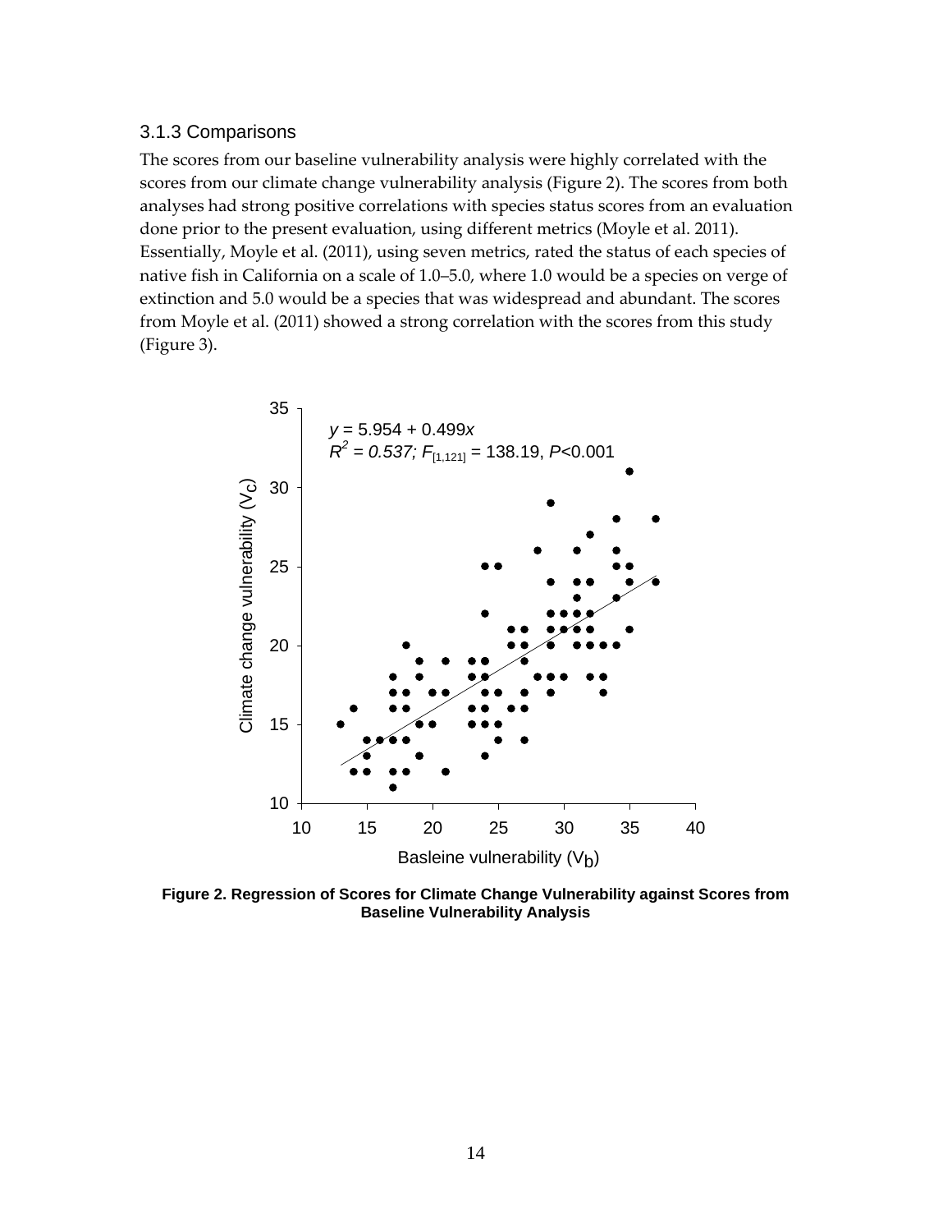### 3.1.3 Comparisons

The scores from our baseline vulnerability analysis were highly correlated with the scores from our climate change vulnerability analysis (Figure 2). The scores from both analyses had strong positive correlations with species status scores from an evaluation done prior to the present evaluation, using different metrics (Moyle et al. 2011). Essentially, Moyle et al. (2011), using seven metrics, rated the status of each species of native fish in California on a scale of 1.0–5.0, where 1.0 would be a species on verge of extinction and 5.0 would be a species that was widespread and abundant. The scores from Moyle et al. (2011) showed a strong correlation with the scores from this study (Figure 3).

**Figure 2. Regression of Scores for Climate Change Vulnerability against Scores from Baseline Vulnerability Analysis**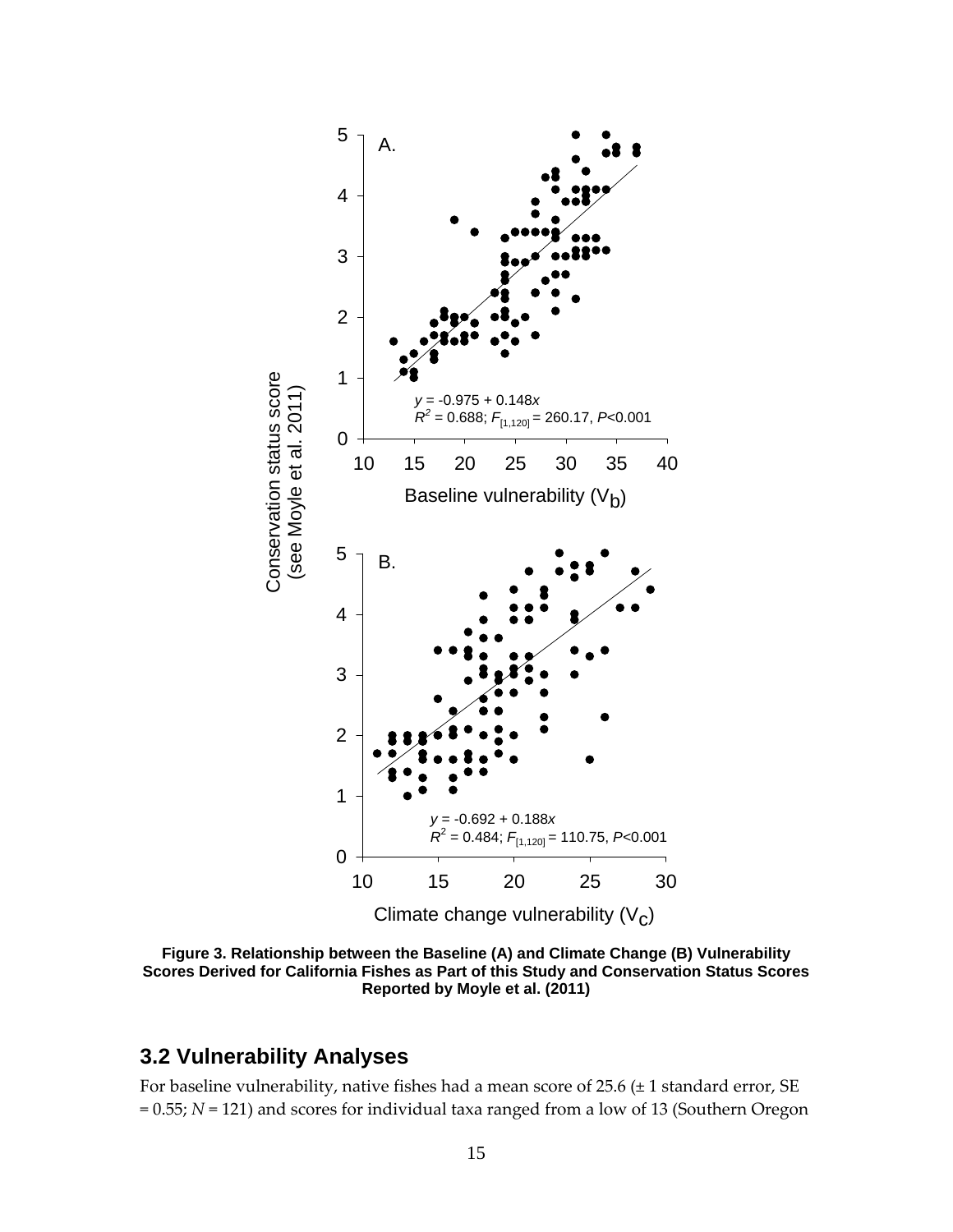**Figure 3. Relationship between the Baseline (A) and Climate Change (B) Vulnerability Scores Derived for California Fishes as Part of this Study and Conservation Status Scores Reported by Moyle et al. (2011)**

## 3.2 Vulnerability Analyses

For baseline vulnerability, native fishes had a mean score of 25.6 (± 1 standard error, SE = 0.55; *N* = 121) and scores for individual taxa ranged from a low of 13 (Southern Oregon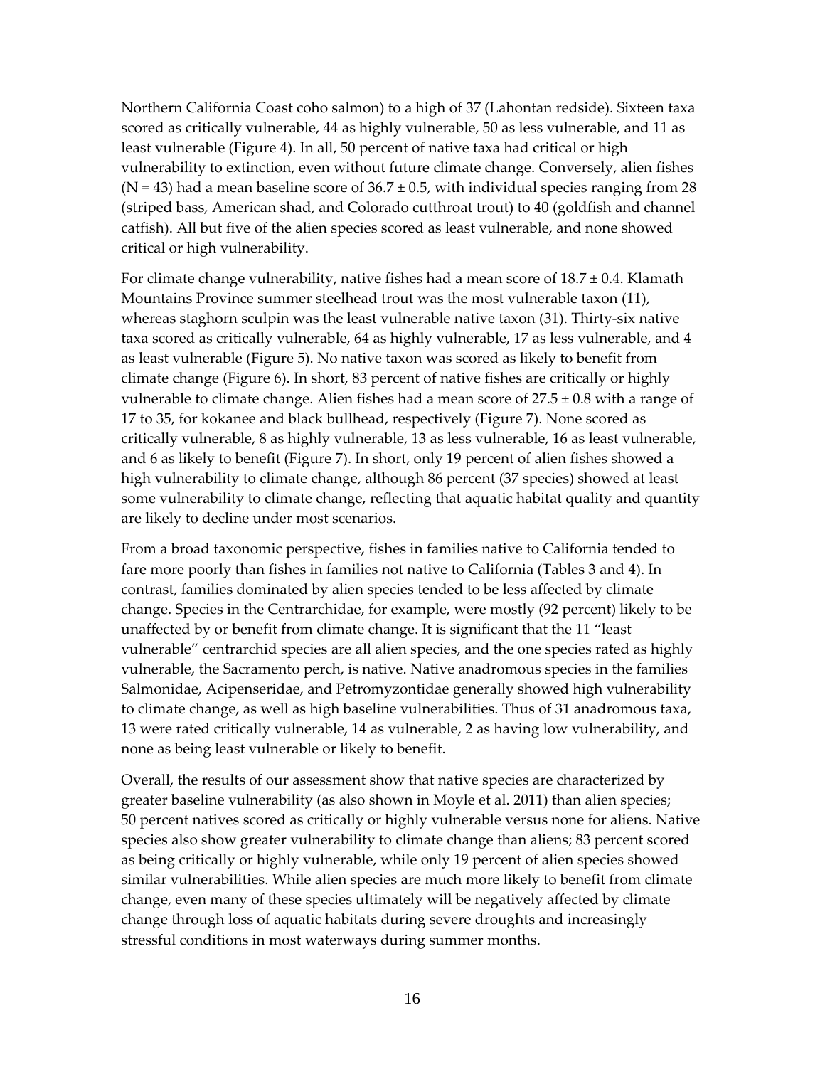Northern California Coast coho salmon) to a high of 37 (Lahontan redside). Sixteen taxa scored as critically vulnerable, 44 as highly vulnerable, 50 as less vulnerable, and 11 as least vulnerable (Figure 4). In all, 50 percent of native taxa had critical or high vulnerability to extinction, even without future climate change. Conversely, alien fishes ($N = 43$) had a mean baseline score of $36.7 \pm 0.5$, with individual species ranging from 28 (striped bass, American shad, and Colorado cutthroat trout) to 40 (goldfish and channel catfish). All but five of the alien species scored as least vulnerable, and none showed critical or high vulnerability.

For climate change vulnerability, native fishes had a mean score of $18.7 \pm 0.4$. Klamath Mountains Province summer steelhead trout was the most vulnerable taxon (11), whereas staghorn sculpin was the least vulnerable native taxon (31). Thirty-six native taxa scored as critically vulnerable, 64 as highly vulnerable, 17 as less vulnerable, and 4 as least vulnerable (Figure 5). No native taxon was scored as likely to benefit from climate change (Figure 6). In short, 83 percent of native fishes are critically or highly vulnerable to climate change. Alien fishes had a mean score of $27.5 \pm 0.8$ with a range of 17 to 35, for kokanee and black bullhead, respectively (Figure 7). None scored as critically vulnerable, 8 as highly vulnerable, 13 as less vulnerable, 16 as least vulnerable, and 6 as likely to benefit (Figure 7). In short, only 19 percent of alien fishes showed a high vulnerability to climate change, although 86 percent (37 species) showed at least some vulnerability to climate change, reflecting that aquatic habitat quality and quantity are likely to decline under most scenarios.

From a broad taxonomic perspective, fishes in families native to California tended to fare more poorly than fishes in families not native to California (Tables 3 and 4). In contrast, families dominated by alien species tended to be less affected by climate change. Species in the Centrarchidae, for example, were mostly (92 percent) likely to be unaffected by or benefit from climate change. It is significant that the 11 "least vulnerable" centrarchid species are all alien species, and the one species rated as highly vulnerable, the Sacramento perch, is native. Native anadromous species in the families Salmonidae, Acipenseridae, and Petromyzontidae generally showed high vulnerability to climate change, as well as high baseline vulnerabilities. Thus of 31 anadromous taxa, 13 were rated critically vulnerable, 14 as vulnerable, 2 as having low vulnerability, and none as being least vulnerable or likely to benefit.

Overall, the results of our assessment show that native species are characterized by greater baseline vulnerability (as also shown in Moyle et al. 2011) than alien species; 50 percent natives scored as critically or highly vulnerable versus none for aliens. Native species also show greater vulnerability to climate change than aliens; 83 percent scored as being critically or highly vulnerable, while only 19 percent of alien species showed similar vulnerabilities. While alien species are much more likely to benefit from climate change, even many of these species ultimately will be negatively affected by climate change through loss of aquatic habitats during severe droughts and increasingly stressful conditions in most waterways during summer months.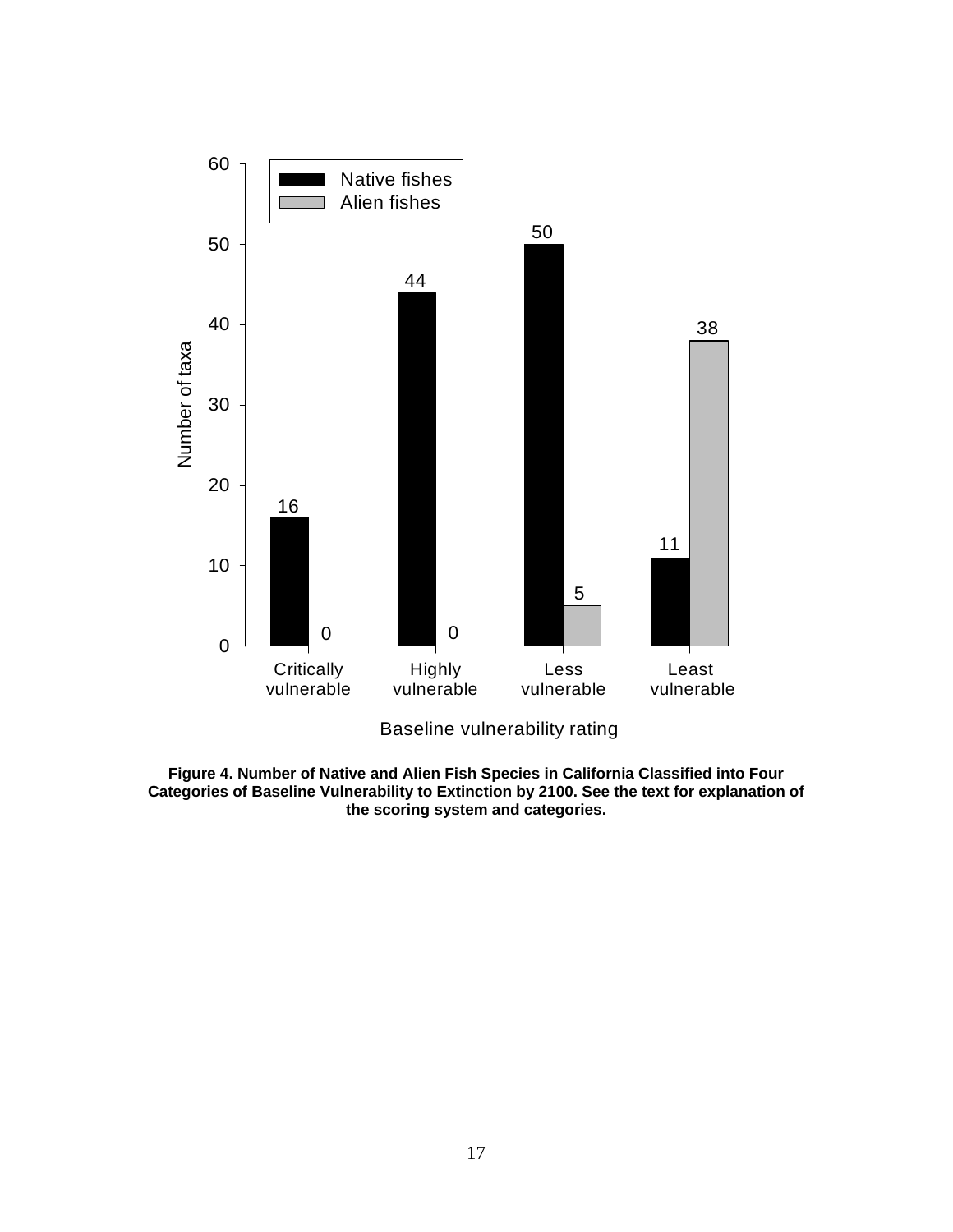**Figure 4. Number of Native and Alien Fish Species in California Classified into Four Categories of Baseline Vulnerability to Extinction by 2100. See the text for explanation of the scoring system and categories.**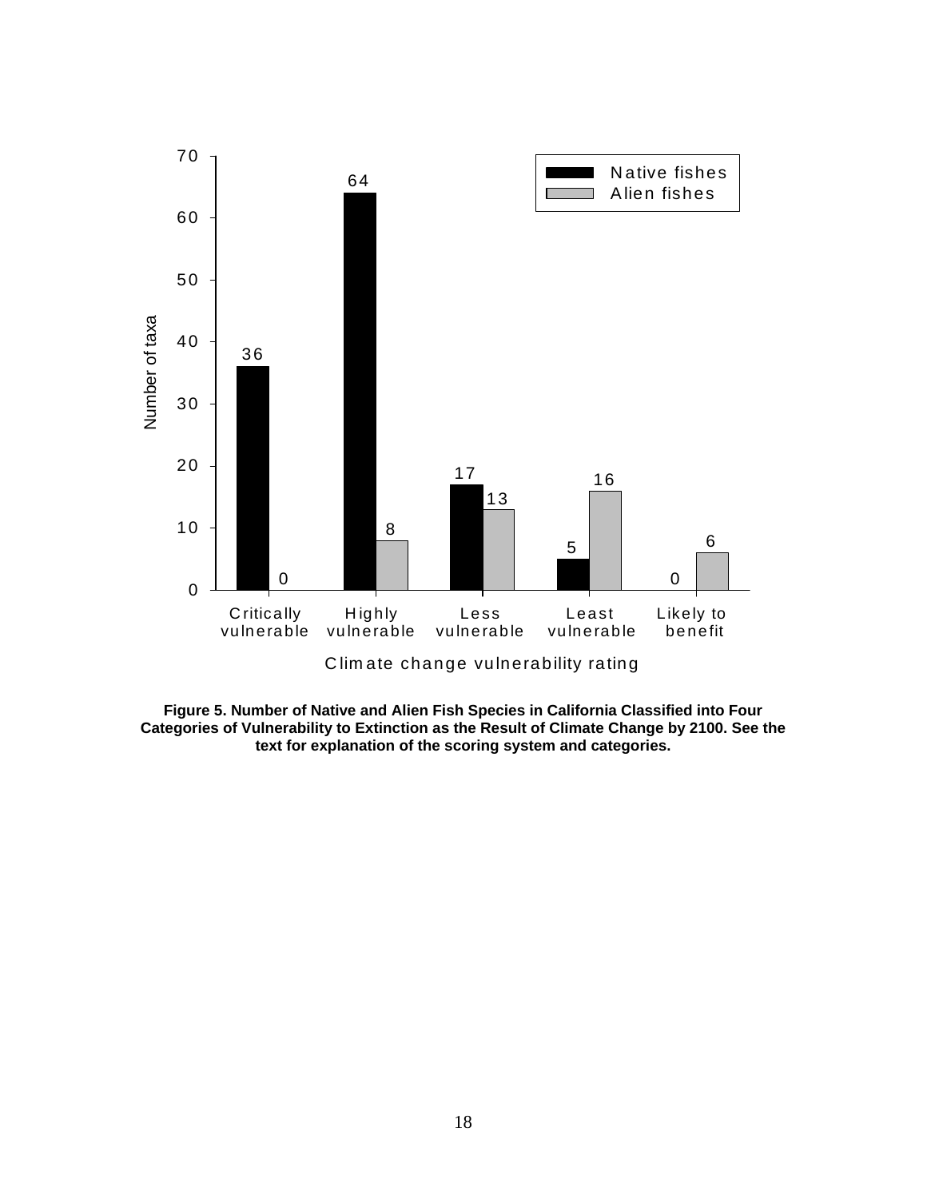| Climate change vulnerability rating | Native fishes | Alien fishes |
| --- | --- | --- |
| Critically vulnerable | 36 | 0 |
| Highly vulnerable | 64 | 8 |
| Less vulnerable | 17 | 13 |
| Least vulnerable | 5 | 16 |
| Likely to benefit | 0 | 6 |

**Figure 5. Number of Native and Alien Fish Species in California Classified into Four Categories of Vulnerability to Extinction as the Result of Climate Change by 2100. See the text for explanation of the scoring system and categories.**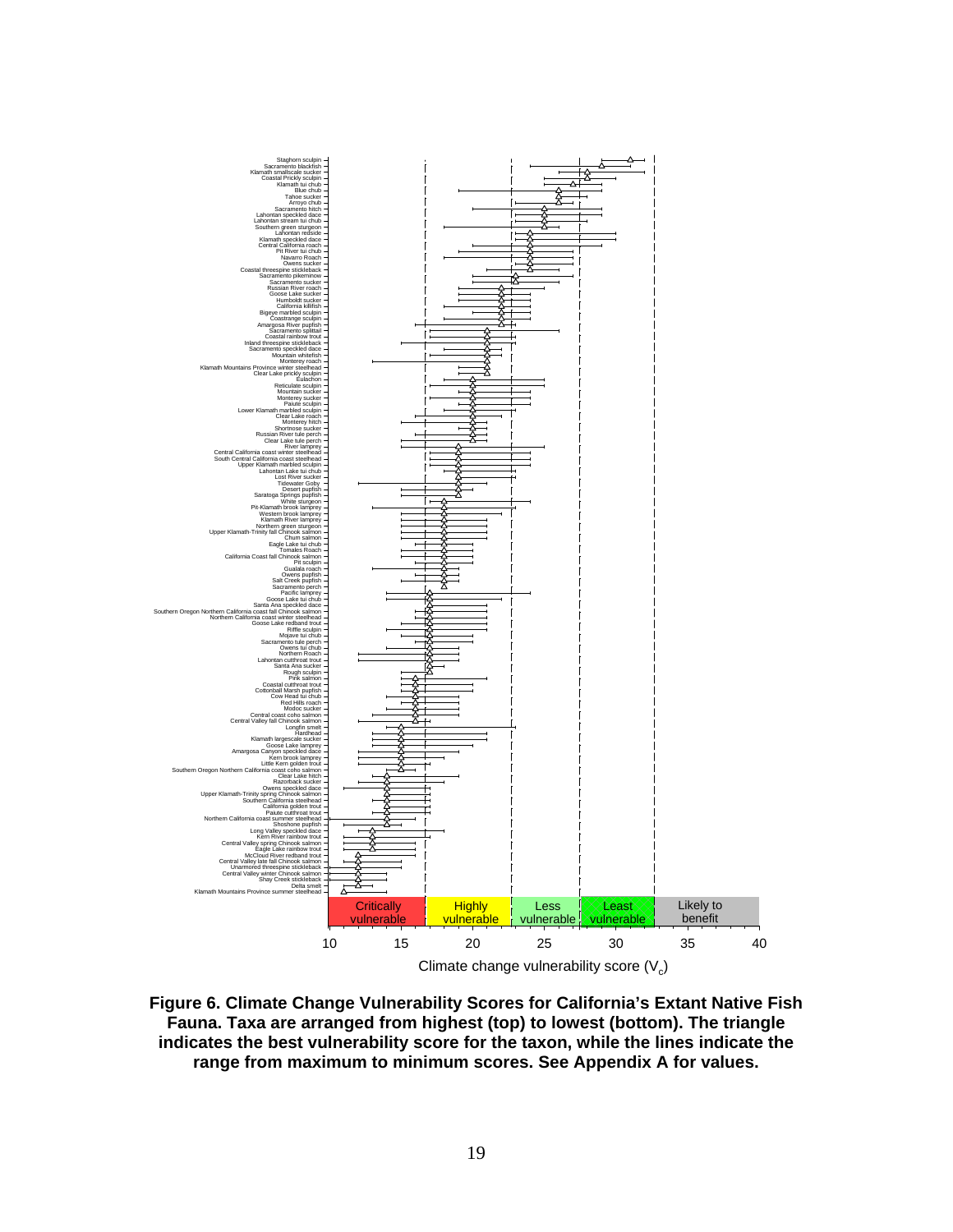**Figure 6. Climate Change Vulnerability Scores for California's Extant Native Fish Fauna. Taxa are arranged from highest (top) to lowest (bottom). The triangle indicates the best vulnerability score for the taxon, while the lines indicate the range from maximum to minimum scores. See Appendix A for values.**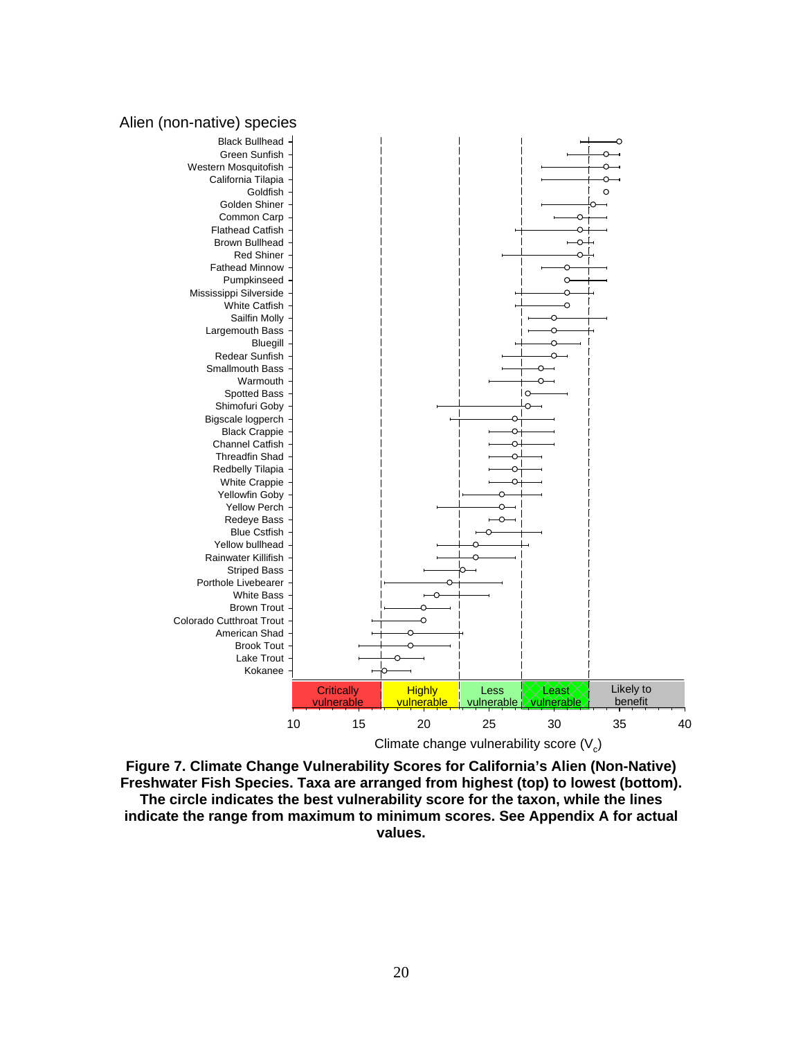Alien (non-native) species

Black Bullhead
Green Sunfish
Western Mosquitofish
California Tilapia
Goldfish
Golden Shiner
Common Carp
Flathead Catfish
Brown Bullhead
Red Shiner
Fathead Minnow
Pumpkinseed
Mississippi Silverside
White Catfish
Sailfin Molly
Largemouth Bass
Bluegill
Redear Sunfish
Smallmouth Bass
Warmouth
Spotted Bass
Shimofuri Goby
Bigscale logperch
Black Crappie
Channel Catfish
Threadfin Shad
Redbelly Tilapia
White Crappie
Yellowfin Goby
Yellow Perch
Redeye Bass
Blue Cstfish
Yellow bullhead
Rainwater Killifish
Striped Bass
Porthole Livebearer
White Bass
Brown Trout
Colorado Cutthroat Trout
American Shad
Brook Tout
Lake Trout
Kokanee

Critically vulnerable | Highly vulnerable | Less vulnerable | Least vulnerable | Likely to benefit

10 15 20 25 30 35 40

Climate change vulnerability score ($V_c$)

**Figure 7. Climate Change Vulnerability Scores for California's Alien (Non-Native) Freshwater Fish Species. Taxa are arranged from highest (top) to lowest (bottom). The circle indicates the best vulnerability score for the taxon, while the lines indicate the range from maximum to minimum scores. See Appendix A for actual values.**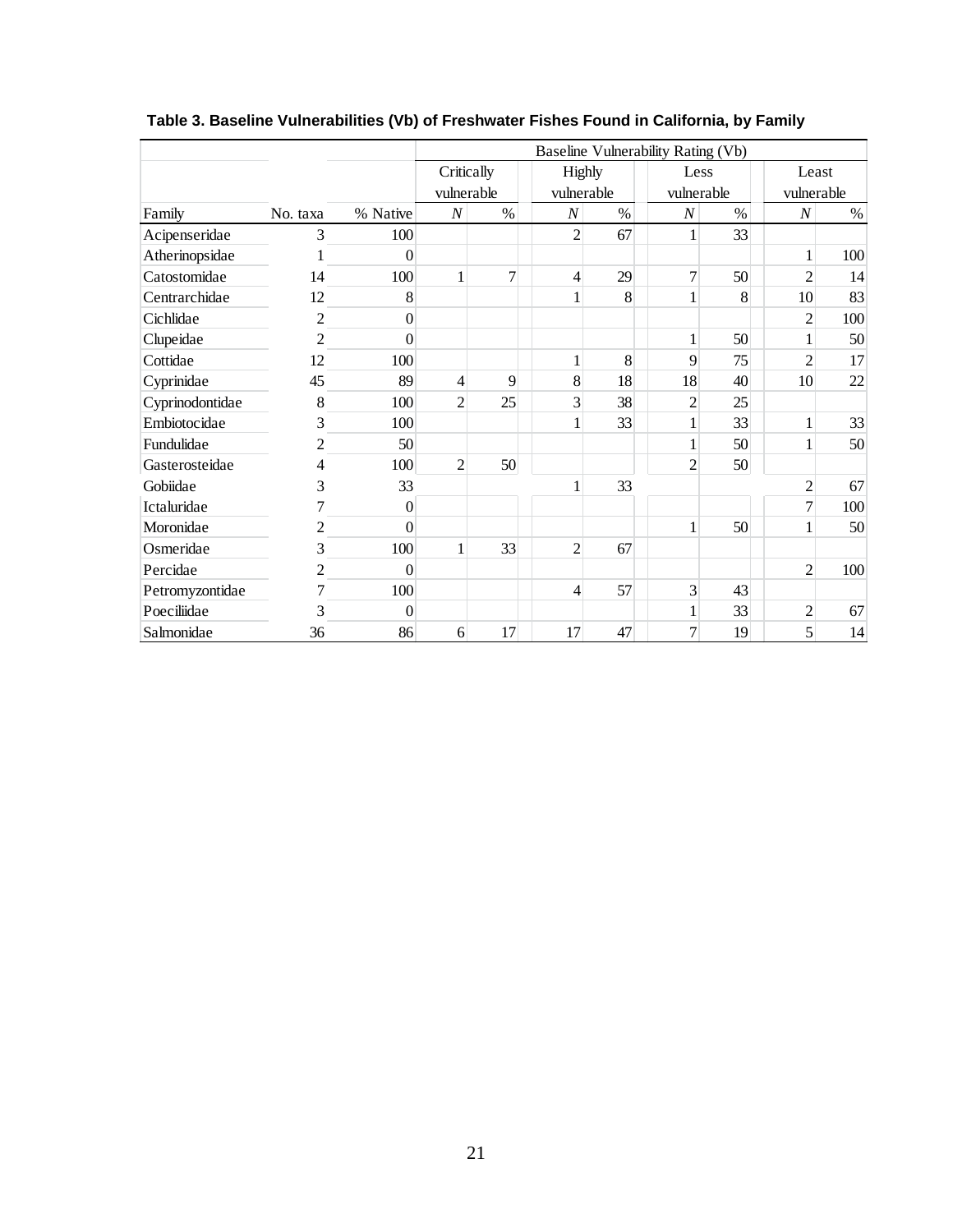**Table 3. Baseline Vulnerabilities (Vb) of Freshwater Fishes Found in California, by Family**

| | | | Baseline Vulnerability Rating (Vb) | | | | | | | |
|---|---|---|---|---|---|---|---|---|---|---|
| | | | Critically vulnerable | | Highly vulnerable | | Less vulnerable | | Least vulnerable | |
| Family | No. taxa | % Native | *N* | % | *N* | % | *N* | % | *N* | % |
| Acipenseridae | 3 | 100 | | | 2 | 67 | 1 | 33 | | |
| Atherinopsidae | 1 | 0 | | | | | | | 1 | 100 |
| Catostomidae | 14 | 100 | 1 | 7 | 4 | 29 | 7 | 50 | 2 | 14 |
| Centrarchidae | 12 | 8 | | | 1 | 8 | 1 | 8 | 10 | 83 |
| Cichlidae | 2 | 0 | | | | | | | 2 | 100 |
| Clupeidae | 2 | 0 | | | | | 1 | 50 | 1 | 50 |
| Cottidae | 12 | 100 | | | 1 | 8 | 9 | 75 | 2 | 17 |
| Cyprinidae | 45 | 89 | 4 | 9 | 8 | 18 | 18 | 40 | 10 | 22 |
| Cyprinodontidae | 8 | 100 | 2 | 25 | 3 | 38 | 2 | 25 | | |
| Embiotocidae | 3 | 100 | | | 1 | 33 | 1 | 33 | 1 | 33 |
| Fundulidae | 2 | 50 | | | | | 1 | 50 | 1 | 50 |
| Gasterosteidae | 4 | 100 | 2 | 50 | | | 2 | 50 | | |
| Gobiidae | 3 | 33 | | | 1 | 33 | | | 2 | 67 |
| Ictaluridae | 7 | 0 | | | | | | | 7 | 100 |
| Moronidae | 2 | 0 | | | | | 1 | 50 | 1 | 50 |
| Osmeridae | 3 | 100 | 1 | 33 | 2 | 67 | | | | |
| Percidae | 2 | 0 | | | | | | | 2 | 100 |
| Petromyzontidae | 7 | 100 | | | 4 | 57 | 3 | 43 | | |
| Poeciliidae | 3 | 0 | | | | | 1 | 33 | 2 | 67 |
| Salmonidae | 36 | 86 | 6 | 17 | 17 | 47 | 7 | 19 | 5 | 14 |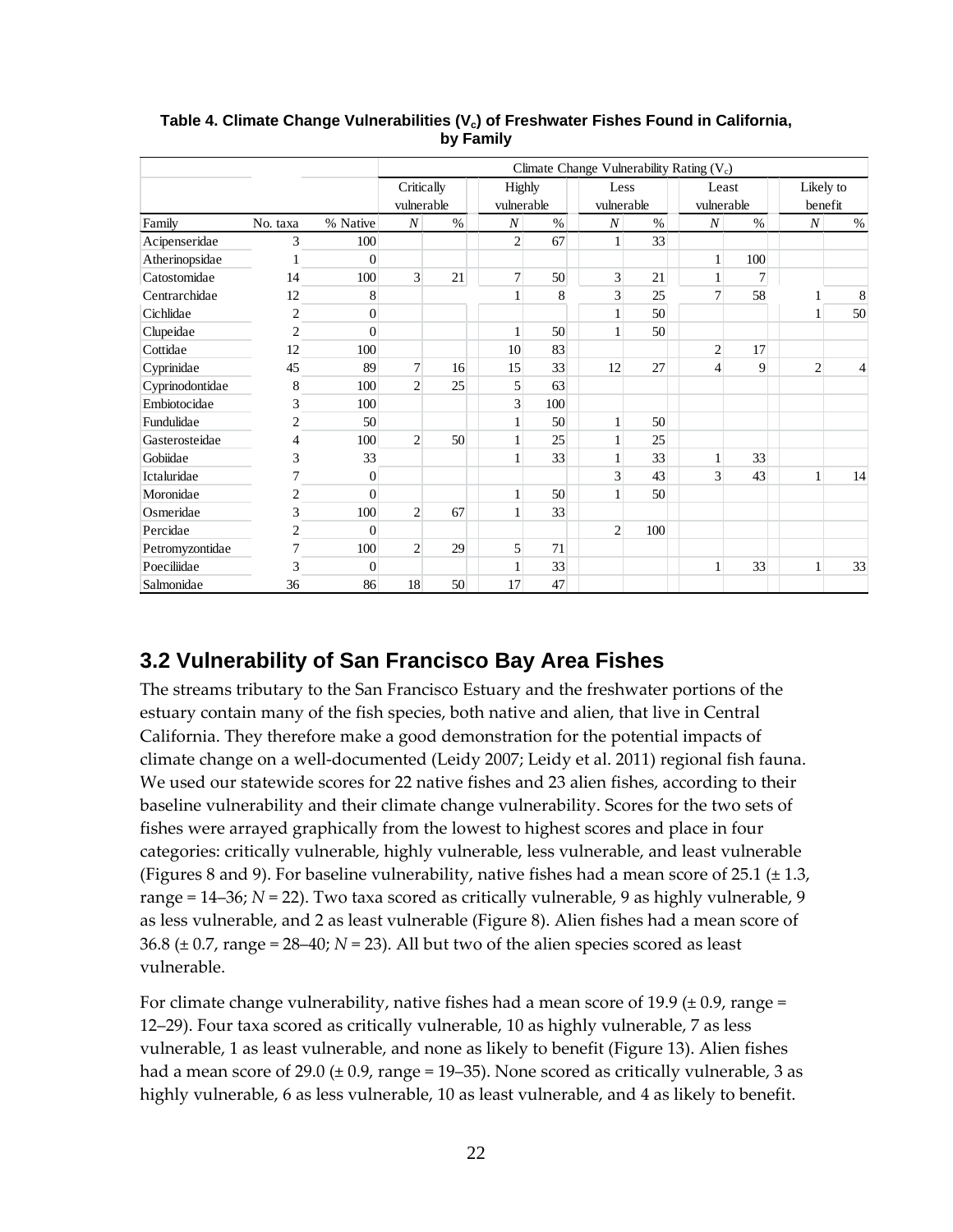**Table 4. Climate Change Vulnerabilities ($V_c$) of Freshwater Fishes Found in California, by Family**

| | | | Climate Change Vulnerability Rating ($V_c$) | | | | | | | | | |
|---|---|---|---|---|---|---|---|---|---|---|---|---|
| | | | Critically vulnerable | | Highly vulnerable | | Less vulnerable | | Least vulnerable | | Likely to benefit | |
| Family | No. taxa | % Native | *N* | % | *N* | % | *N* | % | *N* | % | *N* | % |
| Acipenseridae | 3 | 100 | | | 2 | 67 | 1 | 33 | | | | |
| Atherinopsidae | 1 | 0 | | | | | | | 1 | 100 | | |
| Catostomidae | 14 | 100 | 3 | 21 | 7 | 50 | 3 | 21 | 1 | 7 | | |
| Centrarchidae | 12 | 8 | | | 1 | 8 | 3 | 25 | 7 | 58 | 1 | 8 |
| Cichlidae | 2 | 0 | | | | | 1 | 50 | | | 1 | 50 |
| Clupeidae | 2 | 0 | | | 1 | 50 | 1 | 50 | | | | |
| Cottidae | 12 | 100 | | | 10 | 83 | | | 2 | 17 | | |
| Cyprinidae | 45 | 89 | 7 | 16 | 15 | 33 | 12 | 27 | 4 | 9 | 2 | 4 |
| Cyprinodontidae | 8 | 100 | 2 | 25 | 5 | 63 | | | | | | |
| Embiotocidae | 3 | 100 | | | 3 | 100 | | | | | | |
| Fundulidae | 2 | 50 | | | 1 | 50 | 1 | 50 | | | | |
| Gasterosteidae | 4 | 100 | 2 | 50 | 1 | 25 | 1 | 25 | | | | |
| Gobiidae | 3 | 33 | | | 1 | 33 | 1 | 33 | 1 | 33 | | |
| Ictaluridae | 7 | 0 | | | | | 3 | 43 | 3 | 43 | 1 | 14 |
| Moronidae | 2 | 0 | | | 1 | 50 | 1 | 50 | | | | |
| Osmeridae | 3 | 100 | 2 | 67 | 1 | 33 | | | | | | |
| Percidae | 2 | 0 | | | | | 2 | 100 | | | | |
| Petromyzontidae | 7 | 100 | 2 | 29 | 5 | 71 | | | | | | |
| Poeciliidae | 3 | 0 | | | 1 | 33 | | | 1 | 33 | 1 | 33 |
| Salmonidae | 36 | 86 | 18 | 50 | 17 | 47 | | | | | | |

## 3.2 Vulnerability of San Francisco Bay Area Fishes

The streams tributary to the San Francisco Estuary and the freshwater portions of the estuary contain many of the fish species, both native and alien, that live in Central California. They therefore make a good demonstration for the potential impacts of climate change on a well-documented (Leidy 2007; Leidy et al. 2011) regional fish fauna. We used our statewide scores for 22 native fishes and 23 alien fishes, according to their baseline vulnerability and their climate change vulnerability. Scores for the two sets of fishes were arrayed graphically from the lowest to highest scores and place in four categories: critically vulnerable, highly vulnerable, less vulnerable, and least vulnerable (Figures 8 and 9). For baseline vulnerability, native fishes had a mean score of 25.1 (± 1.3, range = 14–36; *N* = 22). Two taxa scored as critically vulnerable, 9 as highly vulnerable, 9 as less vulnerable, and 2 as least vulnerable (Figure 8). Alien fishes had a mean score of 36.8 (± 0.7, range = 28–40; *N* = 23). All but two of the alien species scored as least vulnerable.

For climate change vulnerability, native fishes had a mean score of 19.9 (± 0.9, range = 12–29). Four taxa scored as critically vulnerable, 10 as highly vulnerable, 7 as less vulnerable, 1 as least vulnerable, and none as likely to benefit (Figure 13). Alien fishes had a mean score of 29.0 (± 0.9, range = 19–35). None scored as critically vulnerable, 3 as highly vulnerable, 6 as less vulnerable, 10 as least vulnerable, and 4 as likely to benefit.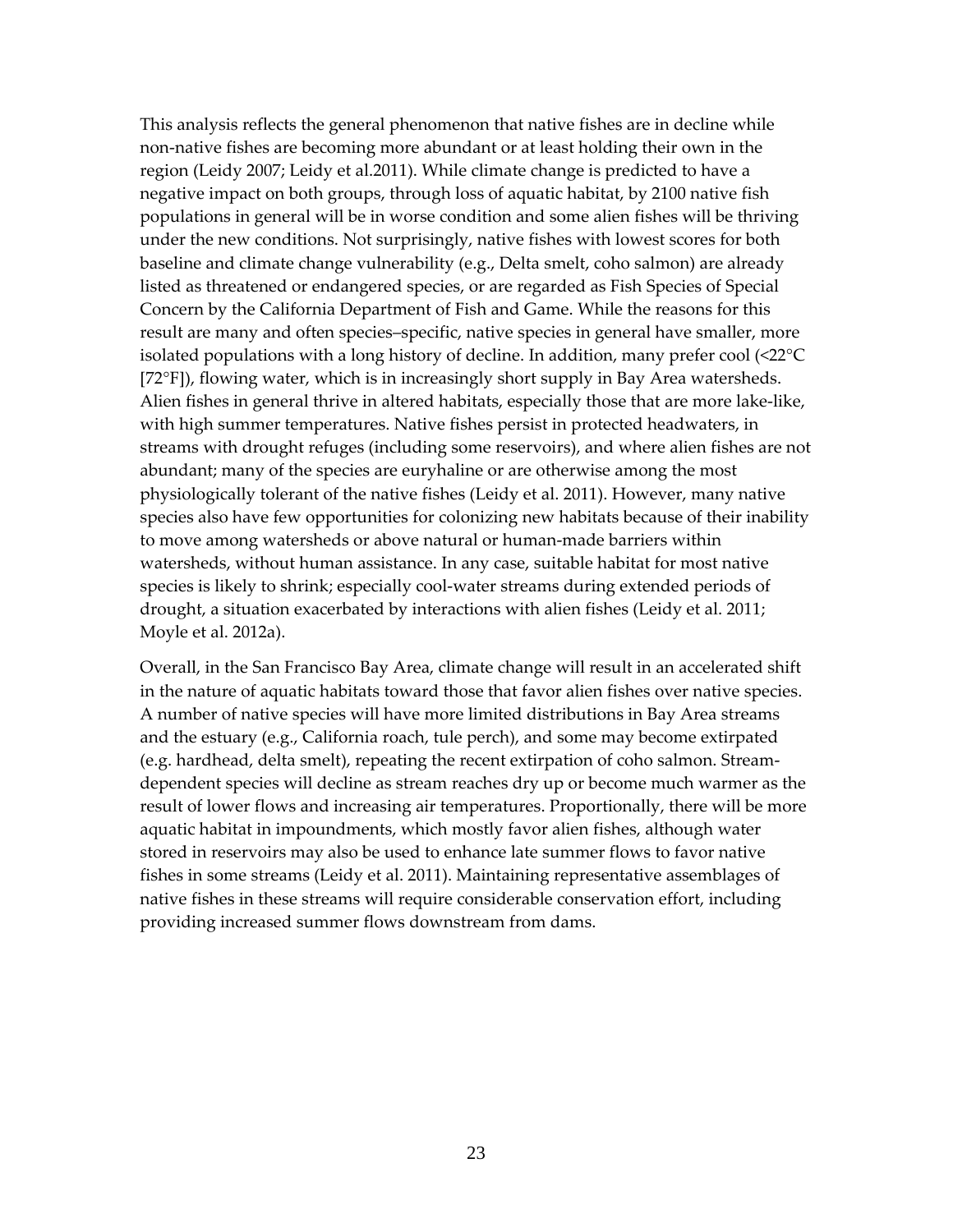This analysis reflects the general phenomenon that native fishes are in decline while non-native fishes are becoming more abundant or at least holding their own in the region (Leidy 2007; Leidy et al.2011). While climate change is predicted to have a negative impact on both groups, through loss of aquatic habitat, by 2100 native fish populations in general will be in worse condition and some alien fishes will be thriving under the new conditions. Not surprisingly, native fishes with lowest scores for both baseline and climate change vulnerability (e.g., Delta smelt, coho salmon) are already listed as threatened or endangered species, or are regarded as Fish Species of Special Concern by the California Department of Fish and Game. While the reasons for this result are many and often species–specific, native species in general have smaller, more isolated populations with a long history of decline. In addition, many prefer cool (<22°C [72°F]), flowing water, which is in increasingly short supply in Bay Area watersheds. Alien fishes in general thrive in altered habitats, especially those that are more lake-like, with high summer temperatures. Native fishes persist in protected headwaters, in streams with drought refuges (including some reservoirs), and where alien fishes are not abundant; many of the species are euryhaline or are otherwise among the most physiologically tolerant of the native fishes (Leidy et al. 2011). However, many native species also have few opportunities for colonizing new habitats because of their inability to move among watersheds or above natural or human-made barriers within watersheds, without human assistance. In any case, suitable habitat for most native species is likely to shrink; especially cool-water streams during extended periods of drought, a situation exacerbated by interactions with alien fishes (Leidy et al. 2011; Moyle et al. 2012a).

Overall, in the San Francisco Bay Area, climate change will result in an accelerated shift in the nature of aquatic habitats toward those that favor alien fishes over native species. A number of native species will have more limited distributions in Bay Area streams and the estuary (e.g., California roach, tule perch), and some may become extirpated (e.g. hardhead, delta smelt), repeating the recent extirpation of coho salmon. Stream-dependent species will decline as stream reaches dry up or become much warmer as the result of lower flows and increasing air temperatures. Proportionally, there will be more aquatic habitat in impoundments, which mostly favor alien fishes, although water stored in reservoirs may also be used to enhance late summer flows to favor native fishes in some streams (Leidy et al. 2011). Maintaining representative assemblages of native fishes in these streams will require considerable conservation effort, including providing increased summer flows downstream from dams.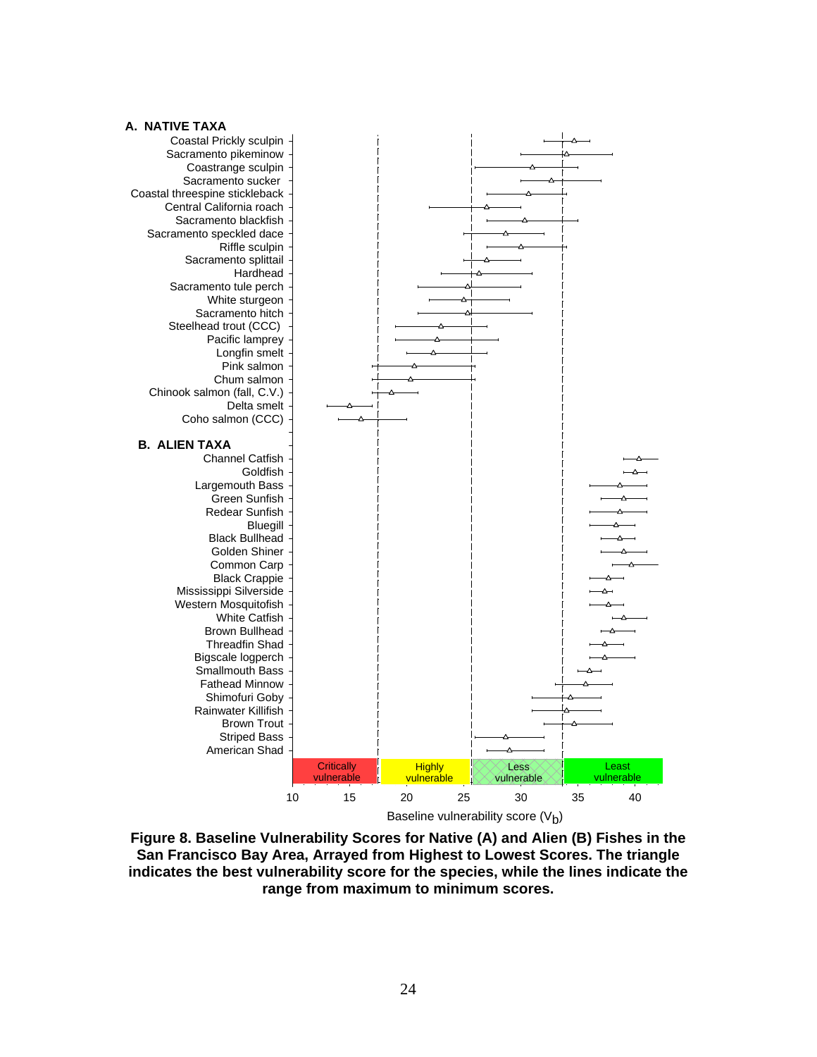**A. NATIVE TAXA**

- Coastal Prickly sculpin
- Sacramento pikeminow
- Coastrange sculpin
- Sacramento sucker
- Coastal threespine stickleback
- Central California roach
- Sacramento blackfish
- Sacramento speckled dace
- Riffle sculpin
- Sacramento splittail
- Hardhead
- Sacramento tule perch
- White sturgeon
- Sacramento hitch
- Steelhead trout (CCC)
- Pacific lamprey
- Longfin smelt
- Pink salmon
- Chum salmon
- Chinook salmon (fall, C.V.)
- Delta smelt
- Coho salmon (CCC)

**B. ALIEN TAXA**

- Channel Catfish
- Goldfish
- Largemouth Bass
- Green Sunfish
- Redear Sunfish
- Bluegill
- Black Bullhead
- Golden Shiner
- Common Carp
- Black Crappie
- Mississippi Silverside
- Western Mosquitofish
- White Catfish
- Brown Bullhead
- Threadfin Shad
- Bigscale logperch
- Smallmouth Bass
- Fathead Minnow
- Shimofuri Goby
- Rainwater Killifish
- Brown Trout
- Striped Bass
- American Shad

Critically vulnerable | Highly vulnerable | Less vulnerable | Least vulnerable

10 15 20 25 30 35 40

Baseline vulnerability score ($V_b$)

**Figure 8. Baseline Vulnerability Scores for Native (A) and Alien (B) Fishes in the San Francisco Bay Area, Arrayed from Highest to Lowest Scores. The triangle indicates the best vulnerability score for the species, while the lines indicate the range from maximum to minimum scores.**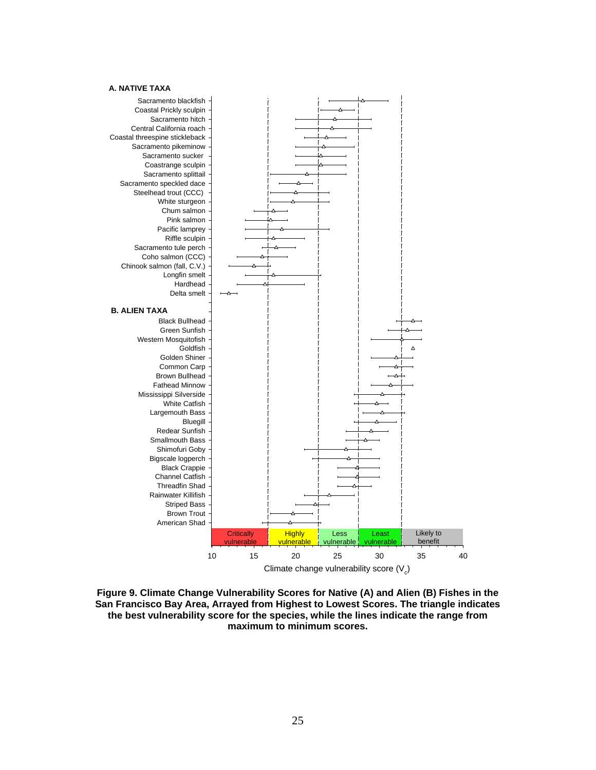**Figure 9. Climate Change Vulnerability Scores for Native (A) and Alien (B) Fishes in the San Francisco Bay Area, Arrayed from Highest to Lowest Scores. The triangle indicates the best vulnerability score for the species, while the lines indicate the range from maximum to minimum scores.**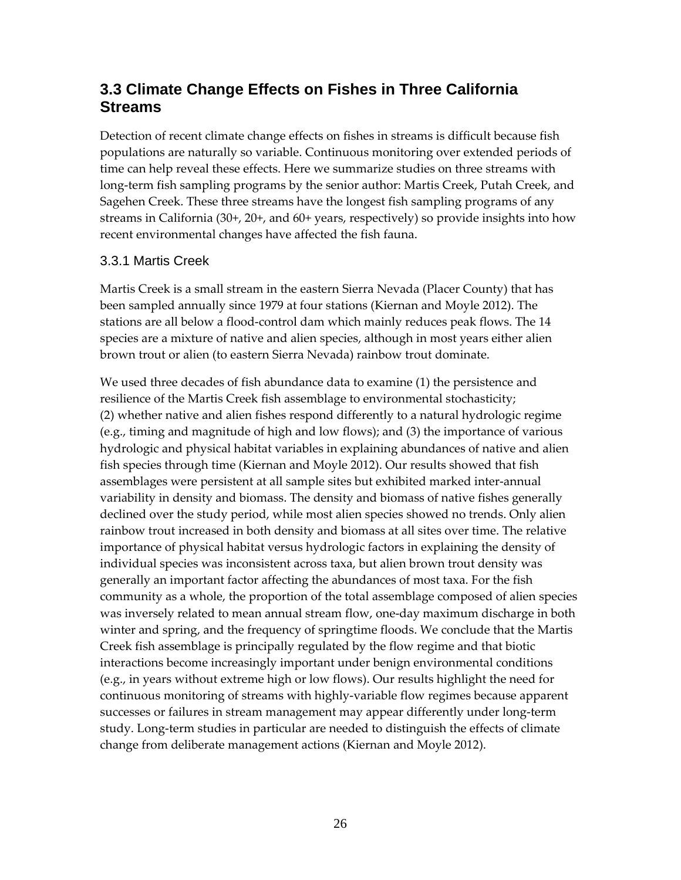## 3.3 Climate Change Effects on Fishes in Three California Streams

Detection of recent climate change effects on fishes in streams is difficult because fish populations are naturally so variable. Continuous monitoring over extended periods of time can help reveal these effects. Here we summarize studies on three streams with long-term fish sampling programs by the senior author: Martis Creek, Putah Creek, and Sagehen Creek. These three streams have the longest fish sampling programs of any streams in California (30+, 20+, and 60+ years, respectively) so provide insights into how recent environmental changes have affected the fish fauna.

### 3.3.1 Martis Creek

Martis Creek is a small stream in the eastern Sierra Nevada (Placer County) that has been sampled annually since 1979 at four stations (Kiernan and Moyle 2012). The stations are all below a flood-control dam which mainly reduces peak flows. The 14 species are a mixture of native and alien species, although in most years either alien brown trout or alien (to eastern Sierra Nevada) rainbow trout dominate.

We used three decades of fish abundance data to examine (1) the persistence and resilience of the Martis Creek fish assemblage to environmental stochasticity; (2) whether native and alien fishes respond differently to a natural hydrologic regime (e.g., timing and magnitude of high and low flows); and (3) the importance of various hydrologic and physical habitat variables in explaining abundances of native and alien fish species through time (Kiernan and Moyle 2012). Our results showed that fish assemblages were persistent at all sample sites but exhibited marked inter-annual variability in density and biomass. The density and biomass of native fishes generally declined over the study period, while most alien species showed no trends. Only alien rainbow trout increased in both density and biomass at all sites over time. The relative importance of physical habitat versus hydrologic factors in explaining the density of individual species was inconsistent across taxa, but alien brown trout density was generally an important factor affecting the abundances of most taxa. For the fish community as a whole, the proportion of the total assemblage composed of alien species was inversely related to mean annual stream flow, one-day maximum discharge in both winter and spring, and the frequency of springtime floods. We conclude that the Martis Creek fish assemblage is principally regulated by the flow regime and that biotic interactions become increasingly important under benign environmental conditions (e.g., in years without extreme high or low flows). Our results highlight the need for continuous monitoring of streams with highly-variable flow regimes because apparent successes or failures in stream management may appear differently under long-term study. Long-term studies in particular are needed to distinguish the effects of climate change from deliberate management actions (Kiernan and Moyle 2012).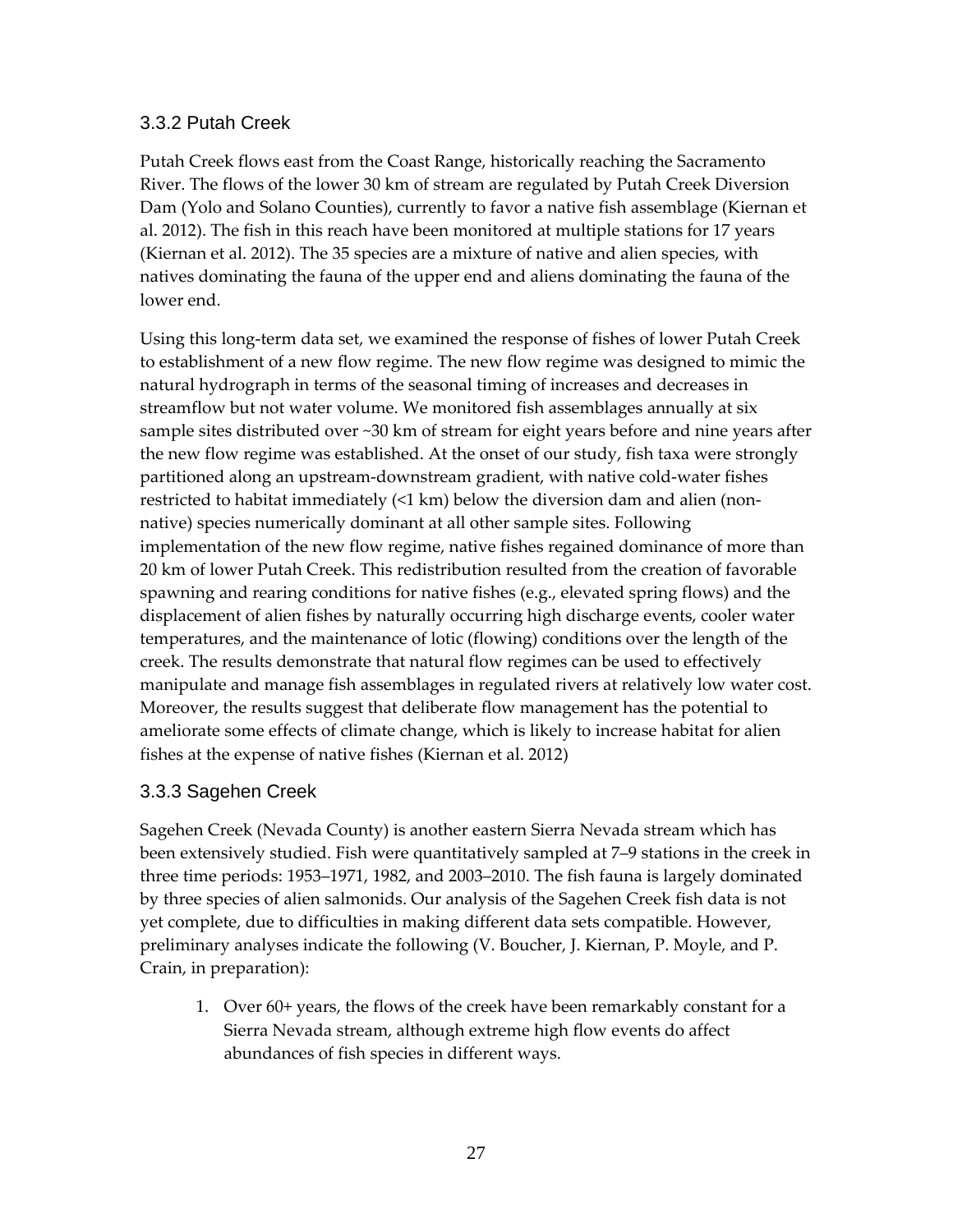### 3.3.2 Putah Creek

Putah Creek flows east from the Coast Range, historically reaching the Sacramento River. The flows of the lower 30 km of stream are regulated by Putah Creek Diversion Dam (Yolo and Solano Counties), currently to favor a native fish assemblage (Kiernan et al. 2012). The fish in this reach have been monitored at multiple stations for 17 years (Kiernan et al. 2012). The 35 species are a mixture of native and alien species, with natives dominating the fauna of the upper end and aliens dominating the fauna of the lower end.

Using this long-term data set, we examined the response of fishes of lower Putah Creek to establishment of a new flow regime. The new flow regime was designed to mimic the natural hydrograph in terms of the seasonal timing of increases and decreases in streamflow but not water volume. We monitored fish assemblages annually at six sample sites distributed over ~30 km of stream for eight years before and nine years after the new flow regime was established. At the onset of our study, fish taxa were strongly partitioned along an upstream-downstream gradient, with native cold-water fishes restricted to habitat immediately (<1 km) below the diversion dam and alien (non-native) species numerically dominant at all other sample sites. Following implementation of the new flow regime, native fishes regained dominance of more than 20 km of lower Putah Creek. This redistribution resulted from the creation of favorable spawning and rearing conditions for native fishes (e.g., elevated spring flows) and the displacement of alien fishes by naturally occurring high discharge events, cooler water temperatures, and the maintenance of lotic (flowing) conditions over the length of the creek. The results demonstrate that natural flow regimes can be used to effectively manipulate and manage fish assemblages in regulated rivers at relatively low water cost. Moreover, the results suggest that deliberate flow management has the potential to ameliorate some effects of climate change, which is likely to increase habitat for alien fishes at the expense of native fishes (Kiernan et al. 2012)

### 3.3.3 Sagehen Creek

Sagehen Creek (Nevada County) is another eastern Sierra Nevada stream which has been extensively studied. Fish were quantitatively sampled at 7–9 stations in the creek in three time periods: 1953–1971, 1982, and 2003–2010. The fish fauna is largely dominated by three species of alien salmonids. Our analysis of the Sagehen Creek fish data is not yet complete, due to difficulties in making different data sets compatible. However, preliminary analyses indicate the following (V. Boucher, J. Kiernan, P. Moyle, and P. Crain, in preparation):

1. Over 60+ years, the flows of the creek have been remarkably constant for a Sierra Nevada stream, although extreme high flow events do affect abundances of fish species in different ways.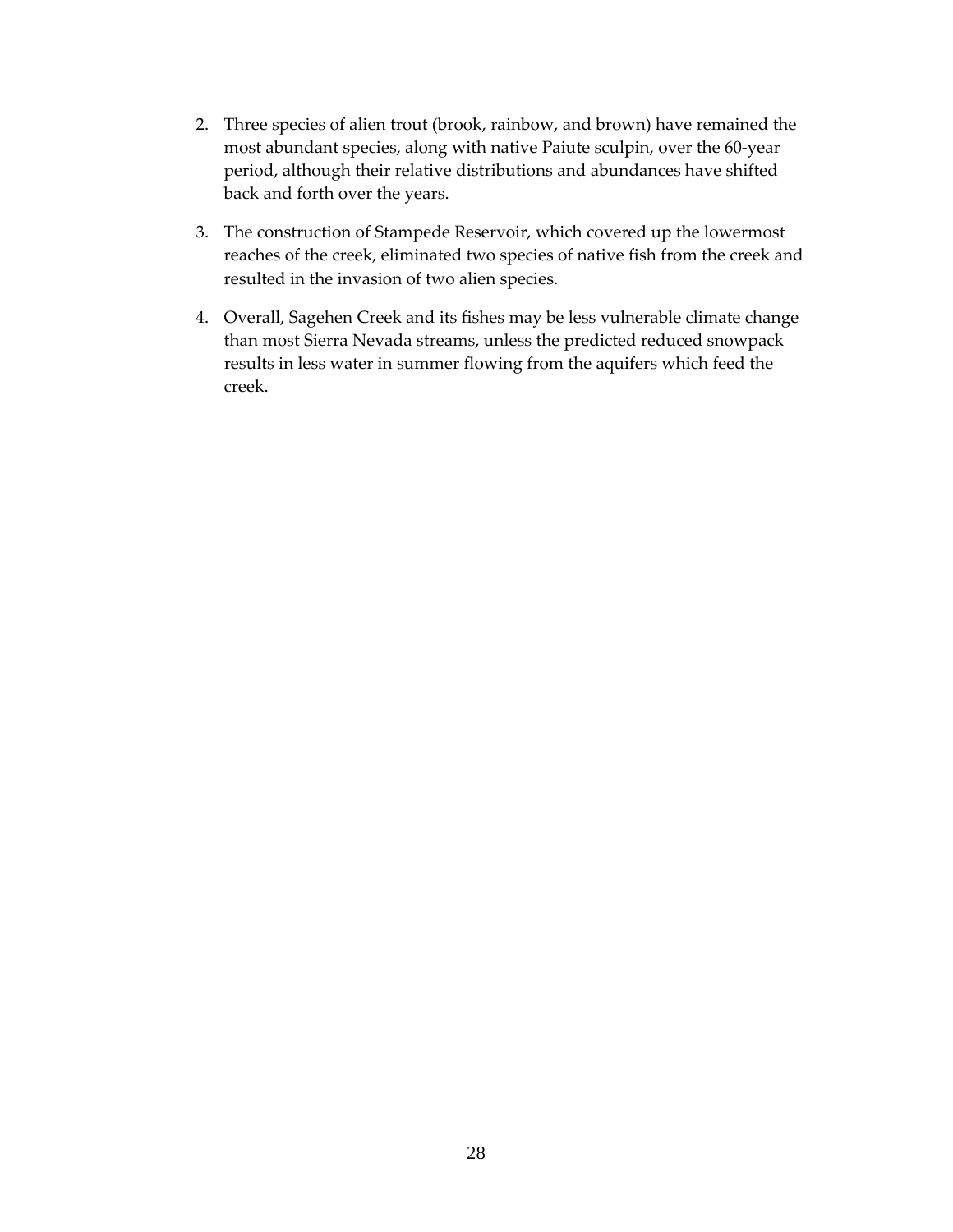2. Three species of alien trout (brook, rainbow, and brown) have remained the most abundant species, along with native Paiute sculpin, over the 60-year period, although their relative distributions and abundances have shifted back and forth over the years.

3. The construction of Stampede Reservoir, which covered up the lowermost reaches of the creek, eliminated two species of native fish from the creek and resulted in the invasion of two alien species.

4. Overall, Sagehen Creek and its fishes may be less vulnerable climate change than most Sierra Nevada streams, unless the predicted reduced snowpack results in less water in summer flowing from the aquifers which feed the creek.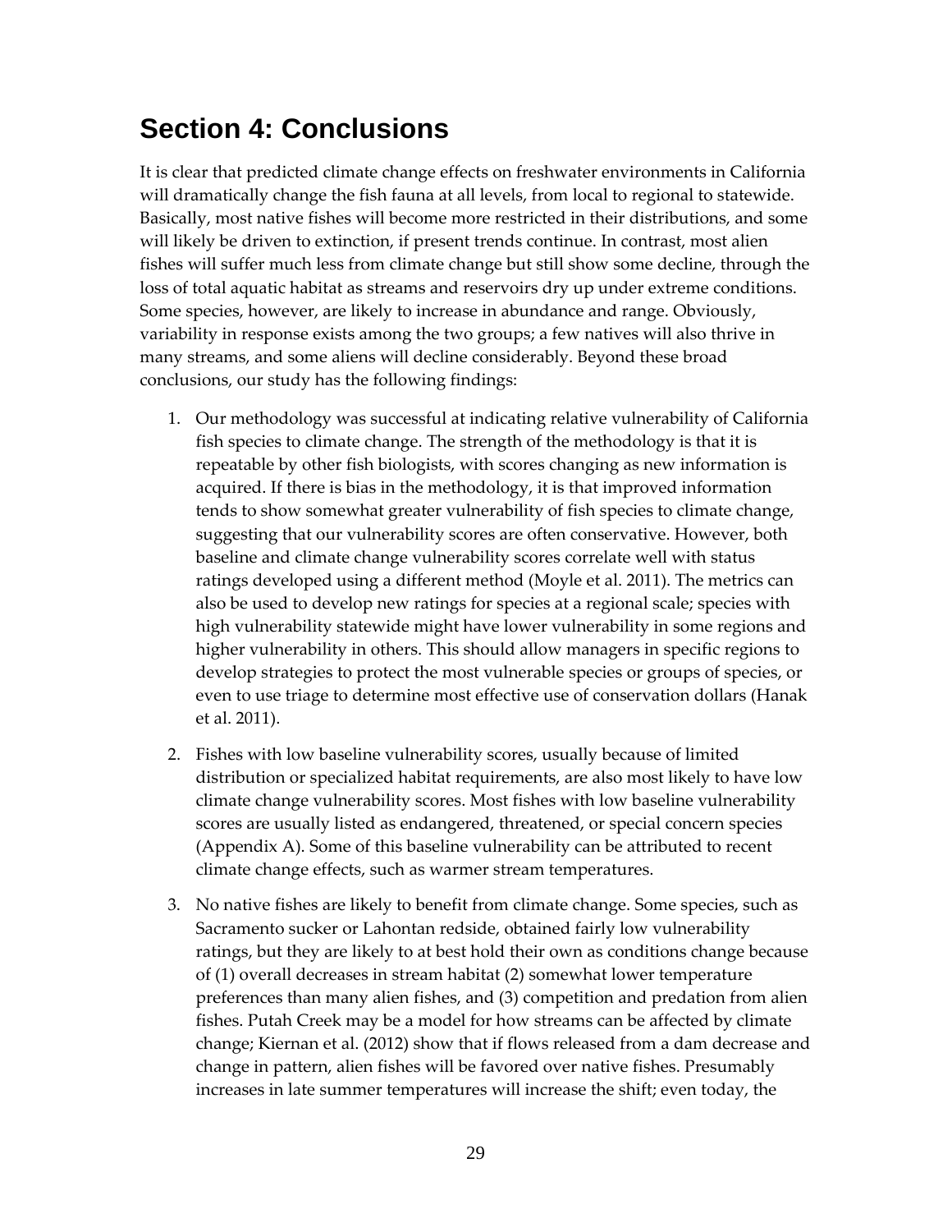# Section 4: Conclusions

It is clear that predicted climate change effects on freshwater environments in California will dramatically change the fish fauna at all levels, from local to regional to statewide. Basically, most native fishes will become more restricted in their distributions, and some will likely be driven to extinction, if present trends continue. In contrast, most alien fishes will suffer much less from climate change but still show some decline, through the loss of total aquatic habitat as streams and reservoirs dry up under extreme conditions. Some species, however, are likely to increase in abundance and range. Obviously, variability in response exists among the two groups; a few natives will also thrive in many streams, and some aliens will decline considerably. Beyond these broad conclusions, our study has the following findings:

1. Our methodology was successful at indicating relative vulnerability of California fish species to climate change. The strength of the methodology is that it is repeatable by other fish biologists, with scores changing as new information is acquired. If there is bias in the methodology, it is that improved information tends to show somewhat greater vulnerability of fish species to climate change, suggesting that our vulnerability scores are often conservative. However, both baseline and climate change vulnerability scores correlate well with status ratings developed using a different method (Moyle et al. 2011). The metrics can also be used to develop new ratings for species at a regional scale; species with high vulnerability statewide might have lower vulnerability in some regions and higher vulnerability in others. This should allow managers in specific regions to develop strategies to protect the most vulnerable species or groups of species, or even to use triage to determine most effective use of conservation dollars (Hanak et al. 2011).

2. Fishes with low baseline vulnerability scores, usually because of limited distribution or specialized habitat requirements, are also most likely to have low climate change vulnerability scores. Most fishes with low baseline vulnerability scores are usually listed as endangered, threatened, or special concern species (Appendix A). Some of this baseline vulnerability can be attributed to recent climate change effects, such as warmer stream temperatures.

3. No native fishes are likely to benefit from climate change. Some species, such as Sacramento sucker or Lahontan redside, obtained fairly low vulnerability ratings, but they are likely to at best hold their own as conditions change because of (1) overall decreases in stream habitat (2) somewhat lower temperature preferences than many alien fishes, and (3) competition and predation from alien fishes. Putah Creek may be a model for how streams can be affected by climate change; Kiernan et al. (2012) show that if flows released from a dam decrease and change in pattern, alien fishes will be favored over native fishes. Presumably increases in late summer temperatures will increase the shift; even today, the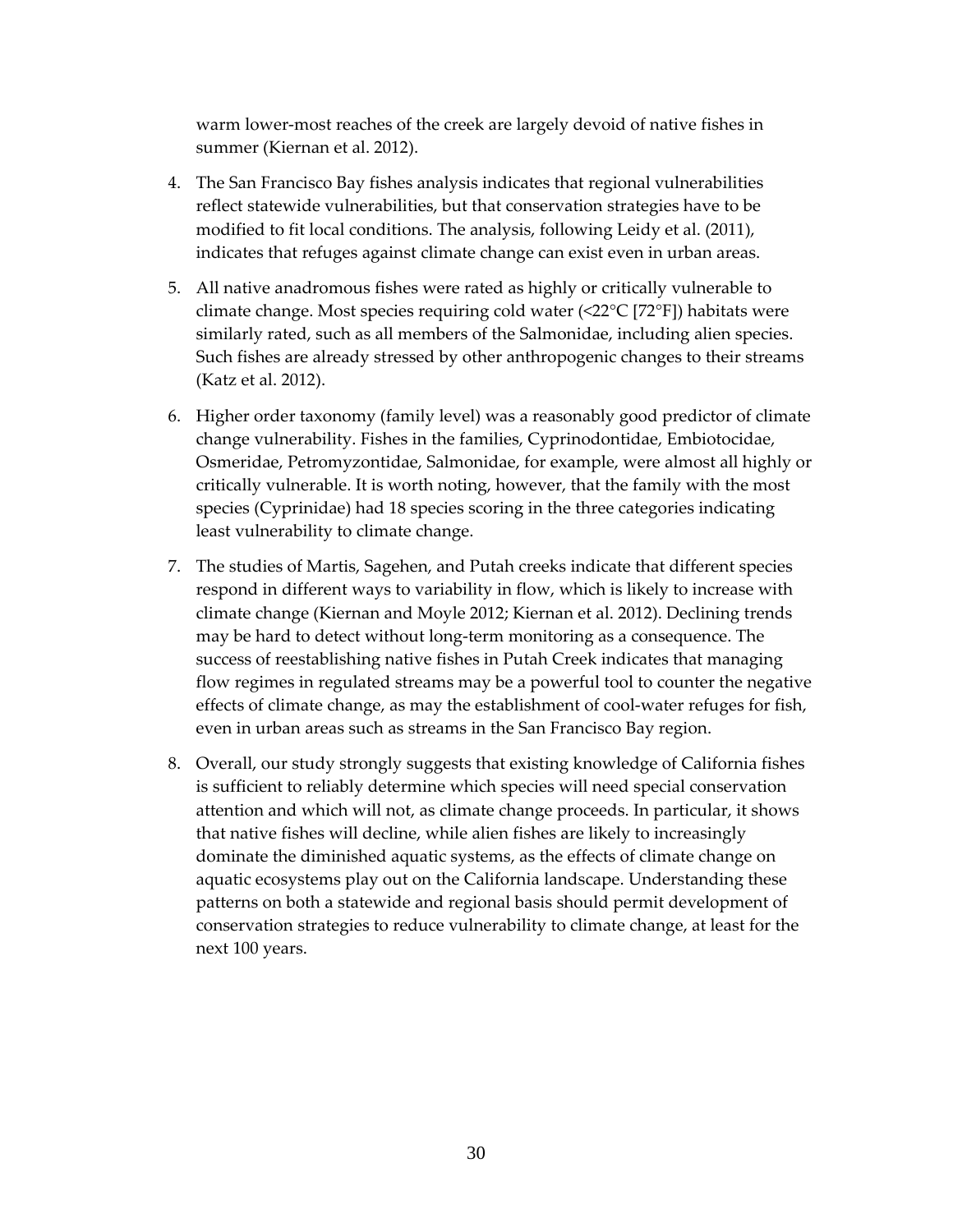warm lower-most reaches of the creek are largely devoid of native fishes in summer (Kiernan et al. 2012).

4. The San Francisco Bay fishes analysis indicates that regional vulnerabilities reflect statewide vulnerabilities, but that conservation strategies have to be modified to fit local conditions. The analysis, following Leidy et al. (2011), indicates that refuges against climate change can exist even in urban areas.

5. All native anadromous fishes were rated as highly or critically vulnerable to climate change. Most species requiring cold water (<22°C [72°F]) habitats were similarly rated, such as all members of the Salmonidae, including alien species. Such fishes are already stressed by other anthropogenic changes to their streams (Katz et al. 2012).

6. Higher order taxonomy (family level) was a reasonably good predictor of climate change vulnerability. Fishes in the families, Cyprinodontidae, Embiotocidae, Osmeridae, Petromyzontidae, Salmonidae, for example, were almost all highly or critically vulnerable. It is worth noting, however, that the family with the most species (Cyprinidae) had 18 species scoring in the three categories indicating least vulnerability to climate change.

7. The studies of Martis, Sagehen, and Putah creeks indicate that different species respond in different ways to variability in flow, which is likely to increase with climate change (Kiernan and Moyle 2012; Kiernan et al. 2012). Declining trends may be hard to detect without long-term monitoring as a consequence. The success of reestablishing native fishes in Putah Creek indicates that managing flow regimes in regulated streams may be a powerful tool to counter the negative effects of climate change, as may the establishment of cool-water refuges for fish, even in urban areas such as streams in the San Francisco Bay region.

8. Overall, our study strongly suggests that existing knowledge of California fishes is sufficient to reliably determine which species will need special conservation attention and which will not, as climate change proceeds. In particular, it shows that native fishes will decline, while alien fishes are likely to increasingly dominate the diminished aquatic systems, as the effects of climate change on aquatic ecosystems play out on the California landscape. Understanding these patterns on both a statewide and regional basis should permit development of conservation strategies to reduce vulnerability to climate change, at least for the next 100 years.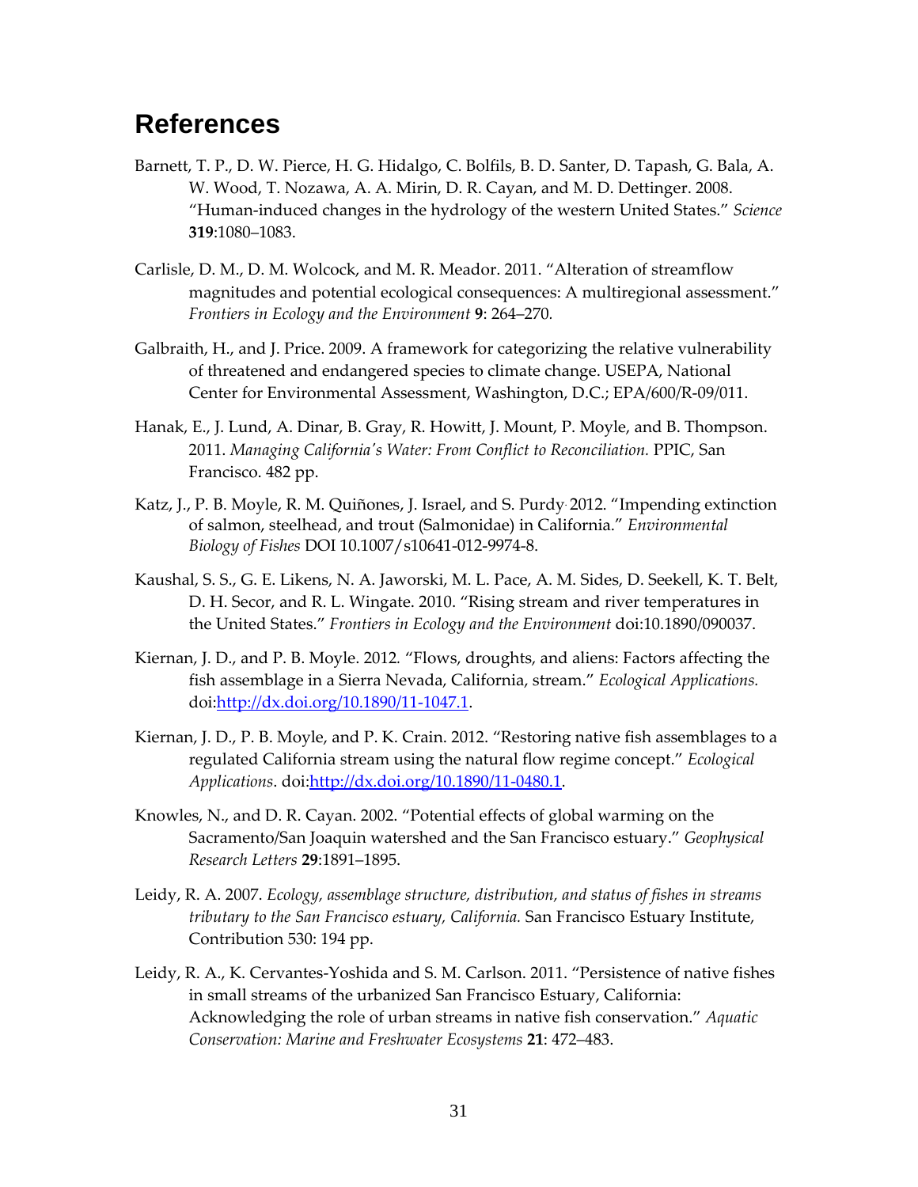# References

Barnett, T. P., D. W. Pierce, H. G. Hidalgo, C. Bolfils, B. D. Santer, D. Tapash, G. Bala, A. W. Wood, T. Nozawa, A. A. Mirin, D. R. Cayan, and M. D. Dettinger. 2008. "Human-induced changes in the hydrology of the western United States." *Science* **319**:1080–1083.

Carlisle, D. M., D. M. Wolcock, and M. R. Meador. 2011. "Alteration of streamflow magnitudes and potential ecological consequences: A multiregional assessment." *Frontiers in Ecology and the Environment* **9**: 264–270.

Galbraith, H., and J. Price. 2009. A framework for categorizing the relative vulnerability of threatened and endangered species to climate change. USEPA, National Center for Environmental Assessment, Washington, D.C.; EPA/600/R-09/011.

Hanak, E., J. Lund, A. Dinar, B. Gray, R. Howitt, J. Mount, P. Moyle, and B. Thompson. 2011. *Managing California's Water: From Conflict to Reconciliation.* PPIC, San Francisco. 482 pp.

Katz, J., P. B. Moyle, R. M. Quiñones, J. Israel, and S. Purdy. 2012. "Impending extinction of salmon, steelhead, and trout (Salmonidae) in California." *Environmental Biology of Fishes* DOI 10.1007/s10641-012-9974-8.

Kaushal, S. S., G. E. Likens, N. A. Jaworski, M. L. Pace, A. M. Sides, D. Seekell, K. T. Belt, D. H. Secor, and R. L. Wingate. 2010. "Rising stream and river temperatures in the United States." *Frontiers in Ecology and the Environment* doi:10.1890/090037.

Kiernan, J. D., and P. B. Moyle. 2012. "Flows, droughts, and aliens: Factors affecting the fish assemblage in a Sierra Nevada, California, stream." *Ecological Applications.* doi:http://dx.doi.org/10.1890/11-1047.1.

Kiernan, J. D., P. B. Moyle, and P. K. Crain. 2012. "Restoring native fish assemblages to a regulated California stream using the natural flow regime concept." *Ecological Applications*. doi:http://dx.doi.org/10.1890/11-0480.1.

Knowles, N., and D. R. Cayan. 2002. "Potential effects of global warming on the Sacramento/San Joaquin watershed and the San Francisco estuary." *Geophysical Research Letters* **29**:1891–1895.

Leidy, R. A. 2007. *Ecology, assemblage structure, distribution, and status of fishes in streams tributary to the San Francisco estuary, California.* San Francisco Estuary Institute, Contribution 530: 194 pp.

Leidy, R. A., K. Cervantes-Yoshida and S. M. Carlson. 2011. "Persistence of native fishes in small streams of the urbanized San Francisco Estuary, California: Acknowledging the role of urban streams in native fish conservation." *Aquatic Conservation: Marine and Freshwater Ecosystems* **21**: 472–483.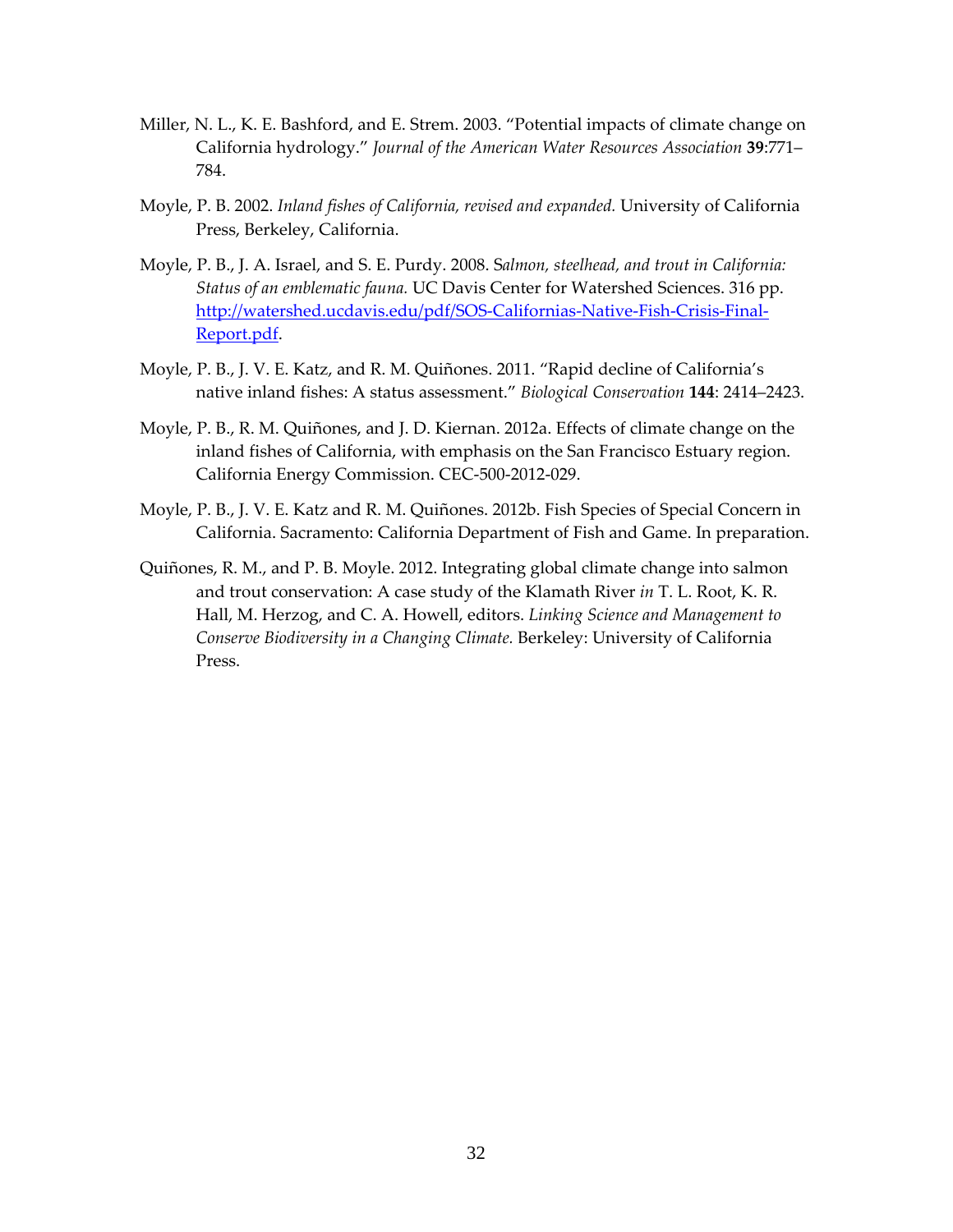Miller, N. L., K. E. Bashford, and E. Strem. 2003. "Potential impacts of climate change on California hydrology." *Journal of the American Water Resources Association* **39**:771–784.

Moyle, P. B. 2002. *Inland fishes of California, revised and expanded.* University of California Press, Berkeley, California.

Moyle, P. B., J. A. Israel, and S. E. Purdy. 2008. S*almon, steelhead, and trout in California: Status of an emblematic fauna.* UC Davis Center for Watershed Sciences. 316 pp. http://watershed.ucdavis.edu/pdf/SOS-Californias-Native-Fish-Crisis-Final-Report.pdf.

Moyle, P. B., J. V. E. Katz, and R. M. Quiñones. 2011. "Rapid decline of California's native inland fishes: A status assessment." *Biological Conservation* **144**: 2414–2423.

Moyle, P. B., R. M. Quiñones, and J. D. Kiernan. 2012a. Effects of climate change on the inland fishes of California, with emphasis on the San Francisco Estuary region. California Energy Commission. CEC-500-2012-029.

Moyle, P. B., J. V. E. Katz and R. M. Quiñones. 2012b. Fish Species of Special Concern in California. Sacramento: California Department of Fish and Game. In preparation.

Quiñones, R. M., and P. B. Moyle. 2012. Integrating global climate change into salmon and trout conservation: A case study of the Klamath River *in* T. L. Root, K. R. Hall, M. Herzog, and C. A. Howell, editors. *Linking Science and Management to Conserve Biodiversity in a Changing Climate.* Berkeley: University of California Press.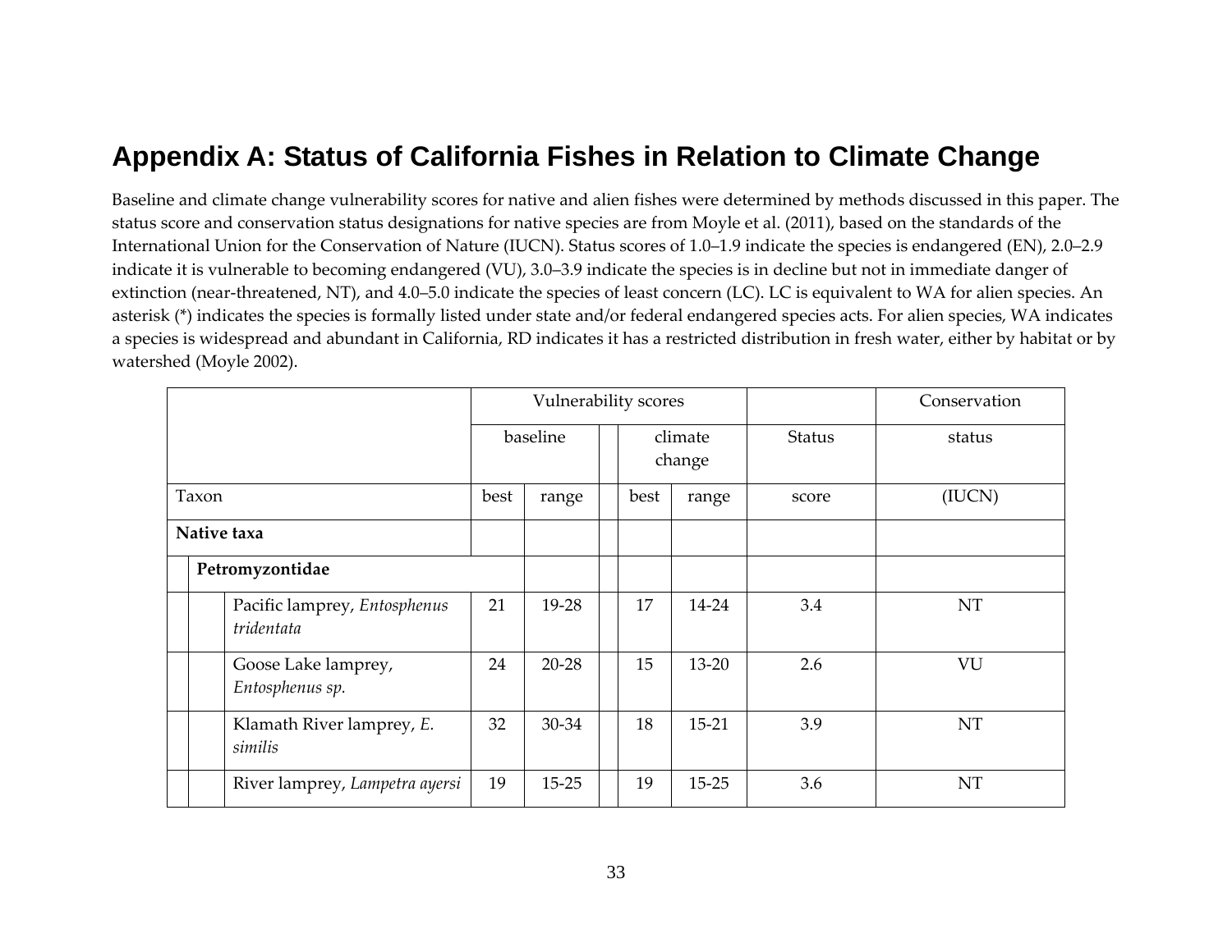# Appendix A: Status of California Fishes in Relation to Climate Change

Baseline and climate change vulnerability scores for native and alien fishes were determined by methods discussed in this paper. The status score and conservation status designations for native species are from Moyle et al. (2011), based on the standards of the International Union for the Conservation of Nature (IUCN). Status scores of 1.0–1.9 indicate the species is endangered (EN), 2.0–2.9 indicate it is vulnerable to becoming endangered (VU), 3.0–3.9 indicate the species is in decline but not in immediate danger of extinction (near-threatened, NT), and 4.0–5.0 indicate the species of least concern (LC). LC is equivalent to WA for alien species. An asterisk (*) indicates the species is formally listed under state and/or federal endangered species acts. For alien species, WA indicates a species is widespread and abundant in California, RD indicates it has a restricted distribution in fresh water, either by habitat or by watershed (Moyle 2002).

| | Vulnerability scores | | | | Status | Conservation |
|---|---|---|---|---|---|---|
| | baseline | | climate change | | Status | status |
| Taxon | best | range | best | range | score | (IUCN) |
| **Native taxa** | | | | | | |
| **Petromyzontidae** | | | | | | |
| Pacific lamprey, *Entosphenus tridentata* | 21 | 19-28 | 17 | 14-24 | 3.4 | NT |
| Goose Lake lamprey, *Entosphenus sp.* | 24 | 20-28 | 15 | 13-20 | 2.6 | VU |
| Klamath River lamprey, *E. similis* | 32 | 30-34 | 18 | 15-21 | 3.9 | NT |
| River lamprey, *Lampetra ayersi* | 19 | 15-25 | 19 | 15-25 | 3.6 | NT |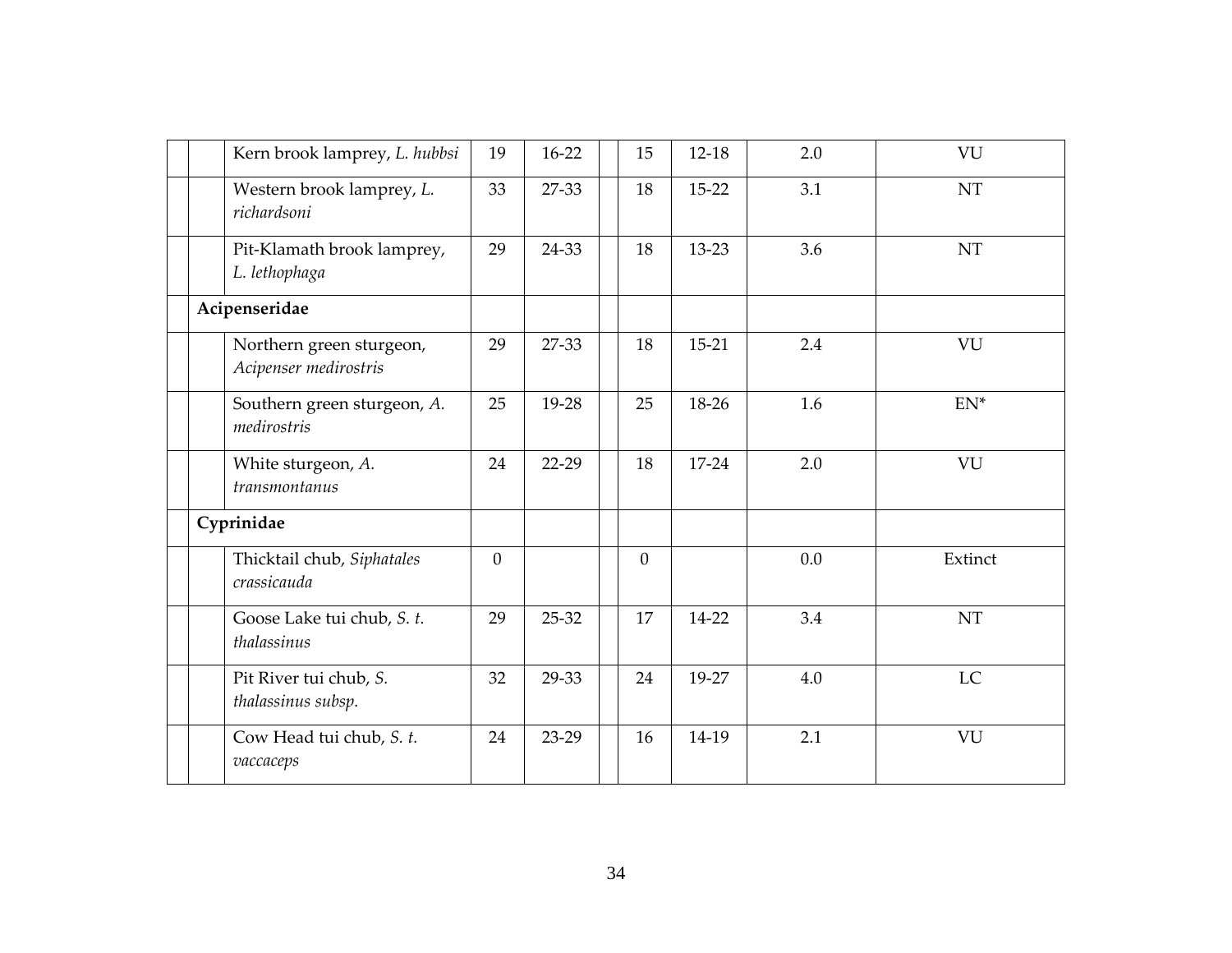| | | | | | | | | |
|---|---|---|---|---|---|---|---|---|
| | | Kern brook lamprey, *L. hubbsi* | 19 | 16-22 | | 15 | 12-18 | 2.0 | VU |
| | | Western brook lamprey, *L. richardsoni* | 33 | 27-33 | | 18 | 15-22 | 3.1 | NT |
| | | Pit-Klamath brook lamprey, *L. lethophaga* | 29 | 24-33 | | 18 | 13-23 | 3.6 | NT |
| | **Acipenseridae** | | | | | | | | |
| | | Northern green sturgeon, *Acipenser medirostris* | 29 | 27-33 | | 18 | 15-21 | 2.4 | VU |
| | | Southern green sturgeon, *A. medirostris* | 25 | 19-28 | | 25 | 18-26 | 1.6 | EN* |
| | | White sturgeon, *A. transmontanus* | 24 | 22-29 | | 18 | 17-24 | 2.0 | VU |
| | **Cyprinidae** | | | | | | | | |
| | | Thicktail chub, *Siphatales crassicauda* | 0 | | | 0 | | 0.0 | Extinct |
| | | Goose Lake tui chub, *S. t. thalassinus* | 29 | 25-32 | | 17 | 14-22 | 3.4 | NT |
| | | Pit River tui chub, *S. thalassinus subsp.* | 32 | 29-33 | | 24 | 19-27 | 4.0 | LC |
| | | Cow Head tui chub, *S. t. vaccaceps* | 24 | 23-29 | | 16 | 14-19 | 2.1 | VU |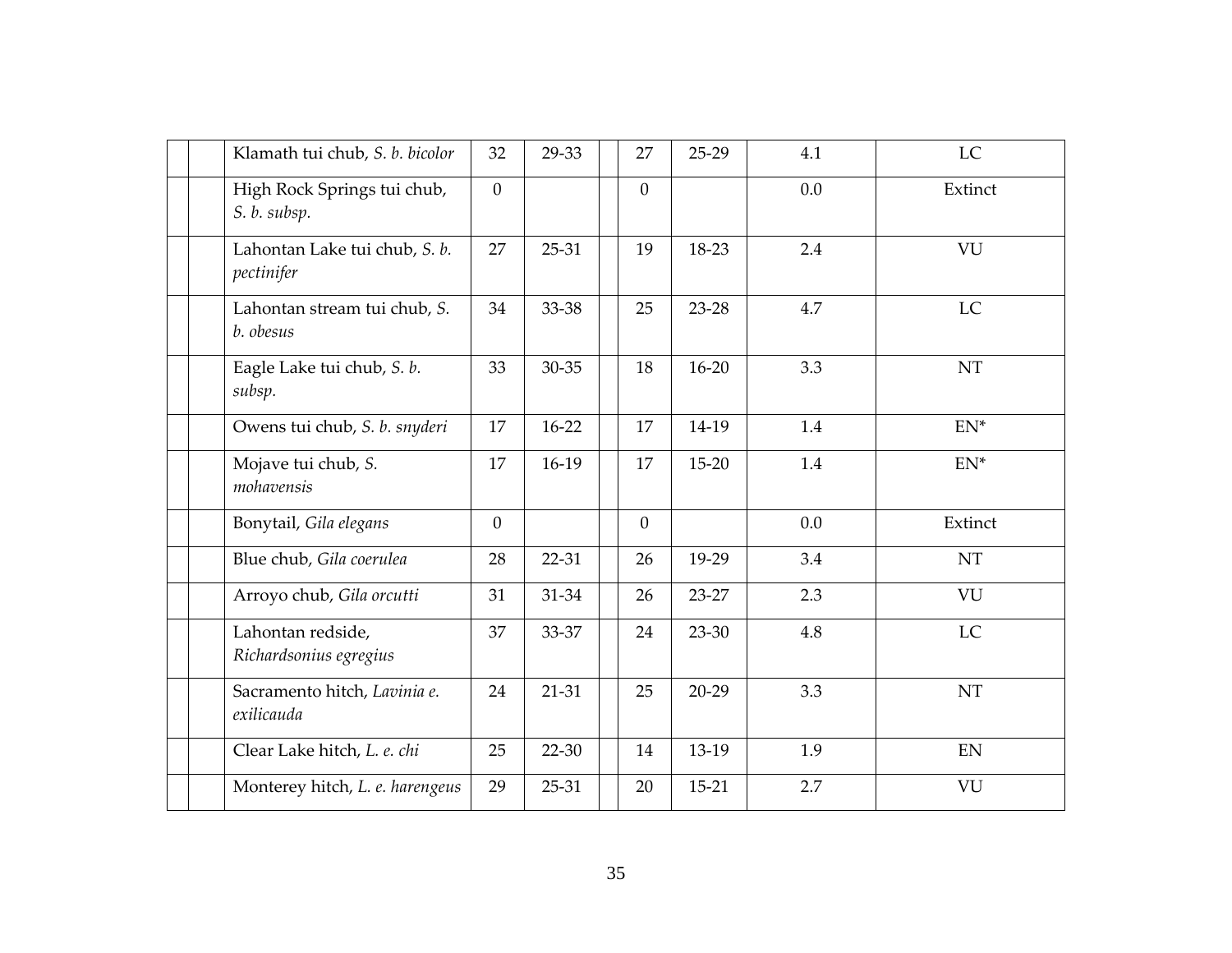| | | | | | | | | | |
|---|---|---|---|---|---|---|---|---|---|
| | | Klamath tui chub, *S. b. bicolor* | 32 | 29-33 | | 27 | 25-29 | 4.1 | LC |
| | | High Rock Springs tui chub, *S. b. subsp.* | 0 | | | 0 | | 0.0 | Extinct |
| | | Lahontan Lake tui chub, *S. b. pectinifer* | 27 | 25-31 | | 19 | 18-23 | 2.4 | VU |
| | | Lahontan stream tui chub, *S. b. obesus* | 34 | 33-38 | | 25 | 23-28 | 4.7 | LC |
| | | Eagle Lake tui chub, *S. b. subsp.* | 33 | 30-35 | | 18 | 16-20 | 3.3 | NT |
| | | Owens tui chub, *S. b. snyderi* | 17 | 16-22 | | 17 | 14-19 | 1.4 | EN* |
| | | Mojave tui chub, *S. mohavensis* | 17 | 16-19 | | 17 | 15-20 | 1.4 | EN* |
| | | Bonytail, *Gila elegans* | 0 | | | 0 | | 0.0 | Extinct |
| | | Blue chub, *Gila coerulea* | 28 | 22-31 | | 26 | 19-29 | 3.4 | NT |
| | | Arroyo chub, *Gila orcutti* | 31 | 31-34 | | 26 | 23-27 | 2.3 | VU |
| | | Lahontan redside, *Richardsonius egregius* | 37 | 33-37 | | 24 | 23-30 | 4.8 | LC |
| | | Sacramento hitch, *Lavinia e. exilicauda* | 24 | 21-31 | | 25 | 20-29 | 3.3 | NT |
| | | Clear Lake hitch, *L. e. chi* | 25 | 22-30 | | 14 | 13-19 | 1.9 | EN |
| | | Monterey hitch, *L. e. harengeus* | 29 | 25-31 | | 20 | 15-21 | 2.7 | VU |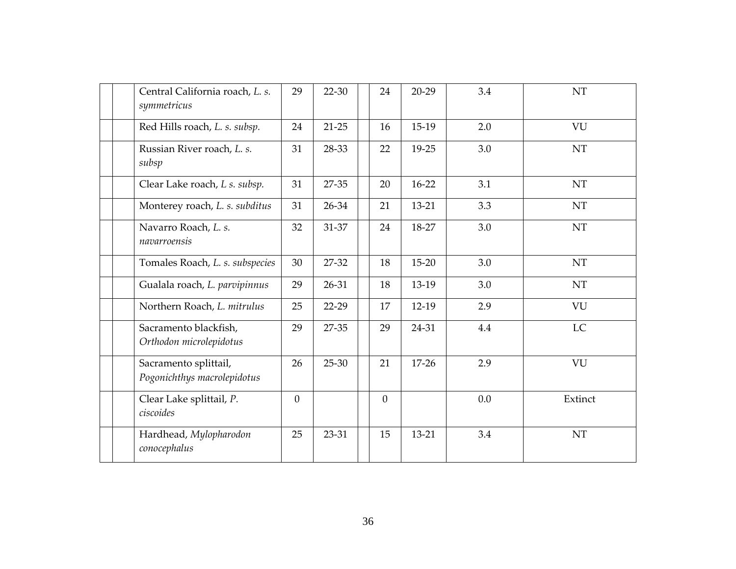| | | | | | | | | |
|---|---|---|---|---|---|---|---|---|
| | | Central California roach, *L. s. symmetricus* | 29 | 22-30 | | 24 | 20-29 | 3.4 | NT |
| | | Red Hills roach, *L. s. subsp.* | 24 | 21-25 | | 16 | 15-19 | 2.0 | VU |
| | | Russian River roach, *L. s. subsp* | 31 | 28-33 | | 22 | 19-25 | 3.0 | NT |
| | | Clear Lake roach, *L s. subsp.* | 31 | 27-35 | | 20 | 16-22 | 3.1 | NT |
| | | Monterey roach, *L. s. subditus* | 31 | 26-34 | | 21 | 13-21 | 3.3 | NT |
| | | Navarro Roach, *L. s. navarroensis* | 32 | 31-37 | | 24 | 18-27 | 3.0 | NT |
| | | Tomales Roach, *L. s. subspecies* | 30 | 27-32 | | 18 | 15-20 | 3.0 | NT |
| | | Gualala roach, *L. parvipinnus* | 29 | 26-31 | | 18 | 13-19 | 3.0 | NT |
| | | Northern Roach, *L. mitrulus* | 25 | 22-29 | | 17 | 12-19 | 2.9 | VU |
| | | Sacramento blackfish, *Orthodon microlepidotus* | 29 | 27-35 | | 29 | 24-31 | 4.4 | LC |
| | | Sacramento splittail, *Pogonichthys macrolepidotus* | 26 | 25-30 | | 21 | 17-26 | 2.9 | VU |
| | | Clear Lake splittail, *P. ciscoides* | 0 | | | 0 | | 0.0 | Extinct |
| | | Hardhead, *Mylopharodon conocephalus* | 25 | 23-31 | | 15 | 13-21 | 3.4 | NT |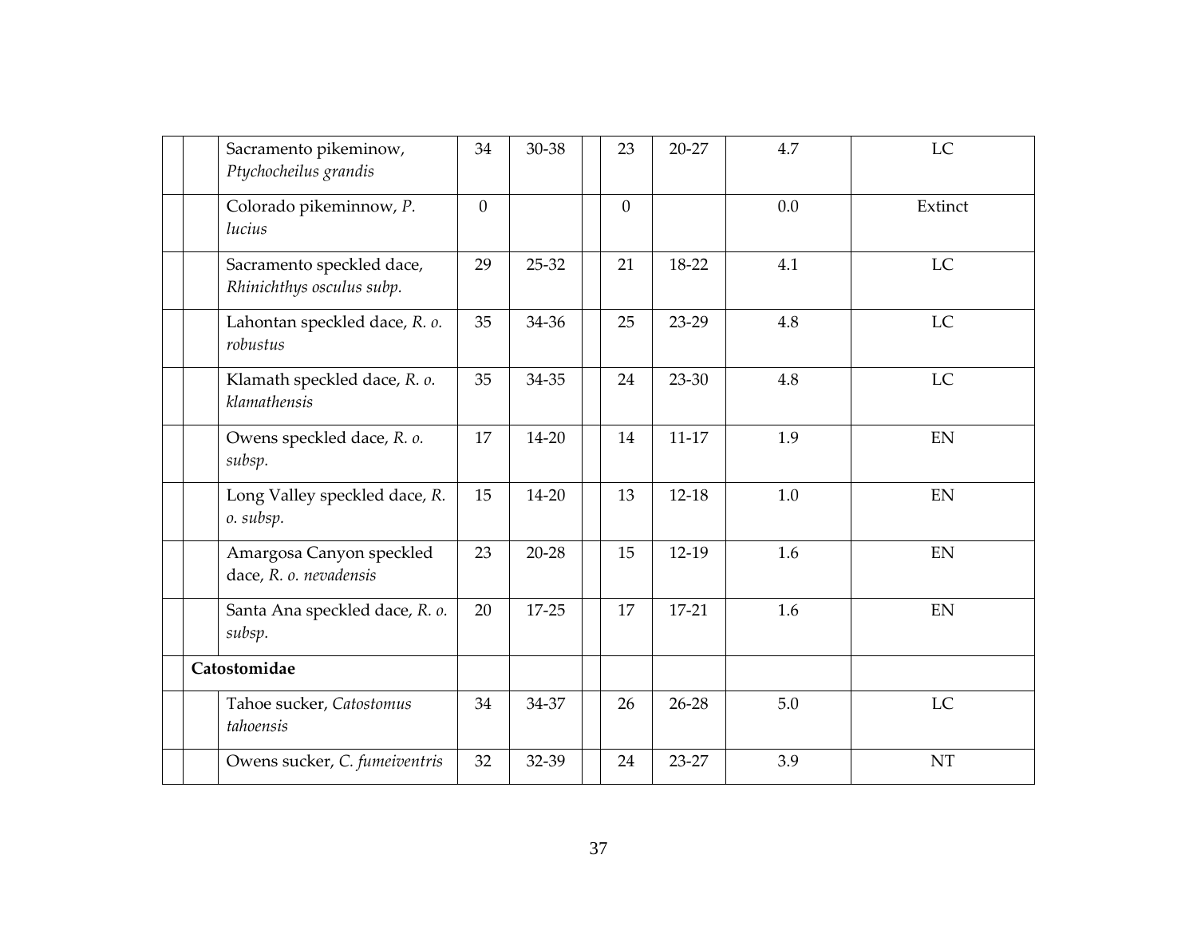| | | | | | | | | |
|---|---|---|---|---|---|---|---|---|
| | Sacramento pikeminow, *Ptychocheilus grandis* | 34 | 30-38 | | 23 | 20-27 | 4.7 | LC |
| | Colorado pikeminnow, *P. lucius* | 0 | | | 0 | | 0.0 | Extinct |
| | Sacramento speckled dace, *Rhinichthys osculus subp.* | 29 | 25-32 | | 21 | 18-22 | 4.1 | LC |
| | Lahontan speckled dace, *R. o. robustus* | 35 | 34-36 | | 25 | 23-29 | 4.8 | LC |
| | Klamath speckled dace, *R. o. klamathensis* | 35 | 34-35 | | 24 | 23-30 | 4.8 | LC |
| | Owens speckled dace, *R. o. subsp.* | 17 | 14-20 | | 14 | 11-17 | 1.9 | EN |
| | Long Valley speckled dace, *R. o. subsp.* | 15 | 14-20 | | 13 | 12-18 | 1.0 | EN |
| | Amargosa Canyon speckled dace, *R. o. nevadensis* | 23 | 20-28 | | 15 | 12-19 | 1.6 | EN |
| | Santa Ana speckled dace, *R. o. subsp.* | 20 | 17-25 | | 17 | 17-21 | 1.6 | EN |
| **Catostomidae** | | | | | | | | |
| | Tahoe sucker, *Catostomus tahoensis* | 34 | 34-37 | | 26 | 26-28 | 5.0 | LC |
| | Owens sucker, *C. fumeiventris* | 32 | 32-39 | | 24 | 23-27 | 3.9 | NT |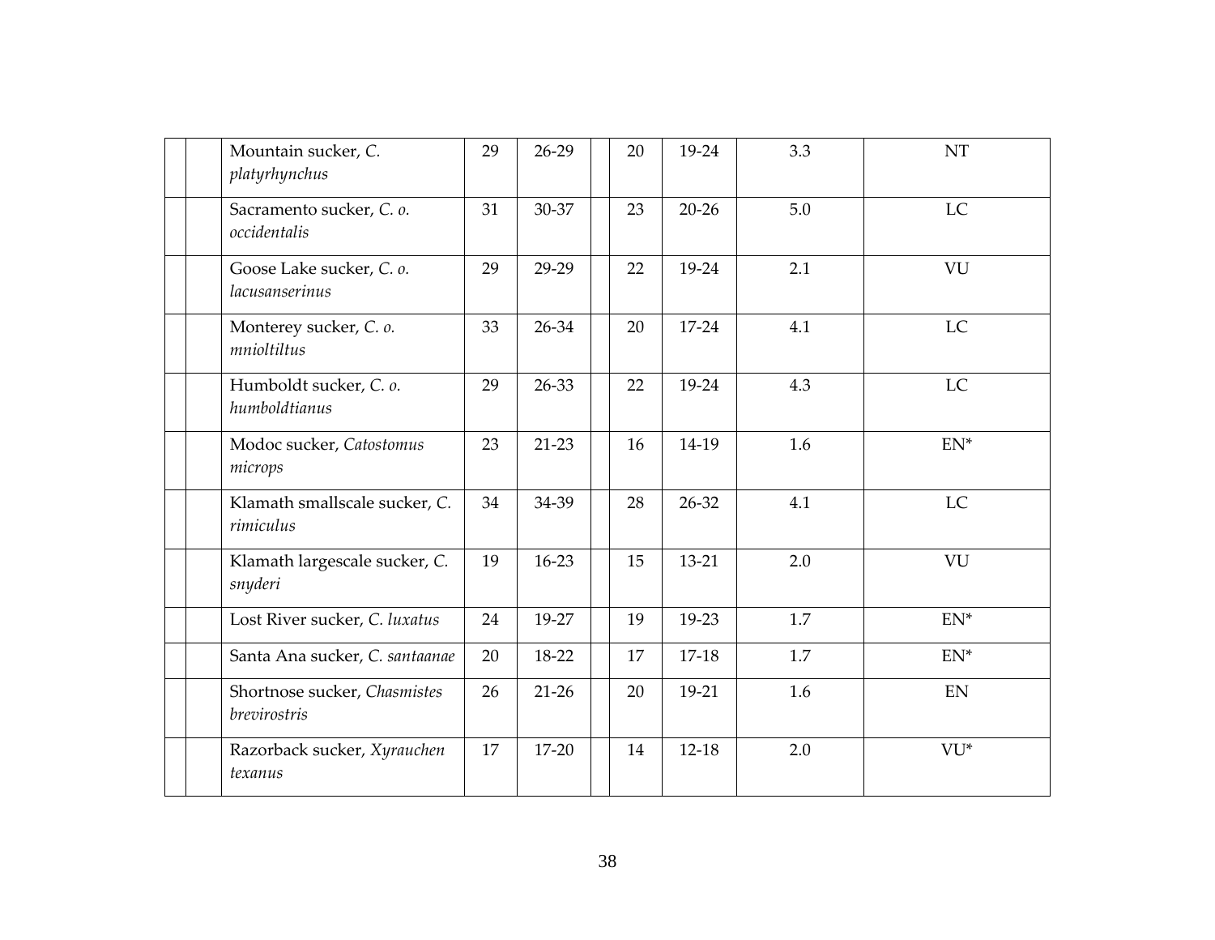| | | | | | | | | | |
|---|---|---|---|---|---|---|---|---|---|
| | | Mountain sucker, *C. platyrhynchus* | 29 | 26-29 | | 20 | 19-24 | 3.3 | NT |
| | | Sacramento sucker, *C. o. occidentalis* | 31 | 30-37 | | 23 | 20-26 | 5.0 | LC |
| | | Goose Lake sucker, *C. o. lacusanserinus* | 29 | 29-29 | | 22 | 19-24 | 2.1 | VU |
| | | Monterey sucker, *C. o. mnioltiltus* | 33 | 26-34 | | 20 | 17-24 | 4.1 | LC |
| | | Humboldt sucker, *C. o. humboldtianus* | 29 | 26-33 | | 22 | 19-24 | 4.3 | LC |
| | | Modoc sucker, *Catostomus microps* | 23 | 21-23 | | 16 | 14-19 | 1.6 | EN* |
| | | Klamath smallscale sucker, *C. rimiculus* | 34 | 34-39 | | 28 | 26-32 | 4.1 | LC |
| | | Klamath largescale sucker, *C. snyderi* | 19 | 16-23 | | 15 | 13-21 | 2.0 | VU |
| | | Lost River sucker, *C. luxatus* | 24 | 19-27 | | 19 | 19-23 | 1.7 | EN* |
| | | Santa Ana sucker, *C. santaanae* | 20 | 18-22 | | 17 | 17-18 | 1.7 | EN* |
| | | Shortnose sucker, *Chasmistes brevirostris* | 26 | 21-26 | | 20 | 19-21 | 1.6 | EN |
| | | Razorback sucker, *Xyrauchen texanus* | 17 | 17-20 | | 14 | 12-18 | 2.0 | VU* |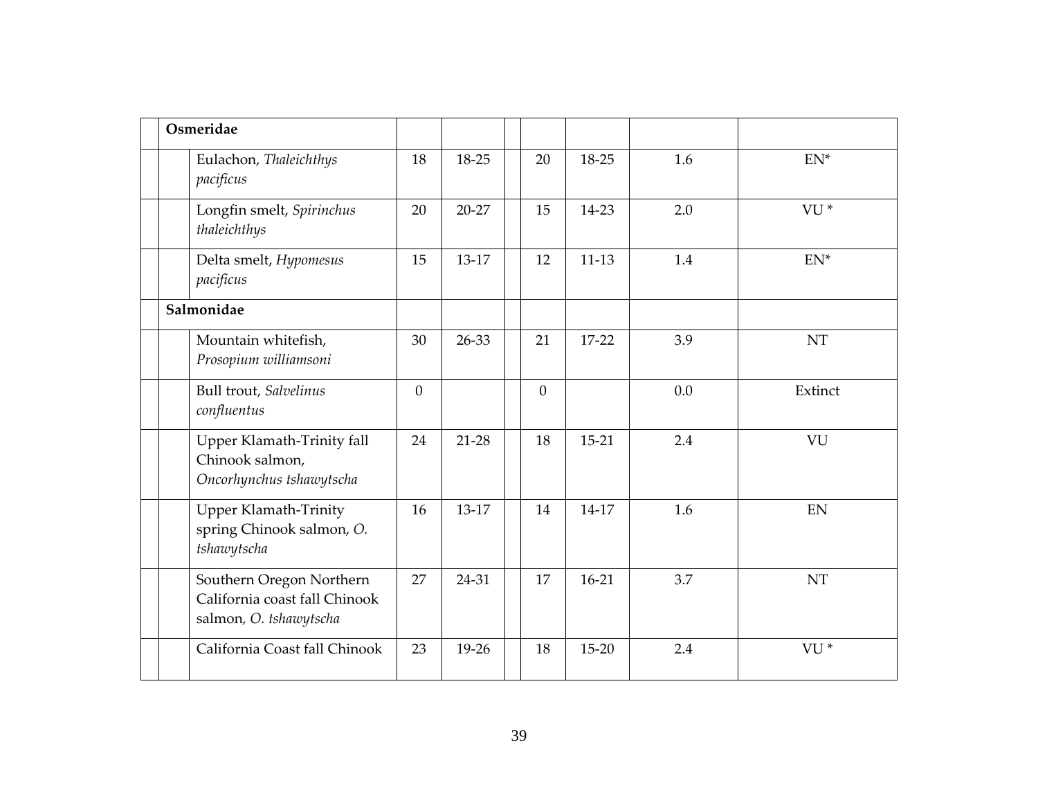| Osmeridae | | | | | | | | |
|---|---|---|---|---|---|---|---|---|
| | Eulachon, *Thaleichthys pacificus* | 18 | 18-25 | | 20 | 18-25 | 1.6 | EN* |
| | Longfin smelt, *Spirinchus thaleichthys* | 20 | 20-27 | | 15 | 14-23 | 2.0 | VU * |
| | Delta smelt, *Hypomesus pacificus* | 15 | 13-17 | | 12 | 11-13 | 1.4 | EN* |
| **Salmonidae** | | | | | | | | |
| | Mountain whitefish, *Prosopium williamsoni* | 30 | 26-33 | | 21 | 17-22 | 3.9 | NT |
| | Bull trout, *Salvelinus confluentus* | 0 | | | 0 | | 0.0 | Extinct |
| | Upper Klamath-Trinity fall Chinook salmon, *Oncorhynchus tshawytscha* | 24 | 21-28 | | 18 | 15-21 | 2.4 | VU |
| | Upper Klamath-Trinity spring Chinook salmon, *O. tshawytscha* | 16 | 13-17 | | 14 | 14-17 | 1.6 | EN |
| | Southern Oregon Northern California coast fall Chinook salmon, *O. tshawytscha* | 27 | 24-31 | | 17 | 16-21 | 3.7 | NT |
| | California Coast fall Chinook | 23 | 19-26 | | 18 | 15-20 | 2.4 | VU * |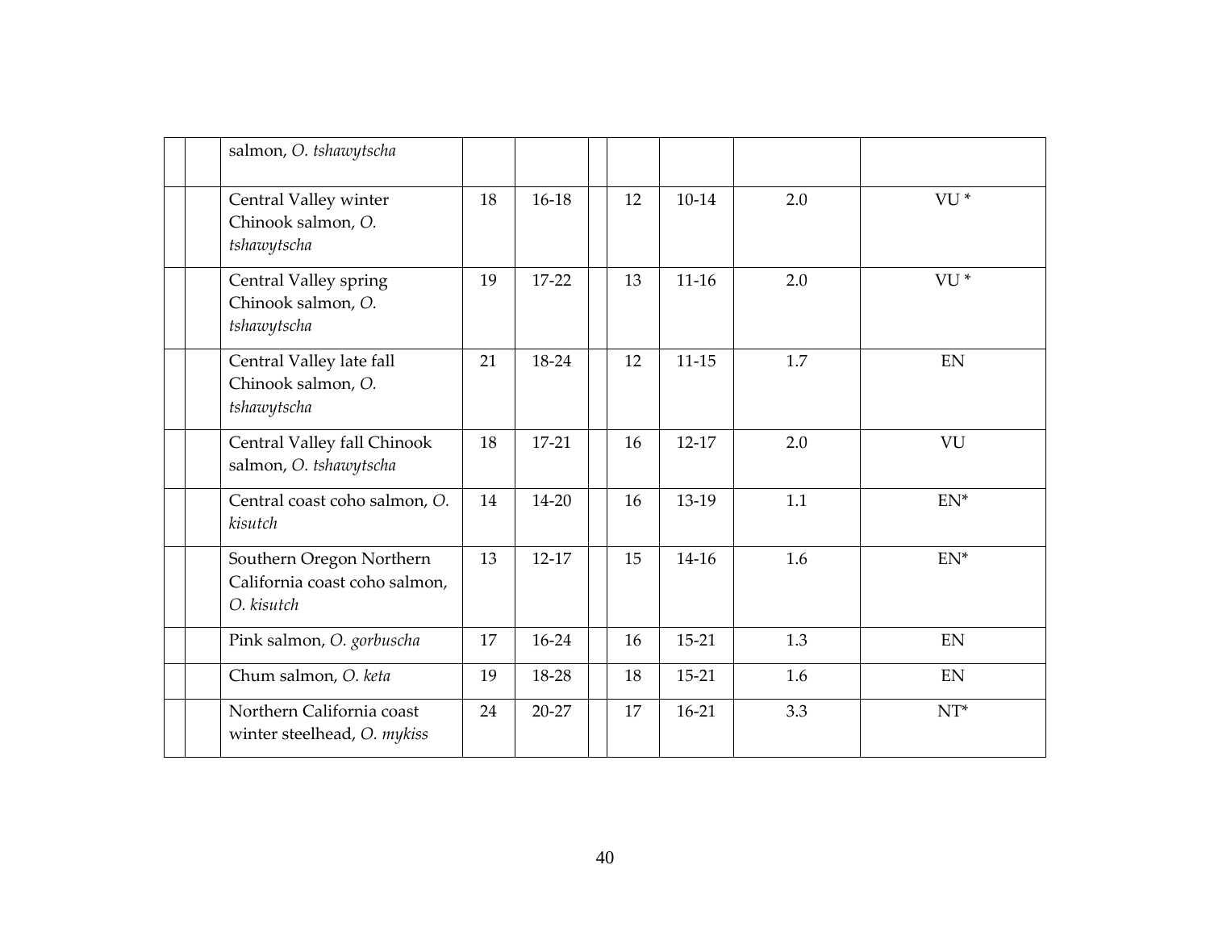| | | | | | | | | |
|---|---|---|---|---|---|---|---|---|
| | | salmon, *O. tshawytscha* | | | | | | |
| | | Central Valley winter Chinook salmon, *O. tshawytscha* | 18 | 16-18 | | 12 | 10-14 | 2.0 | VU * |
| | | Central Valley spring Chinook salmon, *O. tshawytscha* | 19 | 17-22 | | 13 | 11-16 | 2.0 | VU * |
| | | Central Valley late fall Chinook salmon, *O. tshawytscha* | 21 | 18-24 | | 12 | 11-15 | 1.7 | EN |
| | | Central Valley fall Chinook salmon, *O. tshawytscha* | 18 | 17-21 | | 16 | 12-17 | 2.0 | VU |
| | | Central coast coho salmon, *O. kisutch* | 14 | 14-20 | | 16 | 13-19 | 1.1 | EN* |
| | | Southern Oregon Northern California coast coho salmon, *O. kisutch* | 13 | 12-17 | | 15 | 14-16 | 1.6 | EN* |
| | | Pink salmon, *O. gorbuscha* | 17 | 16-24 | | 16 | 15-21 | 1.3 | EN |
| | | Chum salmon, *O. keta* | 19 | 18-28 | | 18 | 15-21 | 1.6 | EN |
| | | Northern California coast winter steelhead, *O. mykiss* | 24 | 20-27 | | 17 | 16-21 | 3.3 | NT* |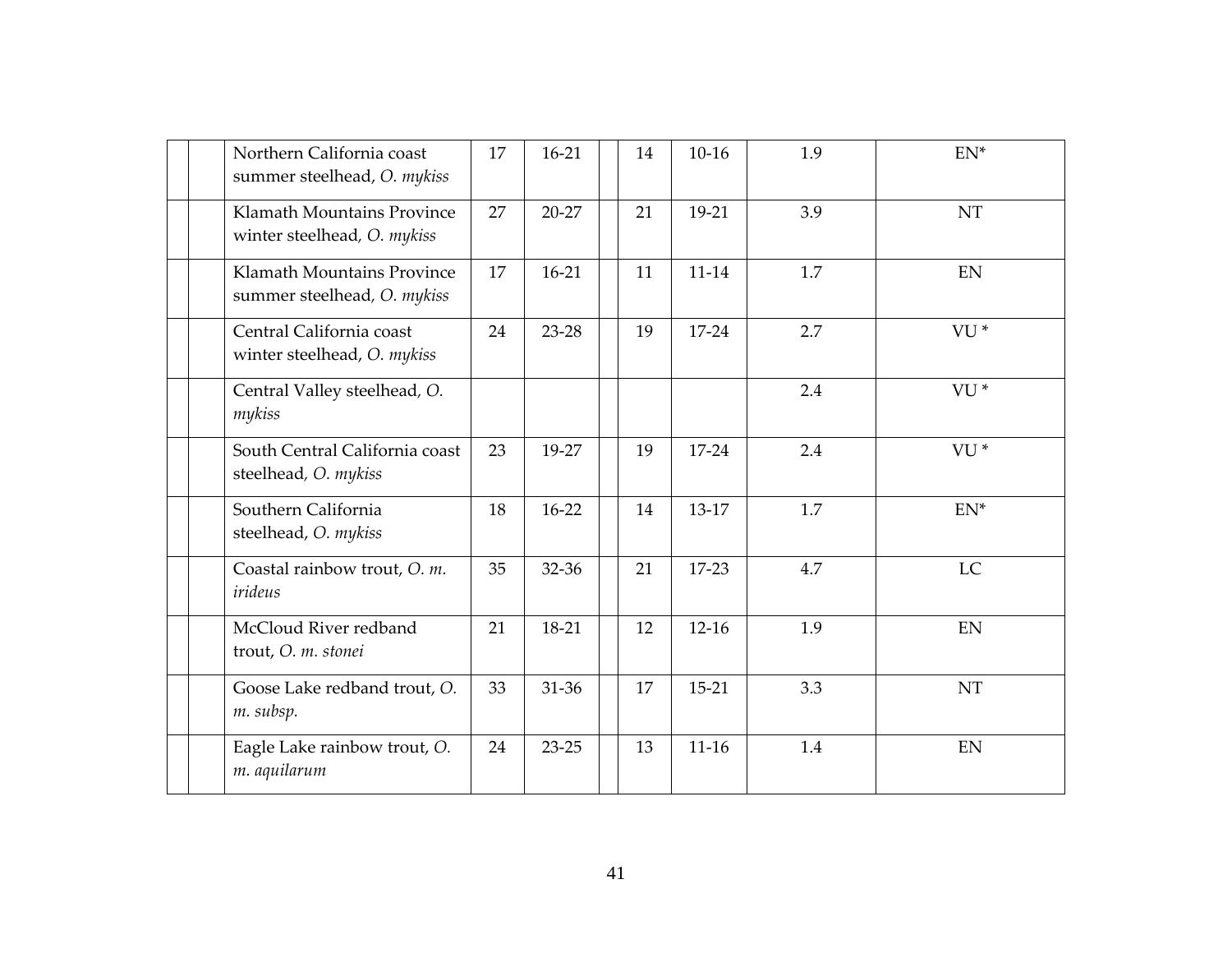| | | | | | | | | | |
|---|---|---|---|---|---|---|---|---|---|
| | | Northern California coast summer steelhead, *O. mykiss* | 17 | 16-21 | | 14 | 10-16 | 1.9 | EN* |
| | | Klamath Mountains Province winter steelhead, *O. mykiss* | 27 | 20-27 | | 21 | 19-21 | 3.9 | NT |
| | | Klamath Mountains Province summer steelhead, *O. mykiss* | 17 | 16-21 | | 11 | 11-14 | 1.7 | EN |
| | | Central California coast winter steelhead, *O. mykiss* | 24 | 23-28 | | 19 | 17-24 | 2.7 | VU * |
| | | Central Valley steelhead, *O. mykiss* | | | | | | 2.4 | VU * |
| | | South Central California coast steelhead, *O. mykiss* | 23 | 19-27 | | 19 | 17-24 | 2.4 | VU * |
| | | Southern California steelhead, *O. mykiss* | 18 | 16-22 | | 14 | 13-17 | 1.7 | EN* |
| | | Coastal rainbow trout, *O. m. irideus* | 35 | 32-36 | | 21 | 17-23 | 4.7 | LC |
| | | McCloud River redband trout, *O. m. stonei* | 21 | 18-21 | | 12 | 12-16 | 1.9 | EN |
| | | Goose Lake redband trout, *O. m. subsp.* | 33 | 31-36 | | 17 | 15-21 | 3.3 | NT |
| | | Eagle Lake rainbow trout, *O. m. aquilarum* | 24 | 23-25 | | 13 | 11-16 | 1.4 | EN |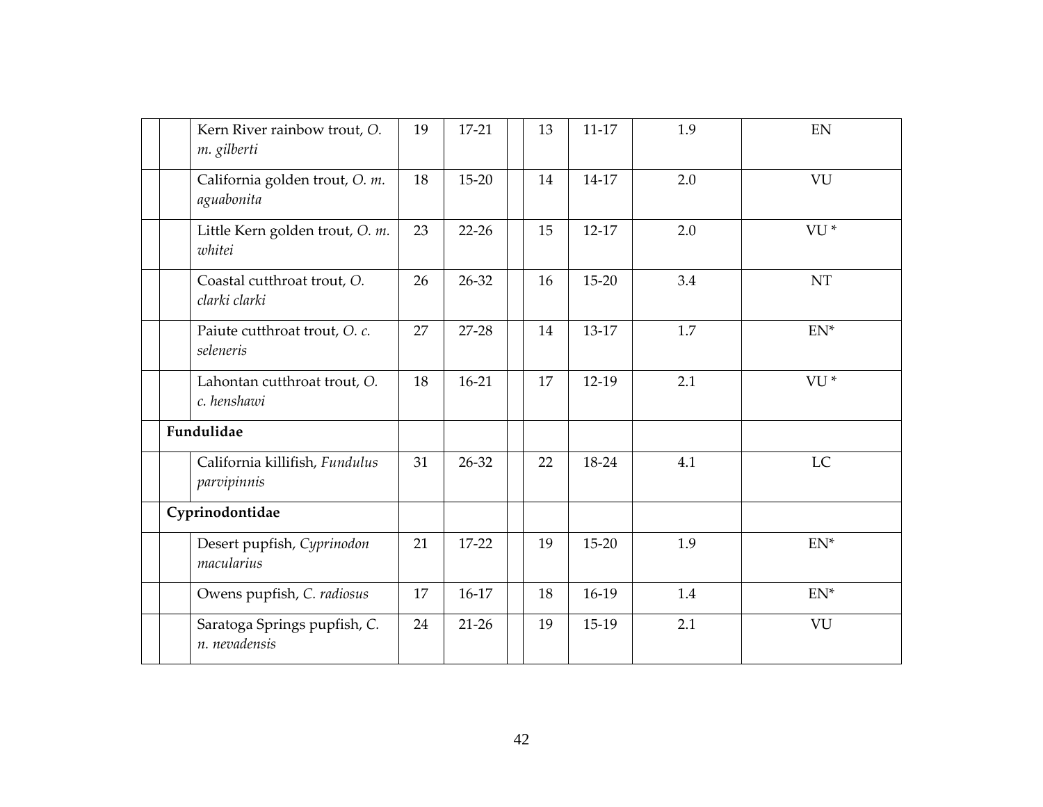| | | | | | | | | |
|---|---|---|---|---|---|---|---|---|
| | Kern River rainbow trout, *O. m. gilberti* | 19 | 17-21 | | 13 | 11-17 | 1.9 | EN |
| | California golden trout, *O. m. aguabonita* | 18 | 15-20 | | 14 | 14-17 | 2.0 | VU |
| | Little Kern golden trout, *O. m. whitei* | 23 | 22-26 | | 15 | 12-17 | 2.0 | VU * |
| | Coastal cutthroat trout, *O. clarki clarki* | 26 | 26-32 | | 16 | 15-20 | 3.4 | NT |
| | Paiute cutthroat trout, *O. c. seleneris* | 27 | 27-28 | | 14 | 13-17 | 1.7 | EN* |
| | Lahontan cutthroat trout, *O. c. henshawi* | 18 | 16-21 | | 17 | 12-19 | 2.1 | VU * |
| **Fundulidae** | | | | | | | | |
| | California killifish, *Fundulus parvipinnis* | 31 | 26-32 | | 22 | 18-24 | 4.1 | LC |
| **Cyprinodontidae** | | | | | | | | |
| | Desert pupfish, *Cyprinodon macularius* | 21 | 17-22 | | 19 | 15-20 | 1.9 | EN* |
| | Owens pupfish, *C. radiosus* | 17 | 16-17 | | 18 | 16-19 | 1.4 | EN* |
| | Saratoga Springs pupfish, *C. n. nevadensis* | 24 | 21-26 | | 19 | 15-19 | 2.1 | VU |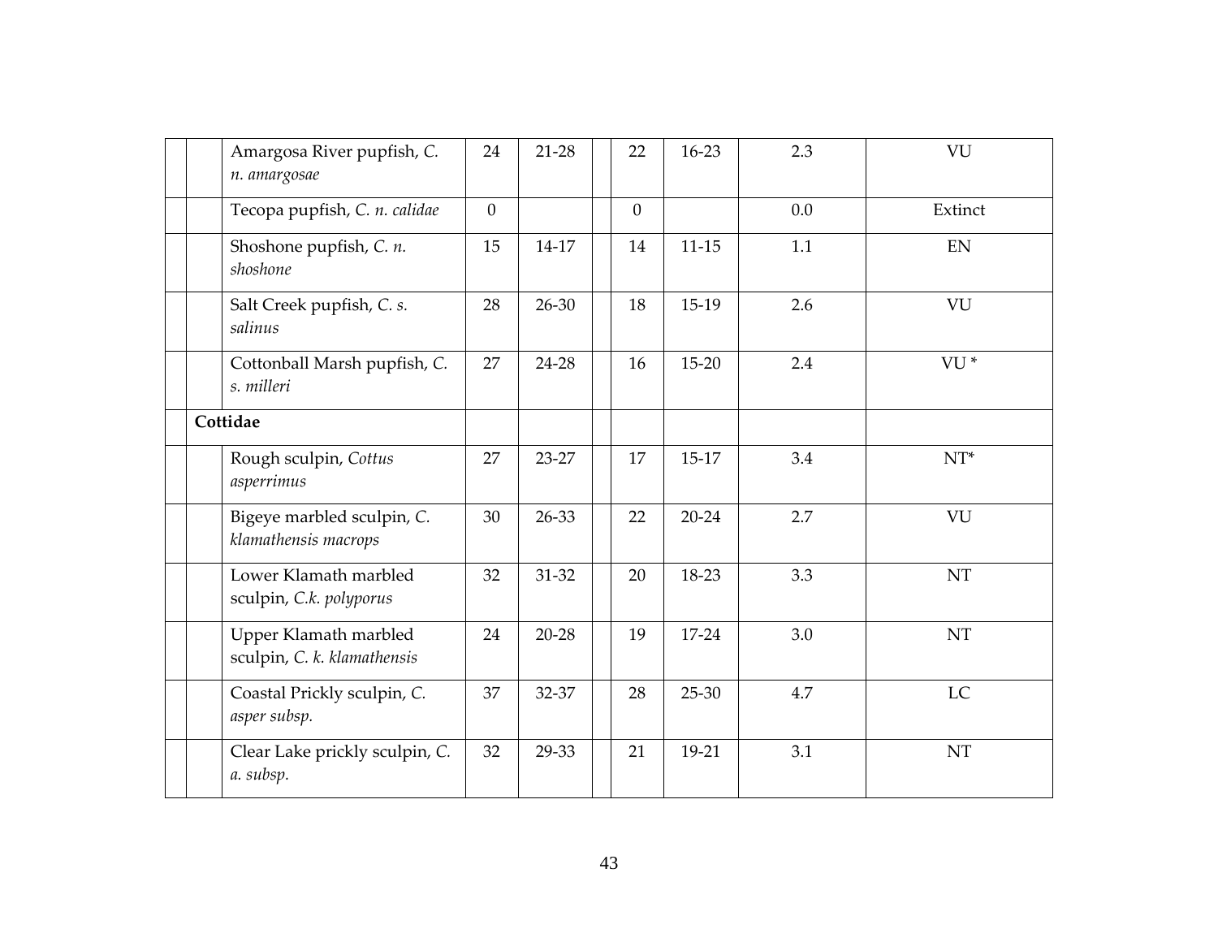| | | | | | | | | |
|---|---|---|---|---|---|---|---|---|
| | | Amargosa River pupfish, *C. n. amargosae* | 24 | 21-28 | | 22 | 16-23 | 2.3 | VU |
| | | Tecopa pupfish, *C. n. calidae* | 0 | | | 0 | | 0.0 | Extinct |
| | | Shoshone pupfish, *C. n. shoshone* | 15 | 14-17 | | 14 | 11-15 | 1.1 | EN |
| | | Salt Creek pupfish, *C. s. salinus* | 28 | 26-30 | | 18 | 15-19 | 2.6 | VU |
| | | Cottonball Marsh pupfish, *C. s. milleri* | 27 | 24-28 | | 16 | 15-20 | 2.4 | VU * |
| | **Cottidae** | | | | | | | | |
| | | Rough sculpin, *Cottus asperrimus* | 27 | 23-27 | | 17 | 15-17 | 3.4 | NT* |
| | | Bigeye marbled sculpin, *C. klamathensis macrops* | 30 | 26-33 | | 22 | 20-24 | 2.7 | VU |
| | | Lower Klamath marbled sculpin, *C.k. polyporus* | 32 | 31-32 | | 20 | 18-23 | 3.3 | NT |
| | | Upper Klamath marbled sculpin, *C. k. klamathensis* | 24 | 20-28 | | 19 | 17-24 | 3.0 | NT |
| | | Coastal Prickly sculpin, *C. asper subsp.* | 37 | 32-37 | | 28 | 25-30 | 4.7 | LC |
| | | Clear Lake prickly sculpin, *C. a. subsp.* | 32 | 29-33 | | 21 | 19-21 | 3.1 | NT |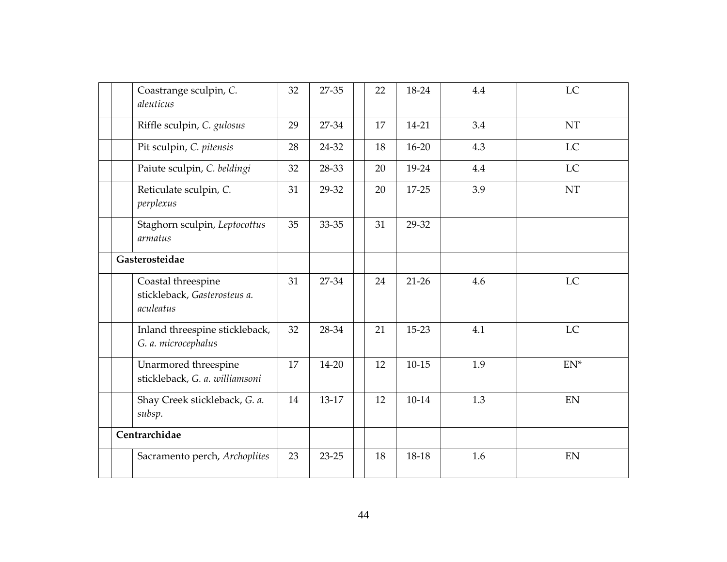| | | | | | | | | |
|---|---|---|---|---|---|---|---|---|
| | Coastrange sculpin, *C. aleuticus* | 32 | 27-35 | | 22 | 18-24 | 4.4 | LC |
| | Riffle sculpin, *C. gulosus* | 29 | 27-34 | | 17 | 14-21 | 3.4 | NT |
| | Pit sculpin, *C. pitensis* | 28 | 24-32 | | 18 | 16-20 | 4.3 | LC |
| | Paiute sculpin, *C. beldingi* | 32 | 28-33 | | 20 | 19-24 | 4.4 | LC |
| | Reticulate sculpin, *C. perplexus* | 31 | 29-32 | | 20 | 17-25 | 3.9 | NT |
| | Staghorn sculpin, *Leptocottus armatus* | 35 | 33-35 | | 31 | 29-32 | | |
| **Gasterosteidae** | | | | | | | | |
| | Coastal threespine stickleback, *Gasterosteus a. aculeatus* | 31 | 27-34 | | 24 | 21-26 | 4.6 | LC |
| | Inland threespine stickleback, *G. a. microcephalus* | 32 | 28-34 | | 21 | 15-23 | 4.1 | LC |
| | Unarmored threespine stickleback, *G. a. williamsoni* | 17 | 14-20 | | 12 | 10-15 | 1.9 | EN* |
| | Shay Creek stickleback, *G. a. subsp.* | 14 | 13-17 | | 12 | 10-14 | 1.3 | EN |
| **Centrarchidae** | | | | | | | | |
| | Sacramento perch, *Archoplites* | 23 | 23-25 | | 18 | 18-18 | 1.6 | EN |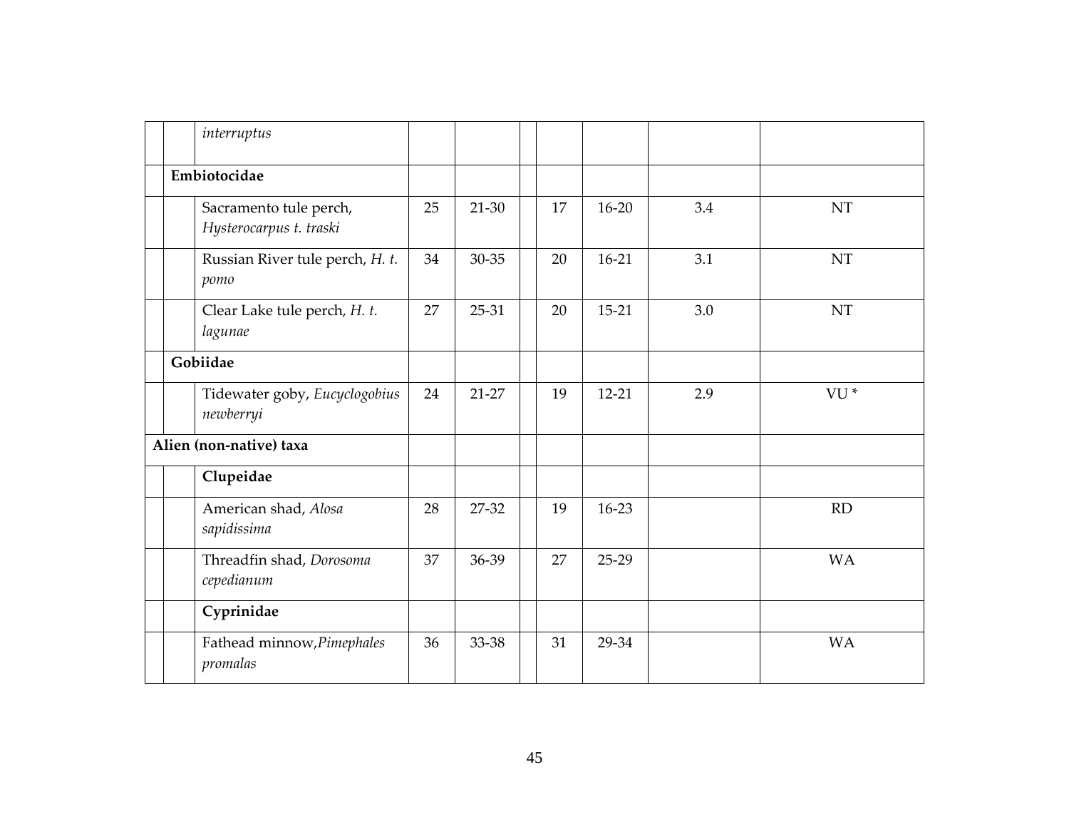| | | | | | | | | |
|---|---|---|---|---|---|---|---|---|
| | | *interruptus* | | | | | | |
| | **Embiotocidae** | | | | | | | |
| | | Sacramento tule perch, *Hysterocarpus t. traski* | 25 | 21-30 | 17 | 16-20 | 3.4 | NT |
| | | Russian River tule perch, *H. t. pomo* | 34 | 30-35 | 20 | 16-21 | 3.1 | NT |
| | | Clear Lake tule perch, *H. t. lagunae* | 27 | 25-31 | 20 | 15-21 | 3.0 | NT |
| | **Gobiidae** | | | | | | | |
| | | Tidewater goby, *Eucyclogobius newberryi* | 24 | 21-27 | 19 | 12-21 | 2.9 | VU * |
| **Alien (non-native) taxa** | | | | | | | | |
| | | **Clupeidae** | | | | | | |
| | | American shad, *Alosa sapidissima* | 28 | 27-32 | 19 | 16-23 | | RD |
| | | Threadfin shad, *Dorosoma cepedianum* | 37 | 36-39 | 27 | 25-29 | | WA |
| | | **Cyprinidae** | | | | | | |
| | | Fathead minnow, *Pimephales promalas* | 36 | 33-38 | 31 | 29-34 | | WA |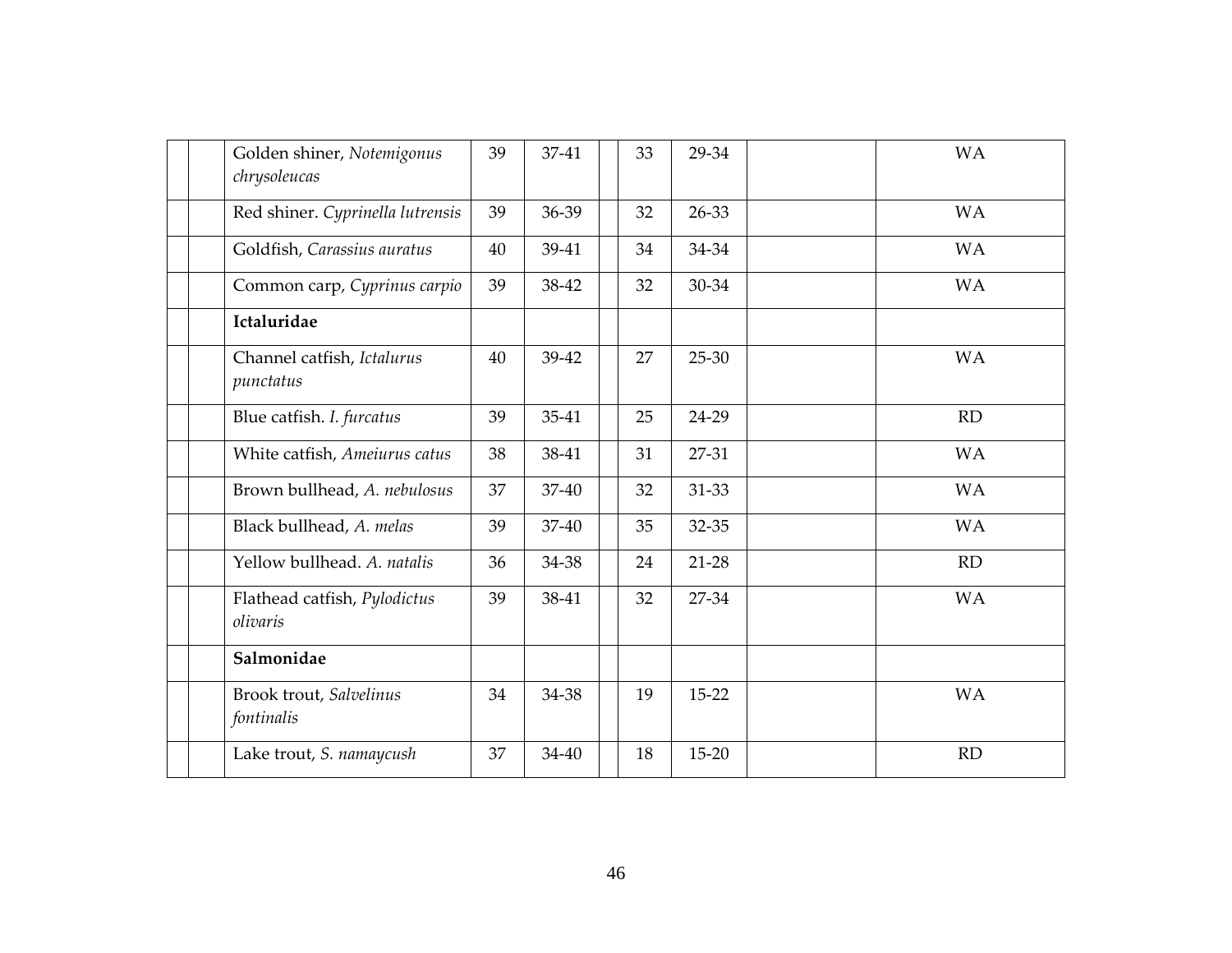| | | | | | | | | |
|---|---|---|---|---|---|---|---|---|
| | | Golden shiner, *Notemigonus chrysoleucas* | 39 | 37-41 | | 33 | 29-34 | | WA |
| | | Red shiner. *Cyprinella lutrensis* | 39 | 36-39 | | 32 | 26-33 | | WA |
| | | Goldfish, *Carassius auratus* | 40 | 39-41 | | 34 | 34-34 | | WA |
| | | Common carp, *Cyprinus carpio* | 39 | 38-42 | | 32 | 30-34 | | WA |
| | | **Ictaluridae** | | | | | | | |
| | | Channel catfish, *Ictalurus punctatus* | 40 | 39-42 | | 27 | 25-30 | | WA |
| | | Blue catfish. *I. furcatus* | 39 | 35-41 | | 25 | 24-29 | | RD |
| | | White catfish, *Ameiurus catus* | 38 | 38-41 | | 31 | 27-31 | | WA |
| | | Brown bullhead, *A. nebulosus* | 37 | 37-40 | | 32 | 31-33 | | WA |
| | | Black bullhead, *A. melas* | 39 | 37-40 | | 35 | 32-35 | | WA |
| | | Yellow bullhead. *A. natalis* | 36 | 34-38 | | 24 | 21-28 | | RD |
| | | Flathead catfish, *Pylodictus olivaris* | 39 | 38-41 | | 32 | 27-34 | | WA |
| | | **Salmonidae** | | | | | | | |
| | | Brook trout, *Salvelinus fontinalis* | 34 | 34-38 | | 19 | 15-22 | | WA |
| | | Lake trout, *S. namaycush* | 37 | 34-40 | | 18 | 15-20 | | RD |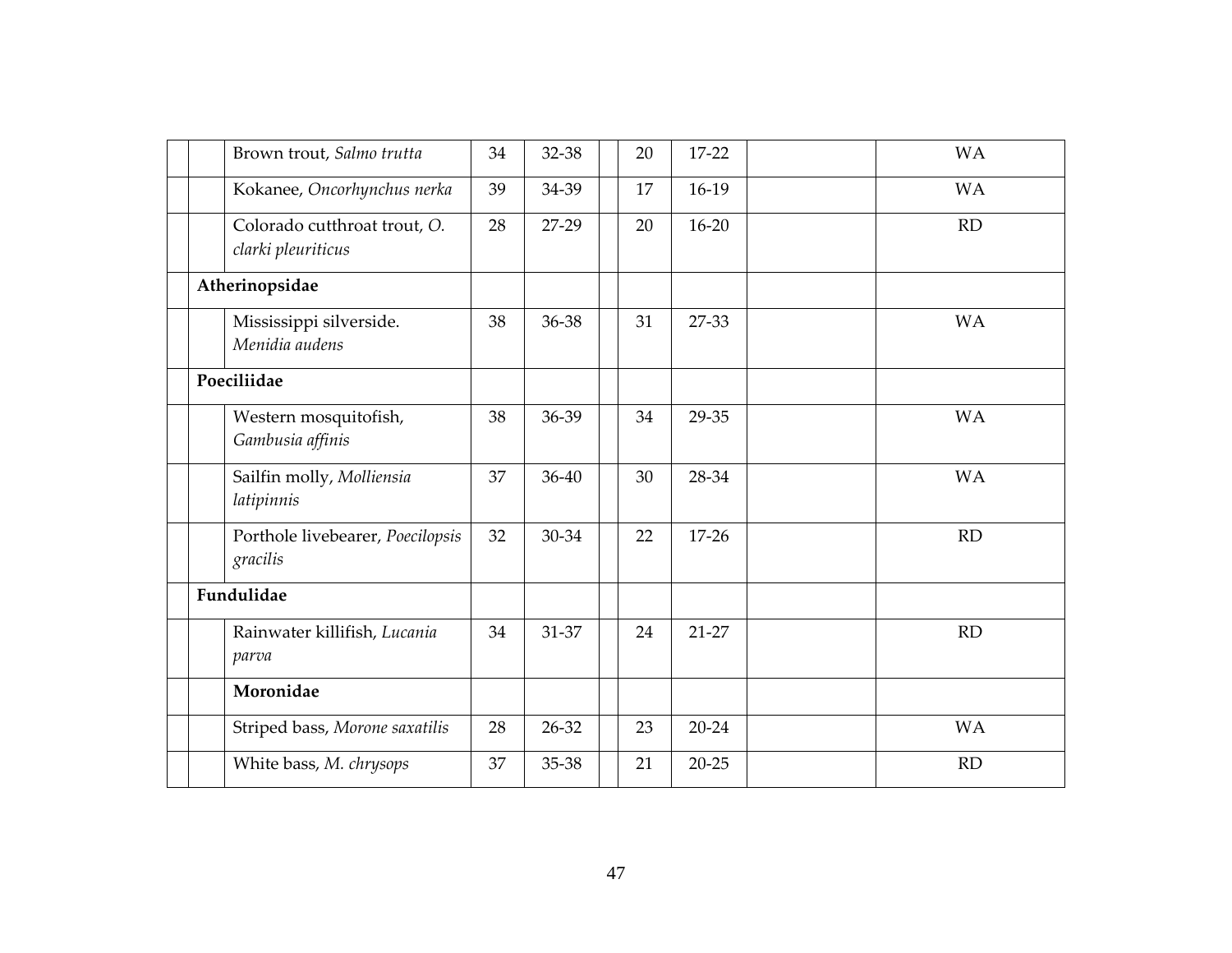| | | | | | | | | |
|---|---|---|---|---|---|---|---|---|
| | | Brown trout, *Salmo trutta* | 34 | 32-38 | | 20 | 17-22 | | WA |
| | | Kokanee, *Oncorhynchus nerka* | 39 | 34-39 | | 17 | 16-19 | | WA |
| | | Colorado cutthroat trout, *O. clarki pleuriticus* | 28 | 27-29 | | 20 | 16-20 | | RD |
| | **Atherinopsidae** | | | | | | | | |
| | | Mississippi silverside. *Menidia audens* | 38 | 36-38 | | 31 | 27-33 | | WA |
| | **Poeciliidae** | | | | | | | | |
| | | Western mosquitofish, *Gambusia affinis* | 38 | 36-39 | | 34 | 29-35 | | WA |
| | | Sailfin molly, *Molliensia latipinnis* | 37 | 36-40 | | 30 | 28-34 | | WA |
| | | Porthole livebearer, *Poecilopsis gracilis* | 32 | 30-34 | | 22 | 17-26 | | RD |
| | **Fundulidae** | | | | | | | | |
| | | Rainwater killifish, *Lucania parva* | 34 | 31-37 | | 24 | 21-27 | | RD |
| | | **Moronidae** | | | | | | | |
| | | Striped bass, *Morone saxatilis* | 28 | 26-32 | | 23 | 20-24 | | WA |
| | | White bass, *M. chrysops* | 37 | 35-38 | | 21 | 20-25 | | RD |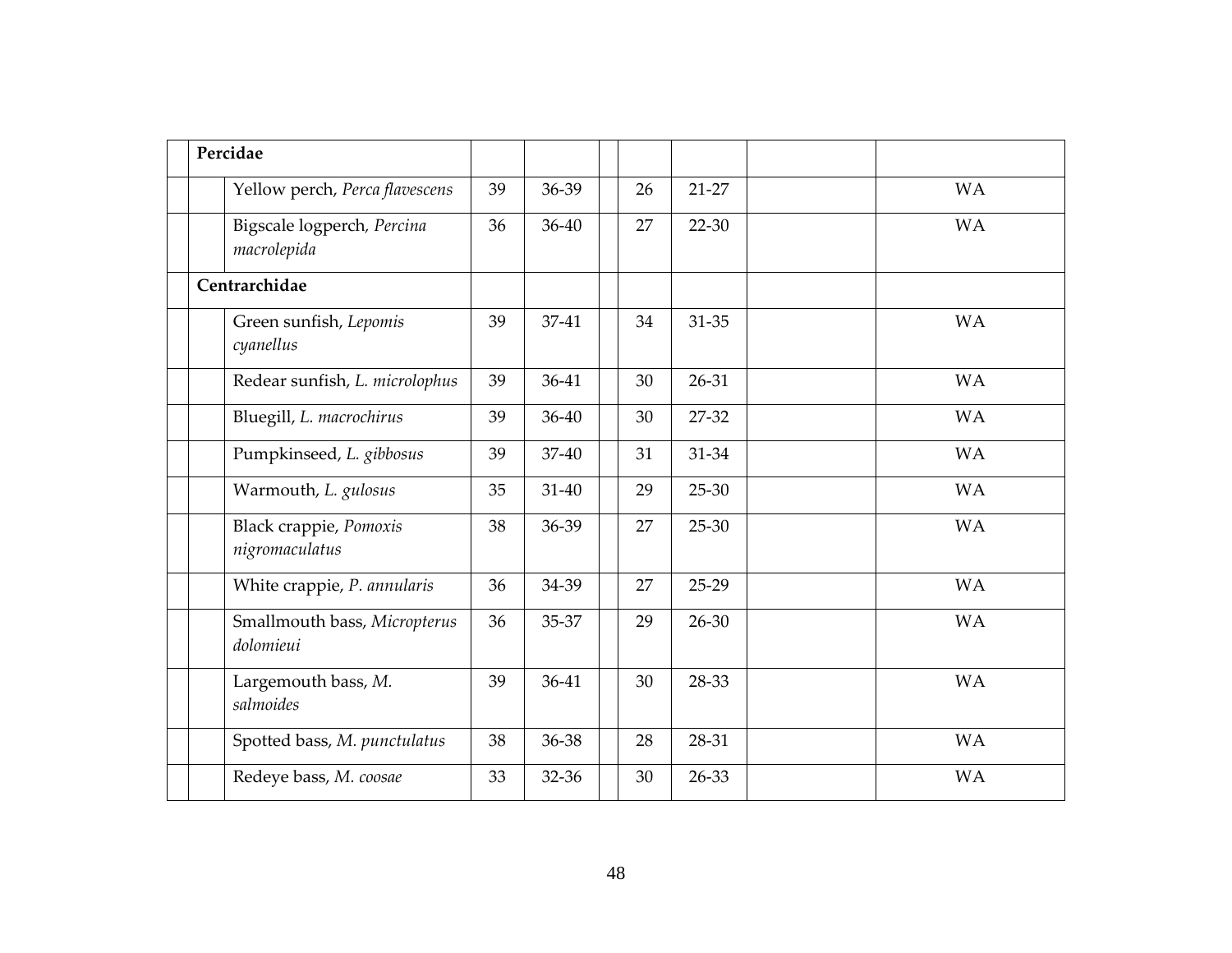| | | | | | | | | |
|---|---|---|---|---|---|---|---|---|
| **Percidae** | | | | | | | | |
| | Yellow perch, *Perca flavescens* | 39 | 36-39 | | 26 | 21-27 | | WA |
| | Bigscale logperch, *Percina macrolepida* | 36 | 36-40 | | 27 | 22-30 | | WA |
| **Centrarchidae** | | | | | | | | |
| | Green sunfish, *Lepomis cyanellus* | 39 | 37-41 | | 34 | 31-35 | | WA |
| | Redear sunfish, *L. microlophus* | 39 | 36-41 | | 30 | 26-31 | | WA |
| | Bluegill, *L. macrochirus* | 39 | 36-40 | | 30 | 27-32 | | WA |
| | Pumpkinseed, *L. gibbosus* | 39 | 37-40 | | 31 | 31-34 | | WA |
| | Warmouth, *L. gulosus* | 35 | 31-40 | | 29 | 25-30 | | WA |
| | Black crappie, *Pomoxis nigromaculatus* | 38 | 36-39 | | 27 | 25-30 | | WA |
| | White crappie, *P. annularis* | 36 | 34-39 | | 27 | 25-29 | | WA |
| | Smallmouth bass, *Micropterus dolomieui* | 36 | 35-37 | | 29 | 26-30 | | WA |
| | Largemouth bass, *M. salmoides* | 39 | 36-41 | | 30 | 28-33 | | WA |
| | Spotted bass, *M. punctulatus* | 38 | 36-38 | | 28 | 28-31 | | WA |
| | Redeye bass, *M. coosae* | 33 | 32-36 | | 30 | 26-33 | | WA |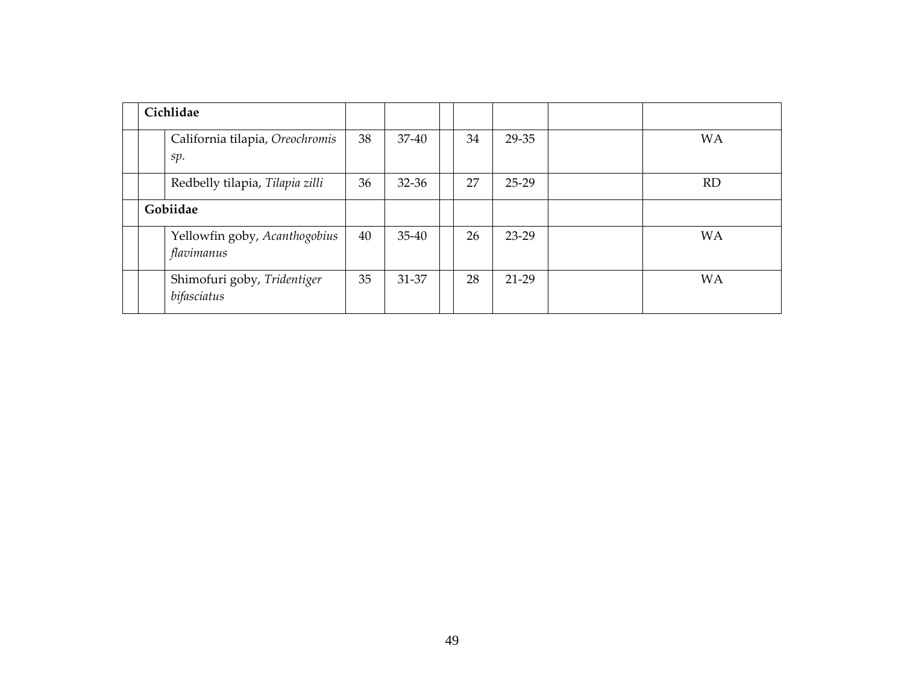| | | | | | | | | | |
|---|---|---|---|---|---|---|---|---|---|
| **Cichlidae** | | | | | | | | | |
| | | California tilapia, *Oreochromis sp.* | 38 | 37-40 | | 34 | 29-35 | | WA |
| | | Redbelly tilapia, *Tilapia zilli* | 36 | 32-36 | | 27 | 25-29 | | RD |
| **Gobiidae** | | | | | | | | | |
| | | Yellowfin goby, *Acanthogobius flavimanus* | 40 | 35-40 | | 26 | 23-29 | | WA |
| | | Shimofuri goby, *Tridentiger bifasciatus* | 35 | 31-37 | | 28 | 21-29 | | WA |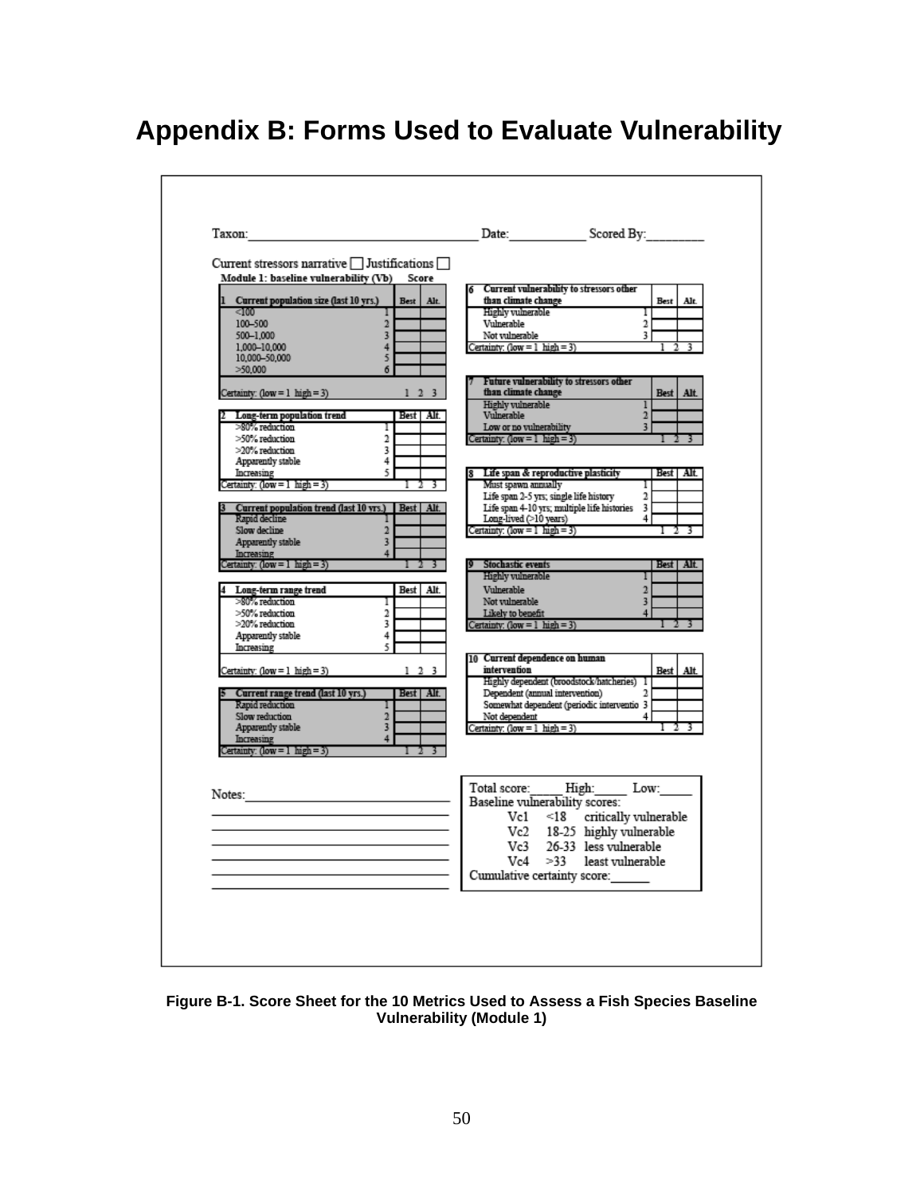# Appendix B: Forms Used to Evaluate Vulnerability

Taxon:________________________________ Date:___________ Scored By:_________

Current stressors narrative ☐ Justifications ☐

**Module 1: baseline vulnerability (Vb) Score**

| 1 Current population size (last 10 yrs.) | | Best | Alt. |
|---|---|---|---|
| <100 | 1 | | |
| 100–500 | 2 | | |
| 500–1,000 | 3 | | |
| 1,000–10,000 | 4 | | |
| 10,000–50,000 | 5 | | |
| >50,000 | 6 | | |
| Certainty: (low = 1 high = 3) | | 1 2 3 | |

| 2 Long-term population trend | | Best | Alt. |
|---|---|---|---|
| >80% reduction | 1 | | |
| >50% reduction | 2 | | |
| >20% reduction | 3 | | |
| Apparently stable | 4 | | |
| Increasing | 5 | | |
| Certainty: (low = 1 high = 3) | | 1 2 3 | |

| 3 Current population trend (last 10 yrs.) | | Best | Alt. |
|---|---|---|---|
| Rapid decline | 1 | | |
| Slow decline | 2 | | |
| Apparently stable | 3 | | |
| Increasing | 4 | | |
| Certainty: (low = 1 high = 3) | | 1 2 3 | |

| 4 Long-term range trend | | Best | Alt. |
|---|---|---|---|
| >80% reduction | 1 | | |
| >50% reduction | 2 | | |
| >20% reduction | 3 | | |
| Apparently stable | 4 | | |
| Increasing | 5 | | |
| Certainty: (low = 1 high = 3) | | 1 2 3 | |

| 5 Current range trend (last 10 yrs.) | | Best | Alt. |
|---|---|---|---|
| Rapid reduction | 1 | | |
| Slow reduction | 2 | | |
| Apparently stable | 3 | | |
| Increasing | 4 | | |
| Certainty: (low = 1 high = 3) | | 1 2 3 | |

| 6 Current vulnerability to stressors other than climate change | | Best | Alt. |
|---|---|---|---|
| Highly vulnerable | 1 | | |
| Vulnerable | 2 | | |
| Not vulnerable | 3 | | |
| Certainty: (low = 1 high = 3) | | 1 2 3 | |

| 7 Future vulnerability to stressors other than climate change | | Best | Alt. |
|---|---|---|---|
| Highly vulnerable | 1 | | |
| Vulnerable | 2 | | |
| Low or no vulnerability | 3 | | |
| Certainty: (low = 1 high = 3) | | 1 2 3 | |

| 8 Life span & reproductive plasticity | | Best | Alt. |
|---|---|---|---|
| Must spawn annually | 1 | | |
| Life span 2-5 yrs; single life history | 2 | | |
| Life span 4-10 yrs; multiple life histories | 3 | | |
| Long-lived (>10 years) | 4 | | |
| Certainty: (low = 1 high = 3) | | 1 2 3 | |

| 9 Stochastic events | | Best | Alt. |
|---|---|---|---|
| Highly vulnerable | 1 | | |
| Vulnerable | 2 | | |
| Not vulnerable | 3 | | |
| Likely to benefit | 4 | | |
| Certainty: (low = 1 high = 3) | | 1 2 3 | |

| 10 Current dependence on human intervention | | Best | Alt. |
|---|---|---|---|
| Highly dependent (broodstock/hatcheries) | 1 | | |
| Dependent (annual intervention) | 2 | | |
| Somewhat dependent (periodic interventio | 3 | | |
| Not dependent | 4 | | |
| Certainty: (low = 1 high = 3) | | 1 2 3 | |

Notes:______________________________

Total score:_____ High:_____ Low:_____

Baseline vulnerability scores:

| | | |
|---|---|---|
| Vc1 | <18 | critically vulnerable |
| Vc2 | 18-25 | highly vulnerable |
| Vc3 | 26-33 | less vulnerable |
| Vc4 | >33 | least vulnerable |

Cumulative certainty score:______

**Figure B-1. Score Sheet for the 10 Metrics Used to Assess a Fish Species Baseline Vulnerability (Module 1)**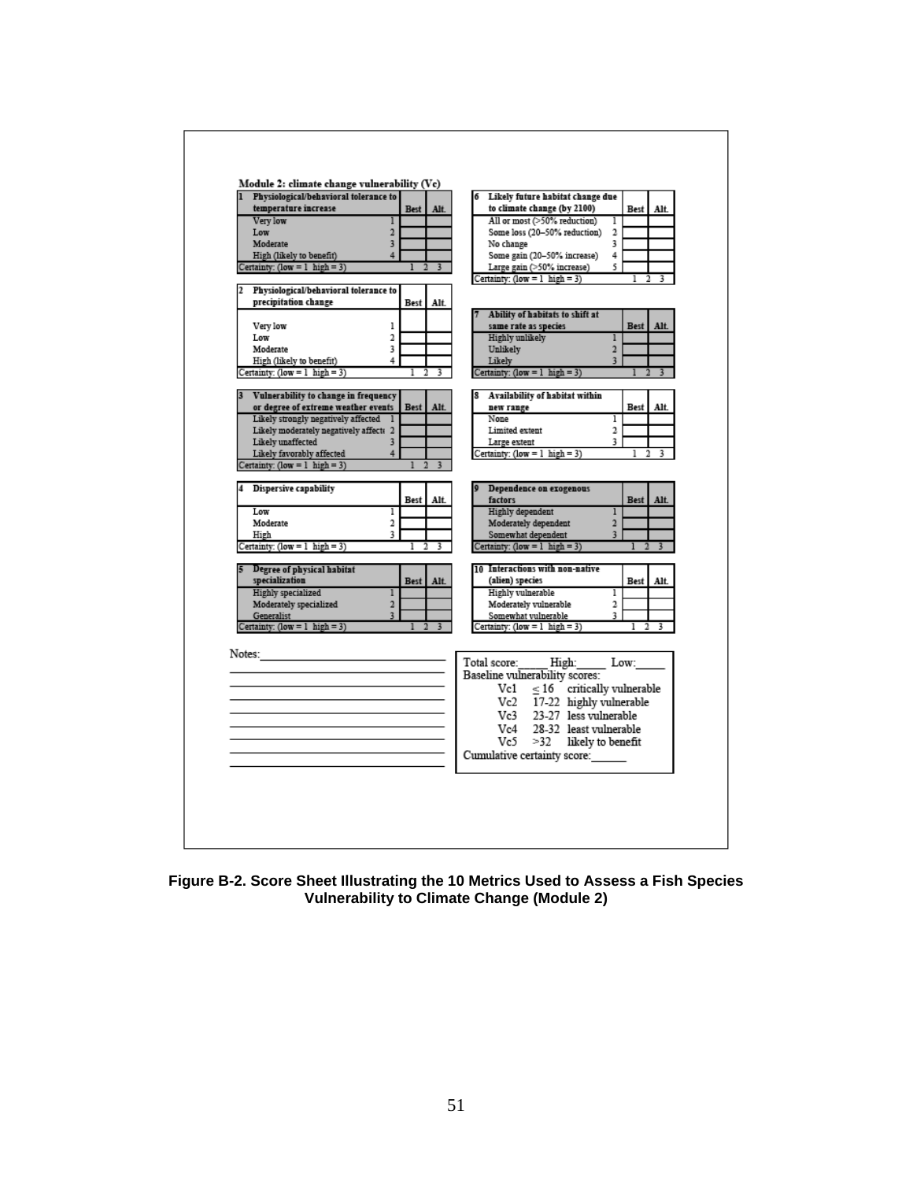## Module 2: climate change vulnerability (Vc)

| 1 Physiological/behavioral tolerance to temperature increase | | Best | Alt. |
|---|---|---|---|
| Very low | 1 | | |
| Low | 2 | | |
| Moderate | 3 | | |
| High (likely to benefit) | 4 | | |
| Certainty: (low = 1 high = 3) | | 1 2 3 | |

| 2 Physiological/behavioral tolerance to precipitation change | | Best | Alt. |
|---|---|---|---|
| Very low | 1 | | |
| Low | 2 | | |
| Moderate | 3 | | |
| High (likely to benefit) | 4 | | |
| Certainty: (low = 1 high = 3) | | 1 2 3 | |

| 3 Vulnerability to change in frequency or degree of extreme weather events | | Best | Alt. |
|---|---|---|---|
| Likely strongly negatively affected | 1 | | |
| Likely moderately negatively affecte | 2 | | |
| Likely unaffected | 3 | | |
| Likely favorably affected | 4 | | |
| Certainty: (low = 1 high = 3) | | 1 2 3 | |

| 4 Dispersive capability | | Best | Alt. |
|---|---|---|---|
| Low | 1 | | |
| Moderate | 2 | | |
| High | 3 | | |
| Certainty: (low = 1 high = 3) | | 1 2 3 | |

| 5 Degree of physical habitat specialization | | Best | Alt. |
|---|---|---|---|
| Highly specialized | 1 | | |
| Moderately specialized | 2 | | |
| Generalist | 3 | | |
| Certainty: (low = 1 high = 3) | | 1 2 3 | |

| 6 Likely future habitat change due to climate change (by 2100) | | Best | Alt. |
|---|---|---|---|
| All or most (>50% reduction) | 1 | | |
| Some loss (20–50% reduction) | 2 | | |
| No change | 3 | | |
| Some gain (20–50% increase) | 4 | | |
| Large gain (>50% increase) | 5 | | |
| Certainty: (low = 1 high = 3) | | 1 2 3 | |

| 7 Ability of habitats to shift at same rate as species | | Best | Alt. |
|---|---|---|---|
| Highly unlikely | 1 | | |
| Unlikely | 2 | | |
| Likely | 3 | | |
| Certainty: (low = 1 high = 3) | | 1 2 3 | |

| 8 Availability of habitat within new range | | Best | Alt. |
|---|---|---|---|
| None | 1 | | |
| Limited extent | 2 | | |
| Large extent | 3 | | |
| Certainty: (low = 1 high = 3) | | 1 2 3 | |

| 9 Dependence on exogenous factors | | Best | Alt. |
|---|---|---|---|
| Highly dependent | 1 | | |
| Moderately dependent | 2 | | |
| Somewhat dependent | 3 | | |
| Certainty: (low = 1 high = 3) | | 1 2 3 | |

| 10 Interactions with non-native (alien) species | | Best | Alt. |
|---|---|---|---|
| Highly vulnerable | 1 | | |
| Moderately vulnerable | 2 | | |
| Somewhat vulnerable | 3 | | |
| Certainty: (low = 1 high = 3) | | 1 2 3 | |

Notes:_______________________________

Total score:_____ High:_____ Low:_____

Baseline vulnerability scores:

| | | |
|---|---|---|
| Vc1 | ≤ 16 | critically vulnerable |
| Vc2 | 17-22 | highly vulnerable |
| Vc3 | 23-27 | less vulnerable |
| Vc4 | 28-32 | least vulnerable |
| Vc5 | >32 | likely to benefit |

Cumulative certainty score:______

**Figure B-2. Score Sheet Illustrating the 10 Metrics Used to Assess a Fish Species Vulnerability to Climate Change (Module 2)**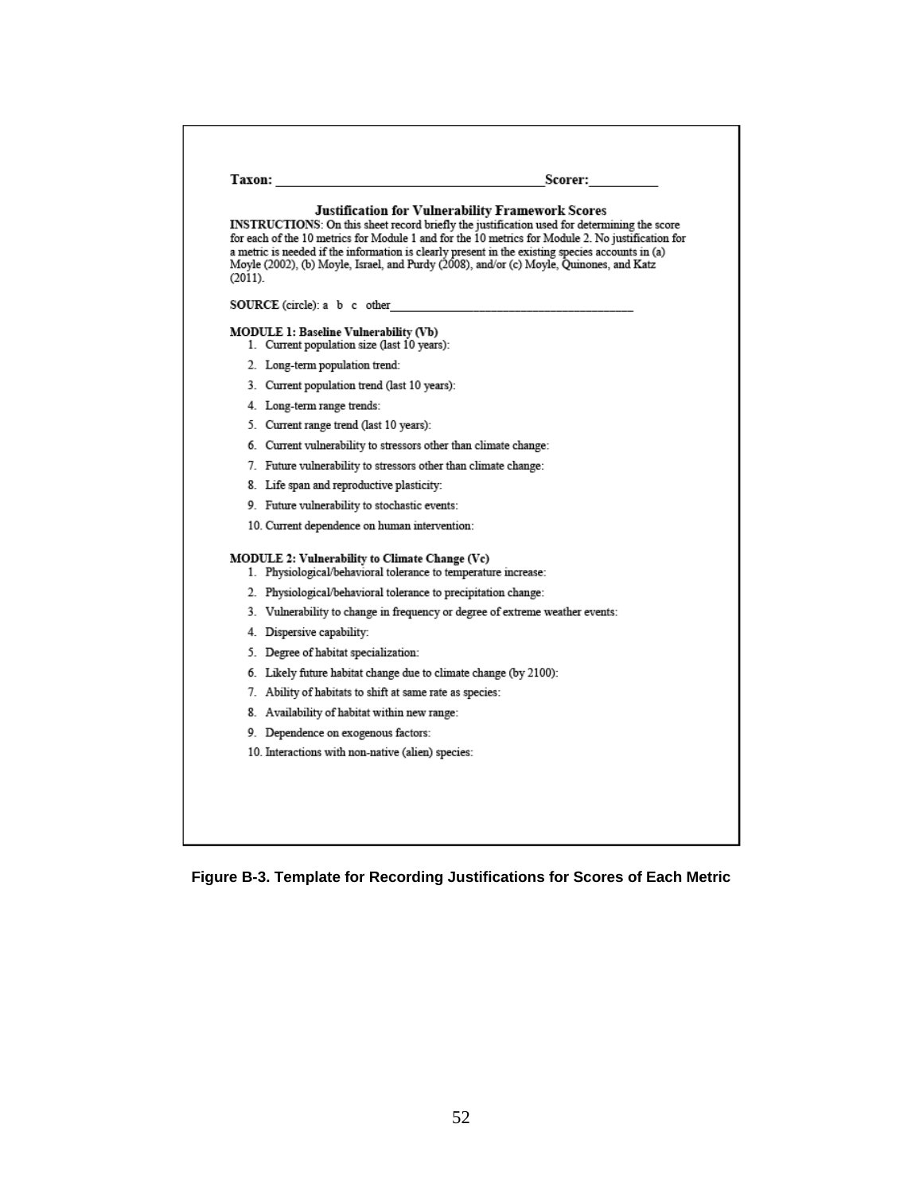**Taxon:** _______________________________________ **Scorer:**__________

## Justification for Vulnerability Framework Scores

**INSTRUCTIONS**: On this sheet record briefly the justification used for determining the score for each of the 10 metrics for Module 1 and for the 10 metrics for Module 2. No justification for a metric is needed if the information is clearly present in the existing species accounts in (a) Moyle (2002), (b) Moyle, Israel, and Purdy (2008), and/or (c) Moyle, Quinones, and Katz (2011).

**SOURCE** (circle): a b c other_________________________________________

### MODULE 1: Baseline Vulnerability (Vb)

1. Current population size (last 10 years):
2. Long-term population trend:
3. Current population trend (last 10 years):
4. Long-term range trends:
5. Current range trend (last 10 years):
6. Current vulnerability to stressors other than climate change:
7. Future vulnerability to stressors other than climate change:
8. Life span and reproductive plasticity:
9. Future vulnerability to stochastic events:
10. Current dependence on human intervention:

### MODULE 2: Vulnerability to Climate Change (Vc)

1. Physiological/behavioral tolerance to temperature increase:
2. Physiological/behavioral tolerance to precipitation change:
3. Vulnerability to change in frequency or degree of extreme weather events:
4. Dispersive capability:
5. Degree of habitat specialization:
6. Likely future habitat change due to climate change (by 2100):
7. Ability of habitats to shift at same rate as species:
8. Availability of habitat within new range:
9. Dependence on exogenous factors:
10. Interactions with non-native (alien) species:

**Figure B-3. Template for Recording Justifications for Scores of Each Metric**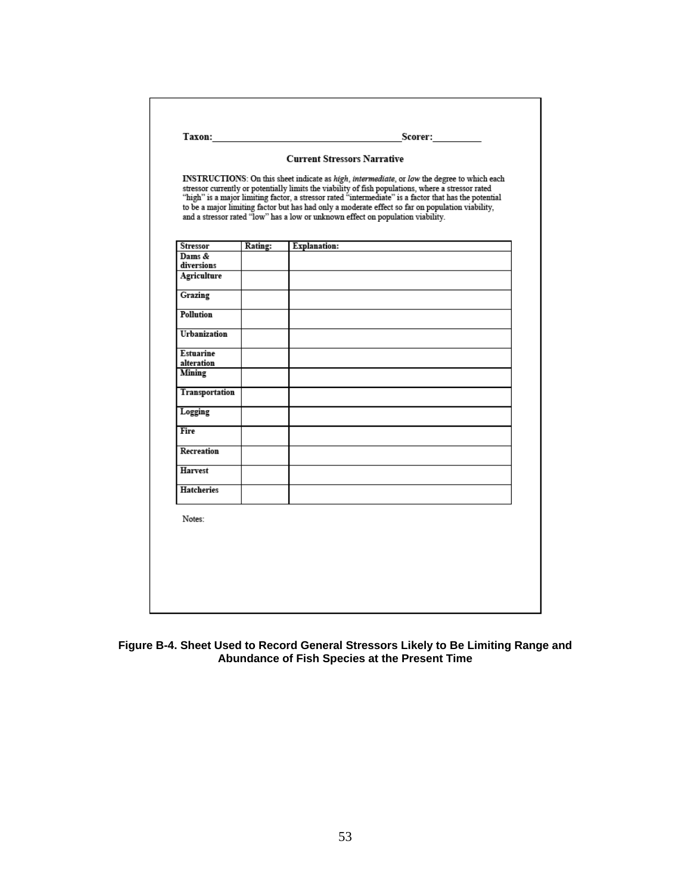Taxon:\_\_\_\_\_\_\_\_\_\_\_\_\_\_\_\_\_\_\_\_\_\_\_\_\_\_\_\_\_\_\_\_\_\_\_\_Scorer:\_\_\_\_\_\_\_\_\_\_

**Current Stressors Narrative**

**INSTRUCTIONS**: On this sheet indicate as *high*, *intermediate*, or *low* the degree to which each stressor currently or potentially limits the viability of fish populations, where a stressor rated "high" is a major limiting factor, a stressor rated "intermediate" is a factor that has the potential to be a major limiting factor but has had only a moderate effect so far on population viability, and a stressor rated "low" has a low or unknown effect on population viability.

| Stressor | Rating: | Explanation: |
|---|---|---|
| Dams & diversions | | |
| Agriculture | | |
| Grazing | | |
| Pollution | | |
| Urbanization | | |
| Estuarine alteration | | |
| Mining | | |
| Transportation | | |
| Logging | | |
| Fire | | |
| Recreation | | |
| Harvest | | |
| Hatcheries | | |

Notes:

**Figure B-4. Sheet Used to Record General Stressors Likely to Be Limiting Range and Abundance of Fish Species at the Present Time**